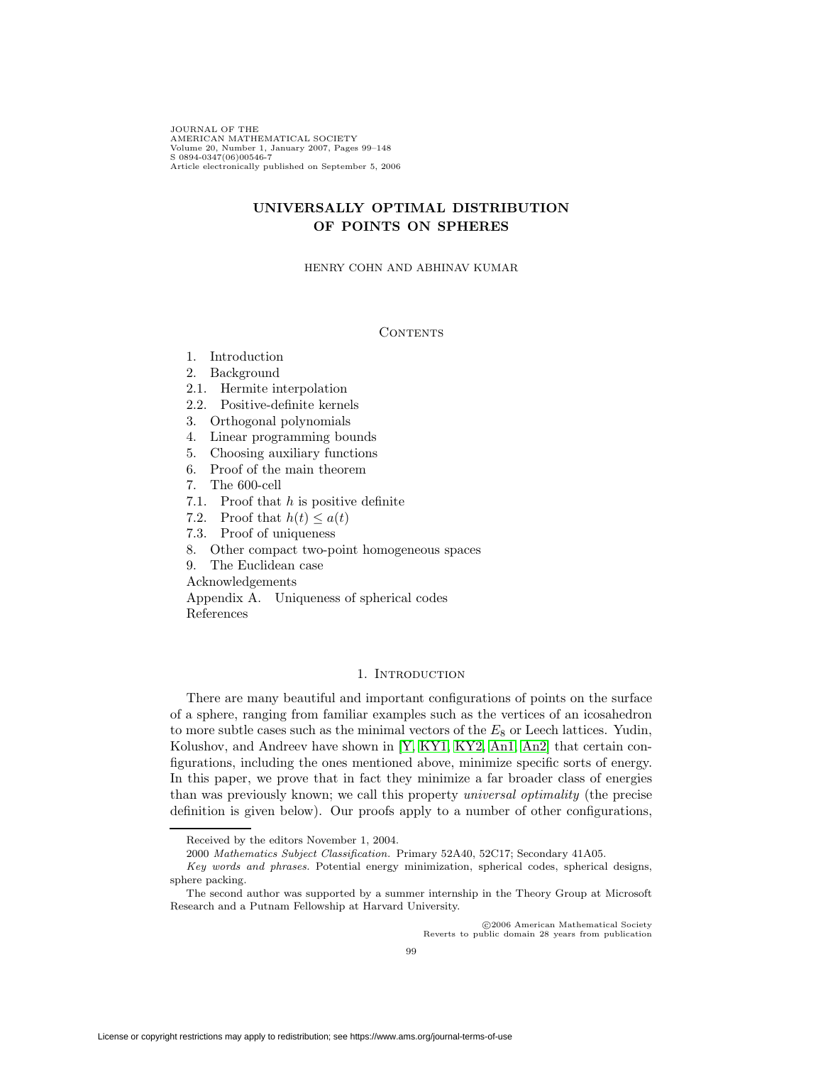JOURNAL OF THE
AMERICAN MATHEMATICAL SOCIETY
Volume 20, Number 1, January 2007, Pages 99–148
S 0894-0347(06)00546-7
Article electronically published on September 5, 2006

# UNIVERSALLY OPTIMAL DISTRIBUTION OF POINTS ON SPHERES

HENRY COHN AND ABHINAV KUMAR

## Contents

1. Introduction
2. Background
2.1. Hermite interpolation
2.2. Positive-definite kernels
3. Orthogonal polynomials
4. Linear programming bounds
5. Choosing auxiliary functions
6. Proof of the main theorem
7. The 600-cell
7.1. Proof that $h$ is positive definite
7.2. Proof that $h(t) \le a(t)$
7.3. Proof of uniqueness
8. Other compact two-point homogeneous spaces
9. The Euclidean case

Acknowledgements

Appendix A. Uniqueness of spherical codes

References

## 1. Introduction

There are many beautiful and important configurations of points on the surface of a sphere, ranging from familiar examples such as the vertices of an icosahedron to more subtle cases such as the minimal vectors of the $E_8$ or Leech lattices. Yudin, Kolushov, and Andreev have shown in [Y, KY1, KY2, An1, An2] that certain configurations, including the ones mentioned above, minimize specific sorts of energy. In this paper, we prove that in fact they minimize a far broader class of energies than was previously known; we call this property *universal optimality* (the precise definition is given below). Our proofs apply to a number of other configurations,

Received by the editors November 1, 2004.

2000 *Mathematics Subject Classification.* Primary 52A40, 52C17; Secondary 41A05.

*Key words and phrases.* Potential energy minimization, spherical codes, spherical designs, sphere packing.

The second author was supported by a summer internship in the Theory Group at Microsoft Research and a Putnam Fellowship at Harvard University.

©2006 American Mathematical Society
Reverts to public domain 28 years from publication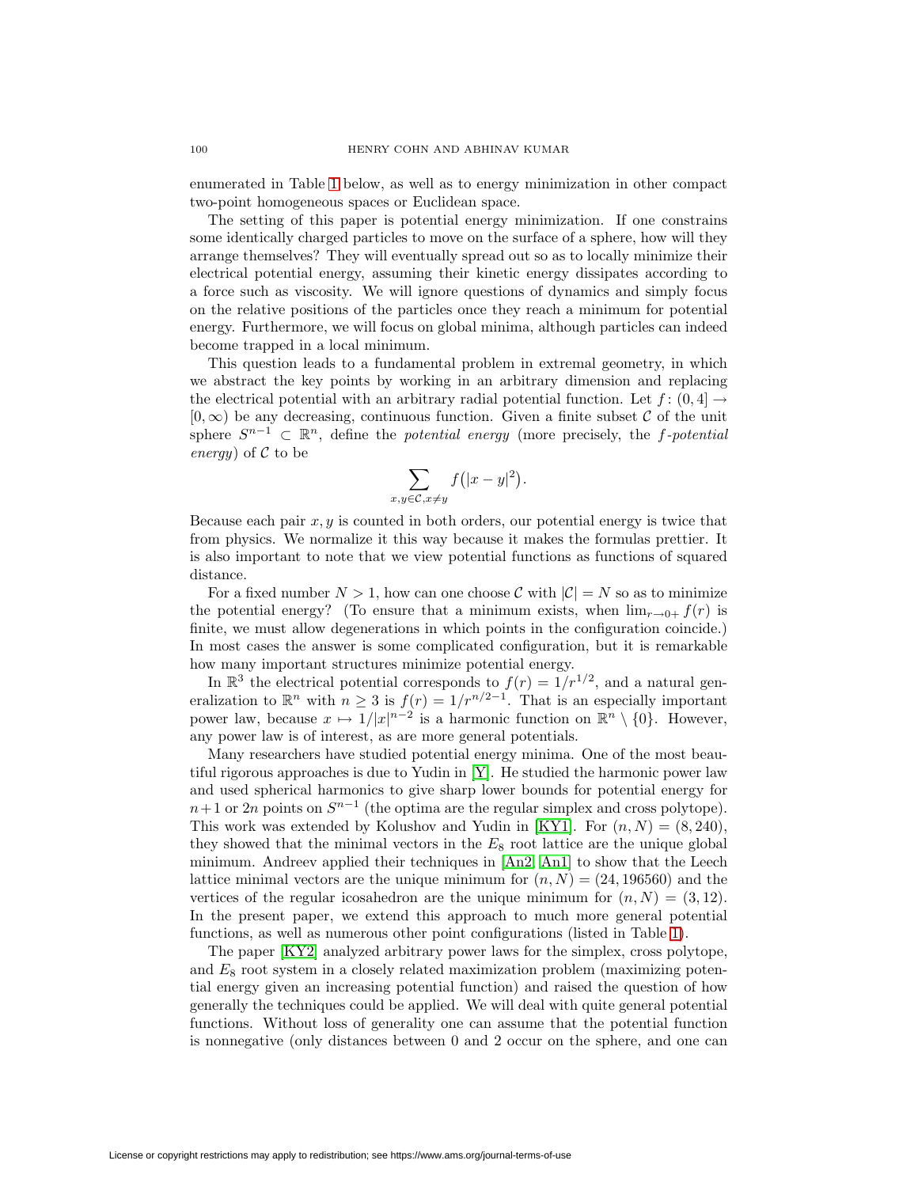enumerated in Table 1 below, as well as to energy minimization in other compact two-point homogeneous spaces or Euclidean space.

The setting of this paper is potential energy minimization. If one constrains some identically charged particles to move on the surface of a sphere, how will they arrange themselves? They will eventually spread out so as to locally minimize their electrical potential energy, assuming their kinetic energy dissipates according to a force such as viscosity. We will ignore questions of dynamics and simply focus on the relative positions of the particles once they reach a minimum for potential energy. Furthermore, we will focus on global minima, although particles can indeed become trapped in a local minimum.

This question leads to a fundamental problem in extremal geometry, in which we abstract the key points by working in an arbitrary dimension and replacing the electrical potential with an arbitrary radial potential function. Let $f\colon (0,4] \to [0,\infty)$ be any decreasing, continuous function. Given a finite subset $\mathcal{C}$ of the unit sphere $S^{n-1} \subset \mathbb{R}^n$, define the *potential energy* (more precisely, the *$f$-potential energy*) of $\mathcal{C}$ to be

$$\sum_{x,y \in \mathcal{C}, x \neq y} f\big(|x-y|^2\big).$$

Because each pair $x, y$ is counted in both orders, our potential energy is twice that from physics. We normalize it this way because it makes the formulas prettier. It is also important to note that we view potential functions as functions of squared distance.

For a fixed number $N > 1$, how can one choose $\mathcal{C}$ with $|\mathcal{C}| = N$ so as to minimize the potential energy? (To ensure that a minimum exists, when $\lim_{r \to 0+} f(r)$ is finite, we must allow degenerations in which points in the configuration coincide.) In most cases the answer is some complicated configuration, but it is remarkable how many important structures minimize potential energy.

In $\mathbb{R}^3$ the electrical potential corresponds to $f(r) = 1/r^{1/2}$, and a natural generalization to $\mathbb{R}^n$ with $n \geq 3$ is $f(r) = 1/r^{n/2-1}$. That is an especially important power law, because $x \mapsto 1/|x|^{n-2}$ is a harmonic function on $\mathbb{R}^n \setminus \{0\}$. However, any power law is of interest, as are more general potentials.

Many researchers have studied potential energy minima. One of the most beautiful rigorous approaches is due to Yudin in [Y]. He studied the harmonic power law and used spherical harmonics to give sharp lower bounds for potential energy for $n+1$ or $2n$ points on $S^{n-1}$ (the optima are the regular simplex and cross polytope). This work was extended by Kolushov and Yudin in [KY1]. For $(n, N) = (8, 240)$, they showed that the minimal vectors in the $E_8$ root lattice are the unique global minimum. Andreev applied their techniques in [An2, An1] to show that the Leech lattice minimal vectors are the unique minimum for $(n, N) = (24, 196560)$ and the vertices of the regular icosahedron are the unique minimum for $(n, N) = (3, 12)$. In the present paper, we extend this approach to much more general potential functions, as well as numerous other point configurations (listed in Table 1).

The paper [KY2] analyzed arbitrary power laws for the simplex, cross polytope, and $E_8$ root system in a closely related maximization problem (maximizing potential energy given an increasing potential function) and raised the question of how generally the techniques could be applied. We will deal with quite general potential functions. Without loss of generality one can assume that the potential function is nonnegative (only distances between 0 and 2 occur on the sphere, and one can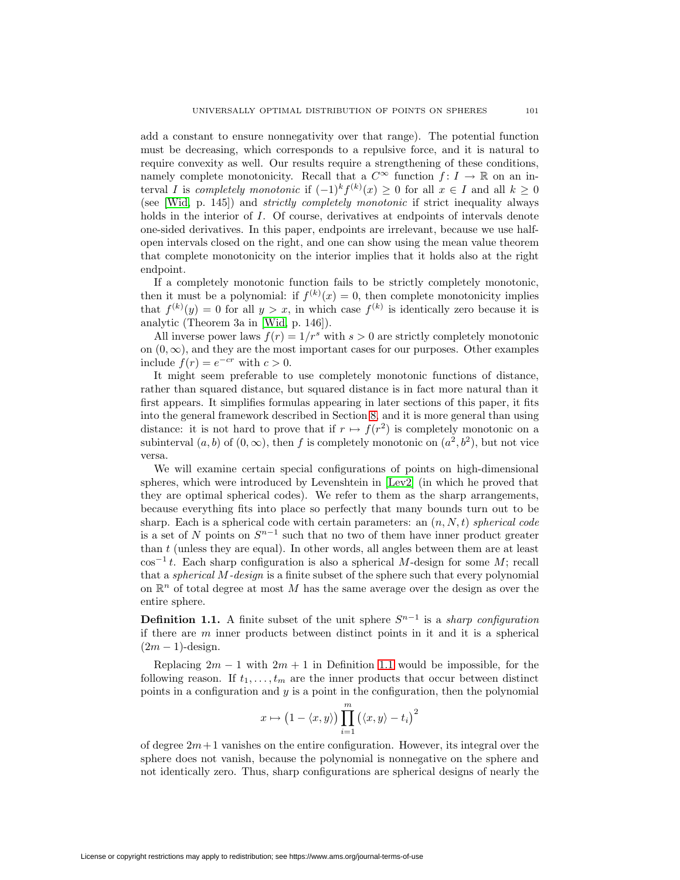add a constant to ensure nonnegativity over that range). The potential function must be decreasing, which corresponds to a repulsive force, and it is natural to require convexity as well. Our results require a strengthening of these conditions, namely complete monotonicity. Recall that a $C^\infty$ function $f\colon I \to \mathbb{R}$ on an interval $I$ is *completely monotonic* if $(-1)^k f^{(k)}(x) \ge 0$ for all $x \in I$ and all $k \ge 0$ (see [Wid, p. 145]) and *strictly completely monotonic* if strict inequality always holds in the interior of $I$. Of course, derivatives at endpoints of intervals denote one-sided derivatives. In this paper, endpoints are irrelevant, because we use half-open intervals closed on the right, and one can show using the mean value theorem that complete monotonicity on the interior implies that it holds also at the right endpoint.

If a completely monotonic function fails to be strictly completely monotonic, then it must be a polynomial: if $f^{(k)}(x) = 0$, then complete monotonicity implies that $f^{(k)}(y) = 0$ for all $y > x$, in which case $f^{(k)}$ is identically zero because it is analytic (Theorem 3a in [Wid, p. 146]).

All inverse power laws $f(r) = 1/r^s$ with $s > 0$ are strictly completely monotonic on $(0, \infty)$, and they are the most important cases for our purposes. Other examples include $f(r) = e^{-cr}$ with $c > 0$.

It might seem preferable to use completely monotonic functions of distance, rather than squared distance, but squared distance is in fact more natural than it first appears. It simplifies formulas appearing in later sections of this paper, it fits into the general framework described in Section 8, and it is more general than using distance: it is not hard to prove that if $r \mapsto f(r^2)$ is completely monotonic on a subinterval $(a, b)$ of $(0, \infty)$, then $f$ is completely monotonic on $(a^2, b^2)$, but not vice versa.

We will examine certain special configurations of points on high-dimensional spheres, which were introduced by Levenshtein in [Lev2] (in which he proved that they are optimal spherical codes). We refer to them as the sharp arrangements, because everything fits into place so perfectly that many bounds turn out to be sharp. Each is a spherical code with certain parameters: an $(n, N, t)$ *spherical code* is a set of $N$ points on $S^{n-1}$ such that no two of them have inner product greater than $t$ (unless they are equal). In other words, all angles between them are at least $\cos^{-1} t$. Each sharp configuration is also a spherical $M$-design for some $M$; recall that a *spherical $M$-design* is a finite subset of the sphere such that every polynomial on $\mathbb{R}^n$ of total degree at most $M$ has the same average over the design as over the entire sphere.

**Definition 1.1.** A finite subset of the unit sphere $S^{n-1}$ is a *sharp configuration* if there are $m$ inner products between distinct points in it and it is a spherical $(2m-1)$-design.

Replacing $2m - 1$ with $2m + 1$ in Definition 1.1 would be impossible, for the following reason. If $t_1, \dots, t_m$ are the inner products that occur between distinct points in a configuration and $y$ is a point in the configuration, then the polynomial

$$x \mapsto \big(1 - \langle x, y\rangle\big) \prod_{i=1}^{m} \big(\langle x, y\rangle - t_i\big)^2$$

of degree $2m+1$ vanishes on the entire configuration. However, its integral over the sphere does not vanish, because the polynomial is nonnegative on the sphere and not identically zero. Thus, sharp configurations are spherical designs of nearly the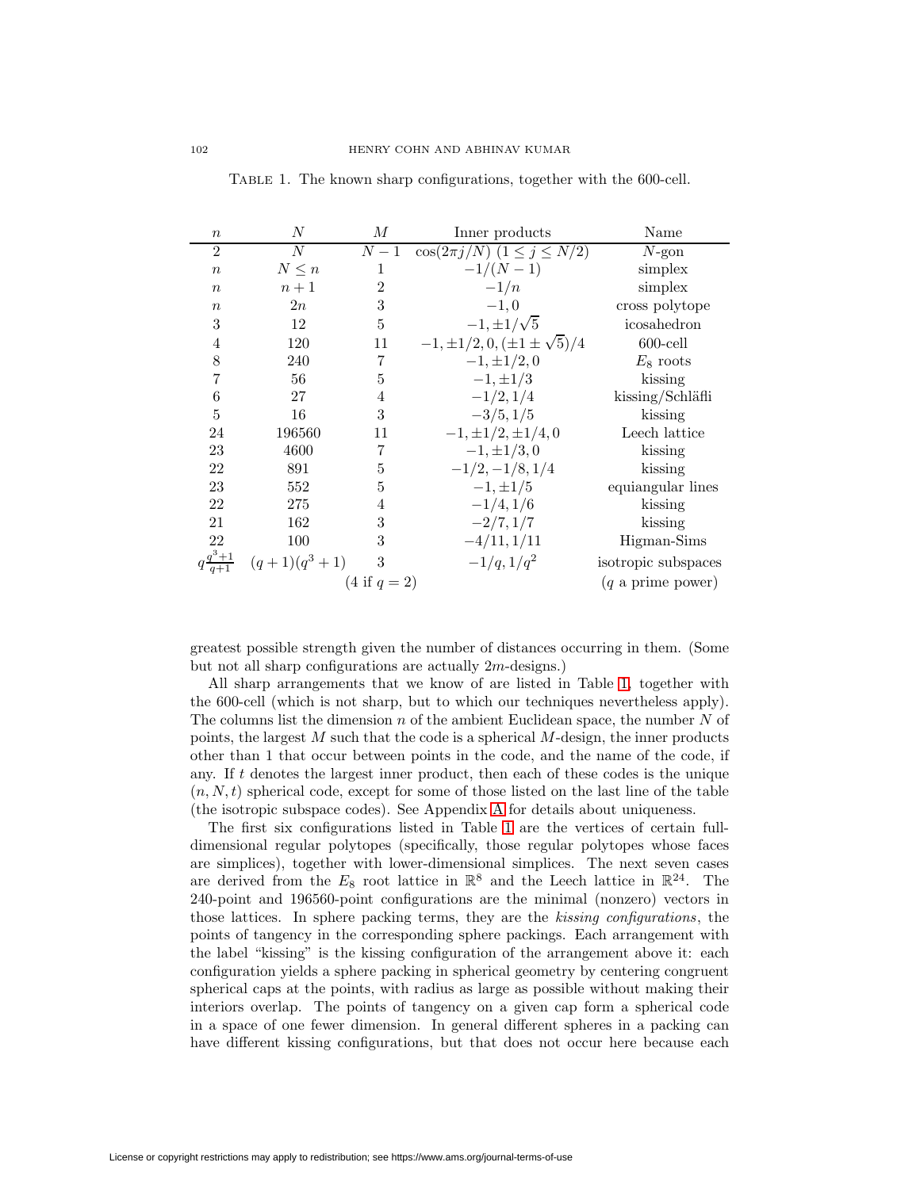Table 1. The known sharp configurations, together with the 600-cell.

| $n$ | $N$ | $M$ | Inner products | Name |
|---|---|---|---|---|
| 2 | $N$ | $N-1$ | $\cos(2\pi j/N)$ $(1 \le j \le N/2)$ | $N$-gon |
| $n$ | $N \le n$ | 1 | $-1/(N-1)$ | simplex |
| $n$ | $n+1$ | 2 | $-1/n$ | simplex |
| $n$ | $2n$ | 3 | $-1, 0$ | cross polytope |
| 3 | 12 | 5 | $-1, \pm 1/\sqrt{5}$ | icosahedron |
| 4 | 120 | 11 | $-1, \pm 1/2, 0, (\pm 1 \pm \sqrt{5})/4$ | 600-cell |
| 8 | 240 | 7 | $-1, \pm 1/2, 0$ | $E_8$ roots |
| 7 | 56 | 5 | $-1, \pm 1/3$ | kissing |
| 6 | 27 | 4 | $-1/2, 1/4$ | kissing/Schläfli |
| 5 | 16 | 3 | $-3/5, 1/5$ | kissing |
| 24 | 196560 | 11 | $-1, \pm 1/2, \pm 1/4, 0$ | Leech lattice |
| 23 | 4600 | 7 | $-1, \pm 1/3, 0$ | kissing |
| 22 | 891 | 5 | $-1/2, -1/8, 1/4$ | kissing |
| 23 | 552 | 5 | $-1, \pm 1/5$ | equiangular lines |
| 22 | 275 | 4 | $-1/4, 1/6$ | kissing |
| 21 | 162 | 3 | $-2/7, 1/7$ | kissing |
| 22 | 100 | 3 | $-4/11, 1/11$ | Higman-Sims |
| $q\frac{q^3+1}{q+1}$ | $(q+1)(q^3+1)$ | 3 (4 if $q=2$) | $-1/q, 1/q^2$ | isotropic subspaces ($q$ a prime power) |

greatest possible strength given the number of distances occurring in them. (Some but not all sharp configurations are actually $2m$-designs.)

All sharp arrangements that we know of are listed in Table 1, together with the 600-cell (which is not sharp, but to which our techniques nevertheless apply). The columns list the dimension $n$ of the ambient Euclidean space, the number $N$ of points, the largest $M$ such that the code is a spherical $M$-design, the inner products other than 1 that occur between points in the code, and the name of the code, if any. If $t$ denotes the largest inner product, then each of these codes is the unique $(n, N, t)$ spherical code, except for some of those listed on the last line of the table (the isotropic subspace codes). See Appendix A for details about uniqueness.

The first six configurations listed in Table 1 are the vertices of certain full-dimensional regular polytopes (specifically, those regular polytopes whose faces are simplices), together with lower-dimensional simplices. The next seven cases are derived from the $E_8$ root lattice in $\mathbb{R}^8$ and the Leech lattice in $\mathbb{R}^{24}$. The 240-point and 196560-point configurations are the minimal (nonzero) vectors in those lattices. In sphere packing terms, they are the *kissing configurations*, the points of tangency in the corresponding sphere packings. Each arrangement with the label "kissing" is the kissing configuration of the arrangement above it: each configuration yields a sphere packing in spherical geometry by centering congruent spherical caps at the points, with radius as large as possible without making their interiors overlap. The points of tangency on a given cap form a spherical code in a space of one fewer dimension. In general different spheres in a packing can have different kissing configurations, but that does not occur here because each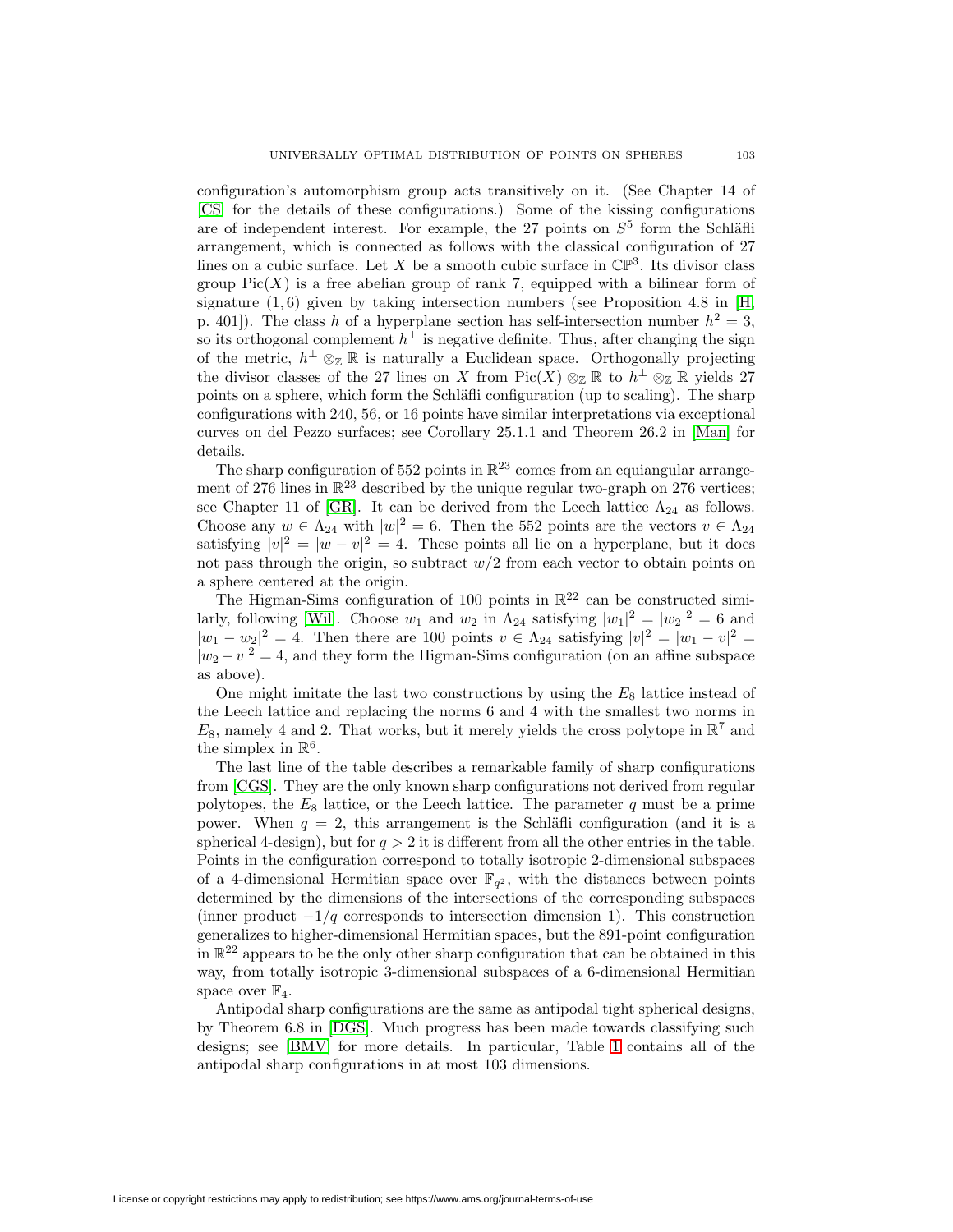configuration's automorphism group acts transitively on it. (See Chapter 14 of [CS] for the details of these configurations.) Some of the kissing configurations are of independent interest. For example, the 27 points on $S^5$ form the Schläfli arrangement, which is connected as follows with the classical configuration of 27 lines on a cubic surface. Let $X$ be a smooth cubic surface in $\mathbb{CP}^3$. Its divisor class group $\mathrm{Pic}(X)$ is a free abelian group of rank 7, equipped with a bilinear form of signature $(1, 6)$ given by taking intersection numbers (see Proposition 4.8 in [H, p. 401]). The class $h$ of a hyperplane section has self-intersection number $h^2 = 3$, so its orthogonal complement $h^\perp$ is negative definite. Thus, after changing the sign of the metric, $h^\perp \otimes_{\mathbb{Z}} \mathbb{R}$ is naturally a Euclidean space. Orthogonally projecting the divisor classes of the 27 lines on $X$ from $\mathrm{Pic}(X) \otimes_{\mathbb{Z}} \mathbb{R}$ to $h^\perp \otimes_{\mathbb{Z}} \mathbb{R}$ yields 27 points on a sphere, which form the Schläfli configuration (up to scaling). The sharp configurations with 240, 56, or 16 points have similar interpretations via exceptional curves on del Pezzo surfaces; see Corollary 25.1.1 and Theorem 26.2 in [Man] for details.

The sharp configuration of 552 points in $\mathbb{R}^{23}$ comes from an equiangular arrangement of 276 lines in $\mathbb{R}^{23}$ described by the unique regular two-graph on 276 vertices; see Chapter 11 of [GR]. It can be derived from the Leech lattice $\Lambda_{24}$ as follows. Choose any $w \in \Lambda_{24}$ with $|w|^2 = 6$. Then the 552 points are the vectors $v \in \Lambda_{24}$ satisfying $|v|^2 = |w - v|^2 = 4$. These points all lie on a hyperplane, but it does not pass through the origin, so subtract $w/2$ from each vector to obtain points on a sphere centered at the origin.

The Higman-Sims configuration of 100 points in $\mathbb{R}^{22}$ can be constructed similarly, following [Wil]. Choose $w_1$ and $w_2$ in $\Lambda_{24}$ satisfying $|w_1|^2 = |w_2|^2 = 6$ and $|w_1 - w_2|^2 = 4$. Then there are 100 points $v \in \Lambda_{24}$ satisfying $|v|^2 = |w_1 - v|^2 = |w_2 - v|^2 = 4$, and they form the Higman-Sims configuration (on an affine subspace as above).

One might imitate the last two constructions by using the $E_8$ lattice instead of the Leech lattice and replacing the norms 6 and 4 with the smallest two norms in $E_8$, namely 4 and 2. That works, but it merely yields the cross polytope in $\mathbb{R}^7$ and the simplex in $\mathbb{R}^6$.

The last line of the table describes a remarkable family of sharp configurations from [CGS]. They are the only known sharp configurations not derived from regular polytopes, the $E_8$ lattice, or the Leech lattice. The parameter $q$ must be a prime power. When $q = 2$, this arrangement is the Schläfli configuration (and it is a spherical 4-design), but for $q > 2$ it is different from all the other entries in the table. Points in the configuration correspond to totally isotropic 2-dimensional subspaces of a 4-dimensional Hermitian space over $\mathbb{F}_{q^2}$, with the distances between points determined by the dimensions of the intersections of the corresponding subspaces (inner product $-1/q$ corresponds to intersection dimension 1). This construction generalizes to higher-dimensional Hermitian spaces, but the 891-point configuration in $\mathbb{R}^{22}$ appears to be the only other sharp configuration that can be obtained in this way, from totally isotropic 3-dimensional subspaces of a 6-dimensional Hermitian space over $\mathbb{F}_4$.

Antipodal sharp configurations are the same as antipodal tight spherical designs, by Theorem 6.8 in [DGS]. Much progress has been made towards classifying such designs; see [BMV] for more details. In particular, Table 1 contains all of the antipodal sharp configurations in at most 103 dimensions.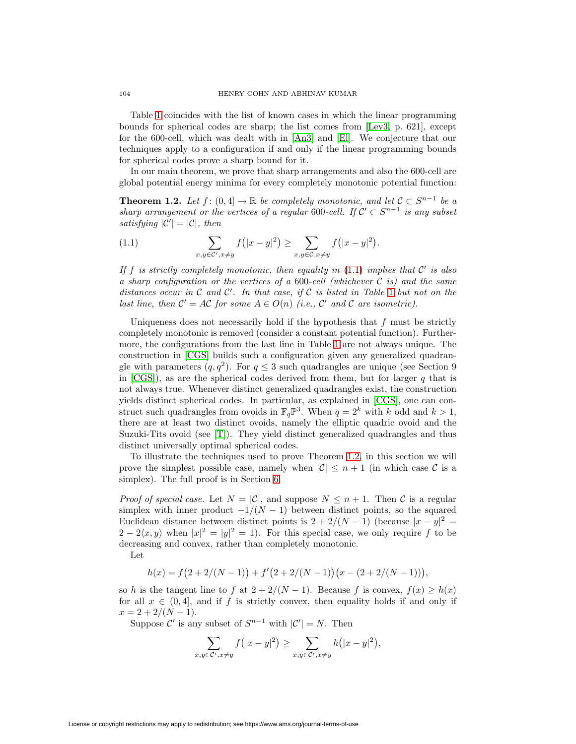Table 1 coincides with the list of known cases in which the linear programming bounds for spherical codes are sharp; the list comes from [Lev3, p. 621], except for the 600-cell, which was dealt with in [An3] and [El]. We conjecture that our techniques apply to a configuration if and only if the linear programming bounds for spherical codes prove a sharp bound for it.

In our main theorem, we prove that sharp arrangements and also the 600-cell are global potential energy minima for every completely monotonic potential function:

**Theorem 1.2.** *Let $f\colon (0,4] \to \mathbb{R}$ be completely monotonic, and let $\mathcal{C} \subset S^{n-1}$ be a sharp arrangement or the vertices of a regular 600-cell. If $\mathcal{C}' \subset S^{n-1}$ is any subset satisfying $|\mathcal{C}'| = |\mathcal{C}|$, then*

$$\sum_{x,y\in\mathcal{C}',x\neq y} f\big(|x-y|^2\big) \geq \sum_{x,y\in\mathcal{C},x\neq y} f\big(|x-y|^2\big). \tag{1.1}$$

*If $f$ is strictly completely monotonic, then equality in (1.1) implies that $\mathcal{C}'$ is also a sharp configuration or the vertices of a 600-cell (whichever $\mathcal{C}$ is) and the same distances occur in $\mathcal{C}$ and $\mathcal{C}'$. In that case, if $\mathcal{C}$ is listed in Table 1 but not on the last line, then $\mathcal{C}' = A\mathcal{C}$ for some $A \in O(n)$ (i.e., $\mathcal{C}'$ and $\mathcal{C}$ are isometric).*

Uniqueness does not necessarily hold if the hypothesis that $f$ must be strictly completely monotonic is removed (consider a constant potential function). Furthermore, the configurations from the last line in Table 1 are not always unique. The construction in [CGS] builds such a configuration given any generalized quadrangle with parameters $(q, q^2)$. For $q \leq 3$ such quadrangles are unique (see Section 9 in [CGS]), as are the spherical codes derived from them, but for larger $q$ that is not always true. Whenever distinct generalized quadrangles exist, the construction yields distinct spherical codes. In particular, as explained in [CGS], one can construct such quadrangles from ovoids in $\mathbb{F}_q\mathbb{P}^3$. When $q = 2^k$ with $k$ odd and $k > 1$, there are at least two distinct ovoids, namely the elliptic quadric ovoid and the Suzuki-Tits ovoid (see [T]). They yield distinct generalized quadrangles and thus distinct universally optimal spherical codes.

To illustrate the techniques used to prove Theorem 1.2, in this section we will prove the simplest possible case, namely when $|\mathcal{C}| \leq n+1$ (in which case $\mathcal{C}$ is a simplex). The full proof is in Section 6.

*Proof of special case.* Let $N = |\mathcal{C}|$, and suppose $N \leq n+1$. Then $\mathcal{C}$ is a regular simplex with inner product $-1/(N-1)$ between distinct points, so the squared Euclidean distance between distinct points is $2 + 2/(N-1)$ (because $|x-y|^2 = 2 - 2\langle x, y\rangle$ when $|x|^2 = |y|^2 = 1$). For this special case, we only require $f$ to be decreasing and convex, rather than completely monotonic.

Let

$$h(x) = f\big(2 + 2/(N-1)\big) + f'\big(2 + 2/(N-1)\big)\big(x - (2 + 2/(N-1))\big),$$

so $h$ is the tangent line to $f$ at $2 + 2/(N-1)$. Because $f$ is convex, $f(x) \geq h(x)$ for all $x \in (0,4]$, and if $f$ is strictly convex, then equality holds if and only if $x = 2 + 2/(N-1)$.

Suppose $\mathcal{C}'$ is any subset of $S^{n-1}$ with $|\mathcal{C}'| = N$. Then

$$\sum_{x,y\in\mathcal{C}',x\neq y} f\big(|x-y|^2\big) \geq \sum_{x,y\in\mathcal{C}',x\neq y} h\big(|x-y|^2\big),$$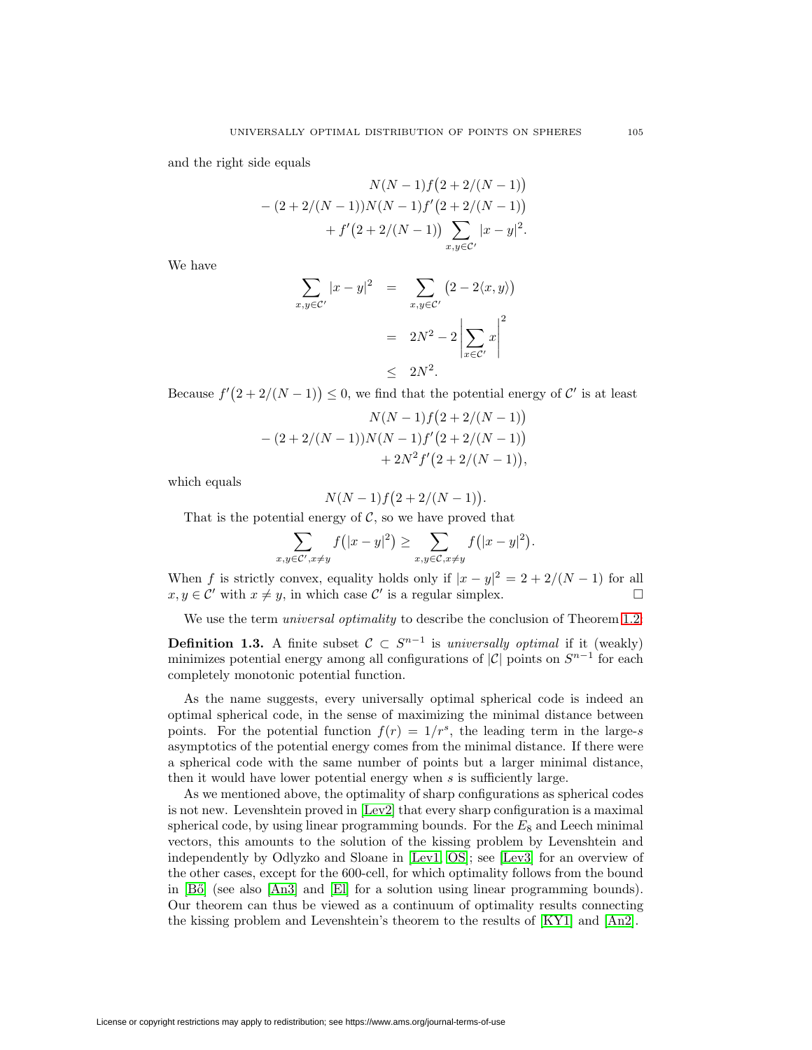and the right side equals

$$\begin{aligned} &N(N-1)f\big(2+2/(N-1)\big)\\ &-(2+2/(N-1))N(N-1)f'\big(2+2/(N-1)\big)\\ &+f'\big(2+2/(N-1)\big)\sum_{x,y\in\mathcal{C}'}|x-y|^2. \end{aligned}$$

We have

$$\begin{aligned} \sum_{x,y\in\mathcal{C}'}|x-y|^2 &= \sum_{x,y\in\mathcal{C}'}\big(2-2\langle x,y\rangle\big)\\ &= 2N^2-2\left|\sum_{x\in\mathcal{C}'}x\right|^2\\ &\le 2N^2. \end{aligned}$$

Because $f'\big(2+2/(N-1)\big)\le 0$, we find that the potential energy of $\mathcal{C}'$ is at least

$$\begin{aligned} &N(N-1)f\big(2+2/(N-1)\big)\\ &-(2+2/(N-1))N(N-1)f'\big(2+2/(N-1)\big)\\ &+2N^2f'\big(2+2/(N-1)\big), \end{aligned}$$

which equals

$$N(N-1)f\big(2+2/(N-1)\big).$$

That is the potential energy of $\mathcal{C}$, so we have proved that

$$\sum_{x,y\in\mathcal{C}',x\neq y}f\big(|x-y|^2\big)\ge\sum_{x,y\in\mathcal{C},x\neq y}f\big(|x-y|^2\big).$$

When $f$ is strictly convex, equality holds only if $|x-y|^2=2+2/(N-1)$ for all $x,y\in\mathcal{C}'$ with $x\neq y$, in which case $\mathcal{C}'$ is a regular simplex. □

We use the term *universal optimality* to describe the conclusion of Theorem 1.2.

**Definition 1.3.** A finite subset $\mathcal{C}\subset S^{n-1}$ is *universally optimal* if it (weakly) minimizes potential energy among all configurations of $|\mathcal{C}|$ points on $S^{n-1}$ for each completely monotonic potential function.

As the name suggests, every universally optimal spherical code is indeed an optimal spherical code, in the sense of maximizing the minimal distance between points. For the potential function $f(r)=1/r^s$, the leading term in the large-$s$ asymptotics of the potential energy comes from the minimal distance. If there were a spherical code with the same number of points but a larger minimal distance, then it would have lower potential energy when $s$ is sufficiently large.

As we mentioned above, the optimality of sharp configurations as spherical codes is not new. Levenshtein proved in [Lev2] that every sharp configuration is a maximal spherical code, by using linear programming bounds. For the $E_8$ and Leech minimal vectors, this amounts to the solution of the kissing problem by Levenshtein and independently by Odlyzko and Sloane in [Lev1, OS]; see [Lev3] for an overview of the other cases, except for the 600-cell, for which optimality follows from the bound in [Bő] (see also [An3] and [El] for a solution using linear programming bounds). Our theorem can thus be viewed as a continuum of optimality results connecting the kissing problem and Levenshtein's theorem to the results of [KY1] and [An2].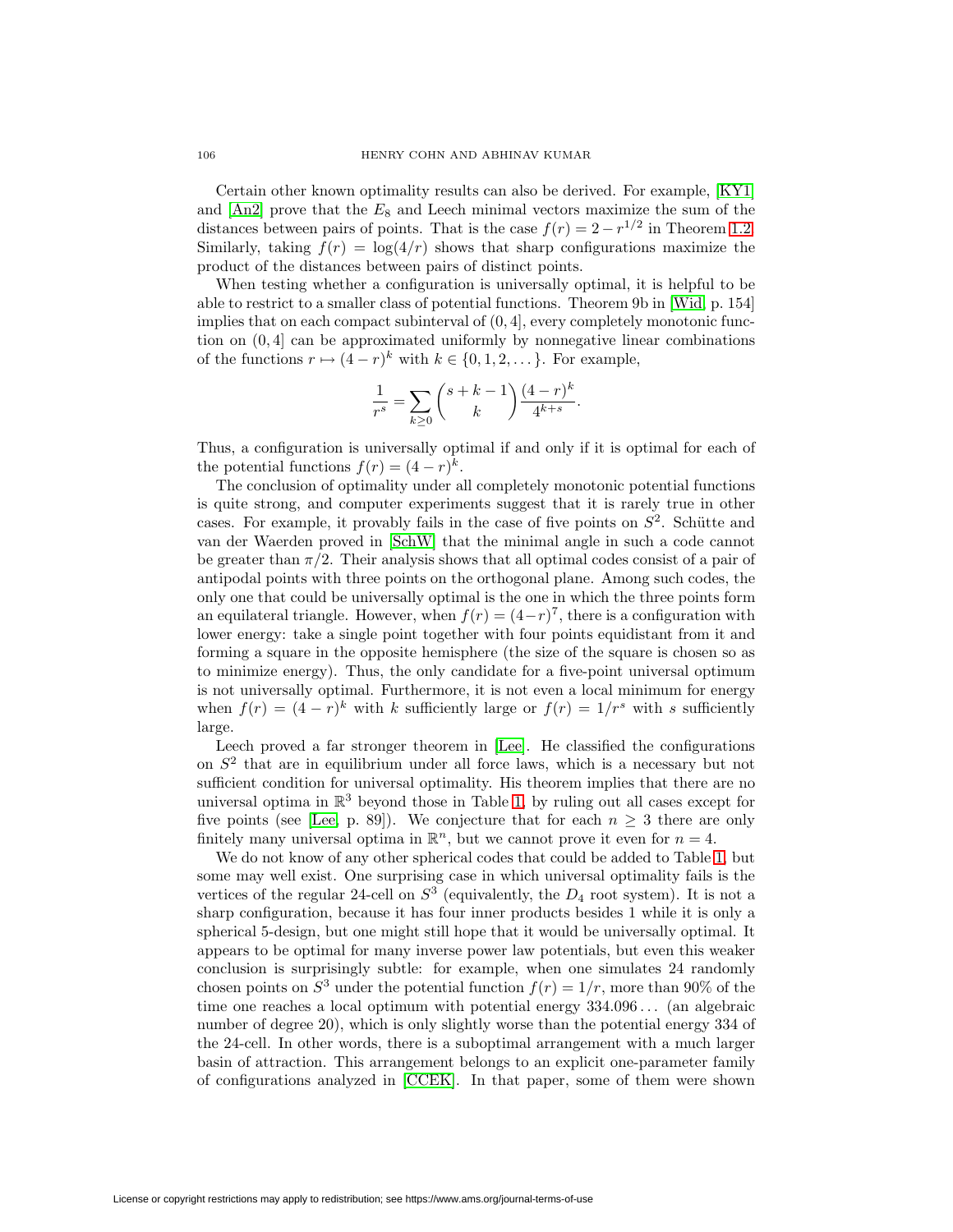Certain other known optimality results can also be derived. For example, [KY1] and [An2] prove that the $E_8$ and Leech minimal vectors maximize the sum of the distances between pairs of points. That is the case $f(r) = 2 - r^{1/2}$ in Theorem 1.2. Similarly, taking $f(r) = \log(4/r)$ shows that sharp configurations maximize the product of the distances between pairs of distinct points.

When testing whether a configuration is universally optimal, it is helpful to be able to restrict to a smaller class of potential functions. Theorem 9b in [Wid, p. 154] implies that on each compact subinterval of $(0, 4]$, every completely monotonic function on $(0, 4]$ can be approximated uniformly by nonnegative linear combinations of the functions $r \mapsto (4 - r)^k$ with $k \in \{0, 1, 2, \dots\}$. For example,

$$\frac{1}{r^s} = \sum_{k \geq 0} \binom{s+k-1}{k} \frac{(4-r)^k}{4^{k+s}}.$$

Thus, a configuration is universally optimal if and only if it is optimal for each of the potential functions $f(r) = (4 - r)^k$.

The conclusion of optimality under all completely monotonic potential functions is quite strong, and computer experiments suggest that it is rarely true in other cases. For example, it provably fails in the case of five points on $S^2$. Schütte and van der Waerden proved in [SchW] that the minimal angle in such a code cannot be greater than $\pi/2$. Their analysis shows that all optimal codes consist of a pair of antipodal points with three points on the orthogonal plane. Among such codes, the only one that could be universally optimal is the one in which the three points form an equilateral triangle. However, when $f(r) = (4-r)^7$, there is a configuration with lower energy: take a single point together with four points equidistant from it and forming a square in the opposite hemisphere (the size of the square is chosen so as to minimize energy). Thus, the only candidate for a five-point universal optimum is not universally optimal. Furthermore, it is not even a local minimum for energy when $f(r) = (4 - r)^k$ with $k$ sufficiently large or $f(r) = 1/r^s$ with $s$ sufficiently large.

Leech proved a far stronger theorem in [Lee]. He classified the configurations on $S^2$ that are in equilibrium under all force laws, which is a necessary but not sufficient condition for universal optimality. His theorem implies that there are no universal optima in $\mathbb{R}^3$ beyond those in Table 1, by ruling out all cases except for five points (see [Lee, p. 89]). We conjecture that for each $n \geq 3$ there are only finitely many universal optima in $\mathbb{R}^n$, but we cannot prove it even for $n = 4$.

We do not know of any other spherical codes that could be added to Table 1, but some may well exist. One surprising case in which universal optimality fails is the vertices of the regular 24-cell on $S^3$ (equivalently, the $D_4$ root system). It is not a sharp configuration, because it has four inner products besides 1 while it is only a spherical 5-design, but one might still hope that it would be universally optimal. It appears to be optimal for many inverse power law potentials, but even this weaker conclusion is surprisingly subtle: for example, when one simulates 24 randomly chosen points on $S^3$ under the potential function $f(r) = 1/r$, more than 90% of the time one reaches a local optimum with potential energy $334.096\dots$ (an algebraic number of degree 20), which is only slightly worse than the potential energy 334 of the 24-cell. In other words, there is a suboptimal arrangement with a much larger basin of attraction. This arrangement belongs to an explicit one-parameter family of configurations analyzed in [CCEK]. In that paper, some of them were shown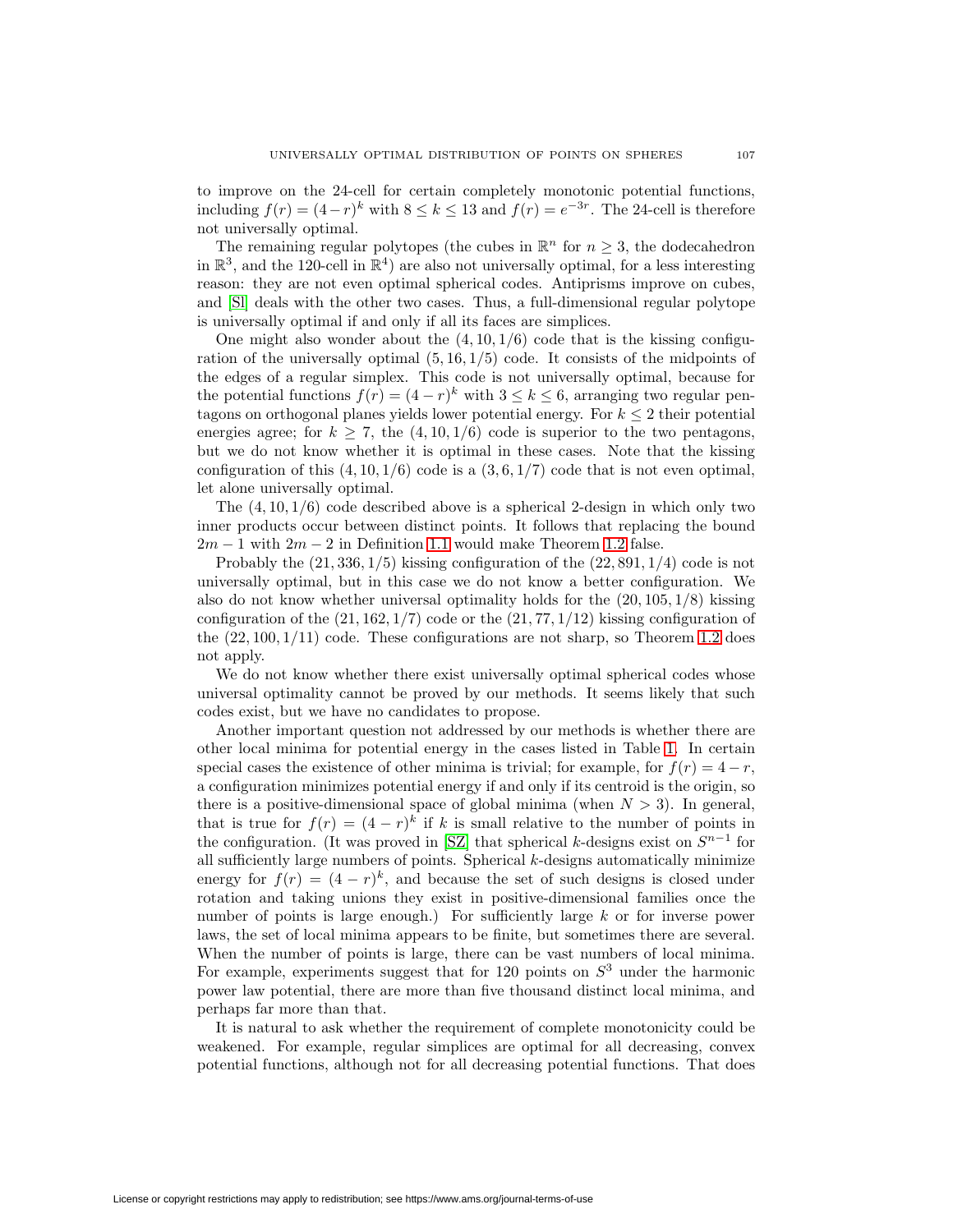to improve on the 24-cell for certain completely monotonic potential functions, including $f(r) = (4-r)^k$ with $8 \le k \le 13$ and $f(r) = e^{-3r}$. The 24-cell is therefore not universally optimal.

The remaining regular polytopes (the cubes in $\mathbb{R}^n$ for $n \ge 3$, the dodecahedron in $\mathbb{R}^3$, and the 120-cell in $\mathbb{R}^4$) are also not universally optimal, for a less interesting reason: they are not even optimal spherical codes. Antiprisms improve on cubes, and [Sl] deals with the other two cases. Thus, a full-dimensional regular polytope is universally optimal if and only if all its faces are simplices.

One might also wonder about the $(4, 10, 1/6)$ code that is the kissing configuration of the universally optimal $(5, 16, 1/5)$ code. It consists of the midpoints of the edges of a regular simplex. This code is not universally optimal, because for the potential functions $f(r) = (4-r)^k$ with $3 \le k \le 6$, arranging two regular pentagons on orthogonal planes yields lower potential energy. For $k \le 2$ their potential energies agree; for $k \ge 7$, the $(4, 10, 1/6)$ code is superior to the two pentagons, but we do not know whether it is optimal in these cases. Note that the kissing configuration of this $(4, 10, 1/6)$ code is a $(3, 6, 1/7)$ code that is not even optimal, let alone universally optimal.

The $(4, 10, 1/6)$ code described above is a spherical 2-design in which only two inner products occur between distinct points. It follows that replacing the bound $2m-1$ with $2m-2$ in Definition 1.1 would make Theorem 1.2 false.

Probably the $(21, 336, 1/5)$ kissing configuration of the $(22, 891, 1/4)$ code is not universally optimal, but in this case we do not know a better configuration. We also do not know whether universal optimality holds for the $(20, 105, 1/8)$ kissing configuration of the $(21, 162, 1/7)$ code or the $(21, 77, 1/12)$ kissing configuration of the $(22, 100, 1/11)$ code. These configurations are not sharp, so Theorem 1.2 does not apply.

We do not know whether there exist universally optimal spherical codes whose universal optimality cannot be proved by our methods. It seems likely that such codes exist, but we have no candidates to propose.

Another important question not addressed by our methods is whether there are other local minima for potential energy in the cases listed in Table 1. In certain special cases the existence of other minima is trivial; for example, for $f(r) = 4 - r$, a configuration minimizes potential energy if and only if its centroid is the origin, so there is a positive-dimensional space of global minima (when $N > 3$). In general, that is true for $f(r) = (4-r)^k$ if $k$ is small relative to the number of points in the configuration. (It was proved in [SZ] that spherical $k$-designs exist on $S^{n-1}$ for all sufficiently large numbers of points. Spherical $k$-designs automatically minimize energy for $f(r) = (4-r)^k$, and because the set of such designs is closed under rotation and taking unions they exist in positive-dimensional families once the number of points is large enough.) For sufficiently large $k$ or for inverse power laws, the set of local minima appears to be finite, but sometimes there are several. When the number of points is large, there can be vast numbers of local minima. For example, experiments suggest that for 120 points on $S^3$ under the harmonic power law potential, there are more than five thousand distinct local minima, and perhaps far more than that.

It is natural to ask whether the requirement of complete monotonicity could be weakened. For example, regular simplices are optimal for all decreasing, convex potential functions, although not for all decreasing potential functions. That does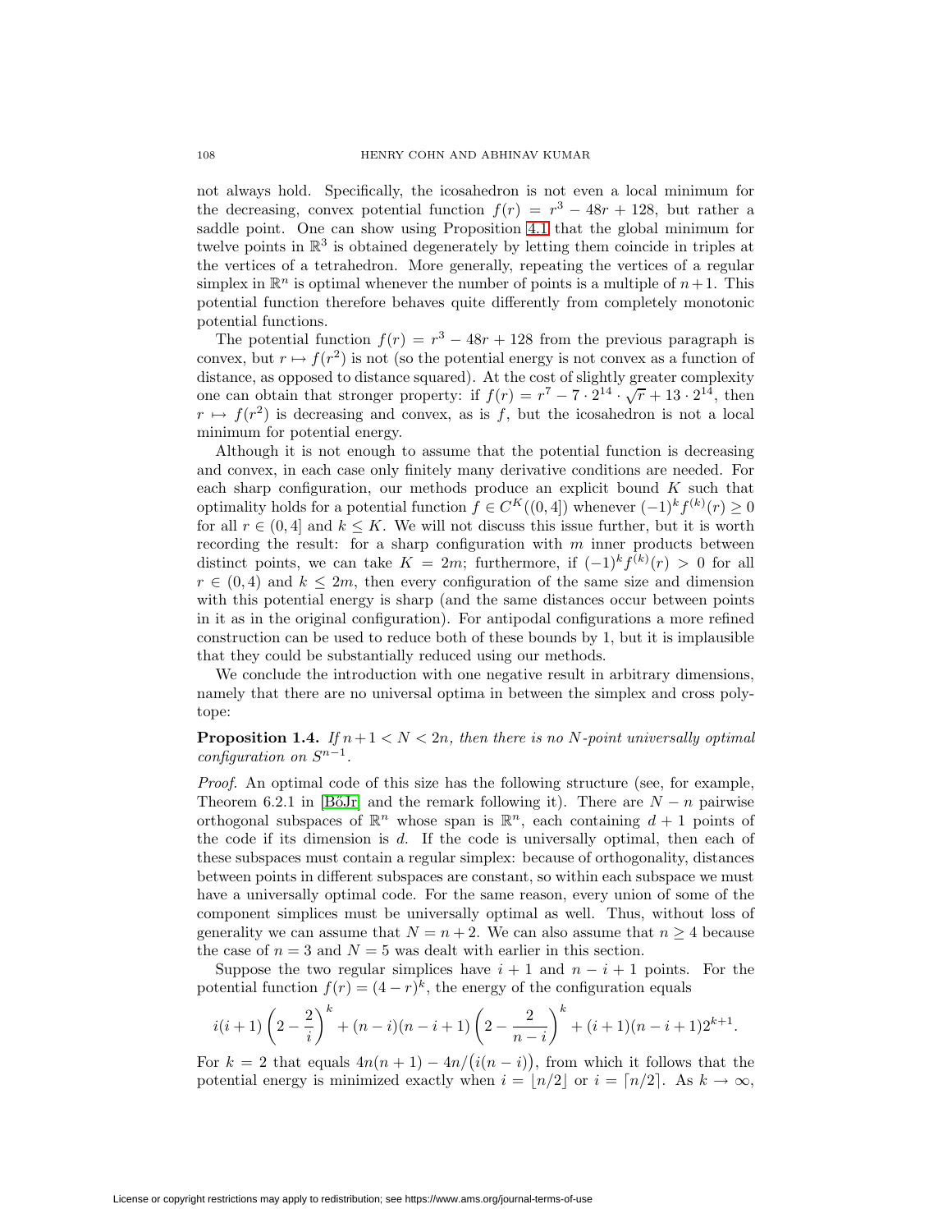not always hold. Specifically, the icosahedron is not even a local minimum for the decreasing, convex potential function $f(r) = r^3 - 48r + 128$, but rather a saddle point. One can show using Proposition 4.1 that the global minimum for twelve points in $\mathbb{R}^3$ is obtained degenerately by letting them coincide in triples at the vertices of a tetrahedron. More generally, repeating the vertices of a regular simplex in $\mathbb{R}^n$ is optimal whenever the number of points is a multiple of $n+1$. This potential function therefore behaves quite differently from completely monotonic potential functions.

The potential function $f(r) = r^3 - 48r + 128$ from the previous paragraph is convex, but $r \mapsto f(r^2)$ is not (so the potential energy is not convex as a function of distance, as opposed to distance squared). At the cost of slightly greater complexity one can obtain that stronger property: if $f(r) = r^7 - 7 \cdot 2^{14} \cdot \sqrt{r} + 13 \cdot 2^{14}$, then $r \mapsto f(r^2)$ is decreasing and convex, as is $f$, but the icosahedron is not a local minimum for potential energy.

Although it is not enough to assume that the potential function is decreasing and convex, in each case only finitely many derivative conditions are needed. For each sharp configuration, our methods produce an explicit bound $K$ such that optimality holds for a potential function $f \in C^K((0,4])$ whenever $(-1)^k f^{(k)}(r) \geq 0$ for all $r \in (0,4]$ and $k \leq K$. We will not discuss this issue further, but it is worth recording the result: for a sharp configuration with $m$ inner products between distinct points, we can take $K = 2m$; furthermore, if $(-1)^k f^{(k)}(r) > 0$ for all $r \in (0,4)$ and $k \leq 2m$, then every configuration of the same size and dimension with this potential energy is sharp (and the same distances occur between points in it as in the original configuration). For antipodal configurations a more refined construction can be used to reduce both of these bounds by 1, but it is implausible that they could be substantially reduced using our methods.

We conclude the introduction with one negative result in arbitrary dimensions, namely that there are no universal optima in between the simplex and cross polytope:

**Proposition 1.4.** *If $n+1 < N < 2n$, then there is no $N$-point universally optimal configuration on $S^{n-1}$.*

*Proof.* An optimal code of this size has the following structure (see, for example, Theorem 6.2.1 in [BöJr] and the remark following it). There are $N - n$ pairwise orthogonal subspaces of $\mathbb{R}^n$ whose span is $\mathbb{R}^n$, each containing $d+1$ points of the code if its dimension is $d$. If the code is universally optimal, then each of these subspaces must contain a regular simplex: because of orthogonality, distances between points in different subspaces are constant, so within each subspace we must have a universally optimal code. For the same reason, every union of some of the component simplices must be universally optimal as well. Thus, without loss of generality we can assume that $N = n+2$. We can also assume that $n \geq 4$ because the case of $n = 3$ and $N = 5$ was dealt with earlier in this section.

Suppose the two regular simplices have $i+1$ and $n-i+1$ points. For the potential function $f(r) = (4-r)^k$, the energy of the configuration equals

$$i(i+1)\left(2 - \frac{2}{i}\right)^k + (n-i)(n-i+1)\left(2 - \frac{2}{n-i}\right)^k + (i+1)(n-i+1)2^{k+1}.$$

For $k = 2$ that equals $4n(n+1) - 4n/\big(i(n-i)\big)$, from which it follows that the potential energy is minimized exactly when $i = \lfloor n/2 \rfloor$ or $i = \lceil n/2 \rceil$. As $k \to \infty$,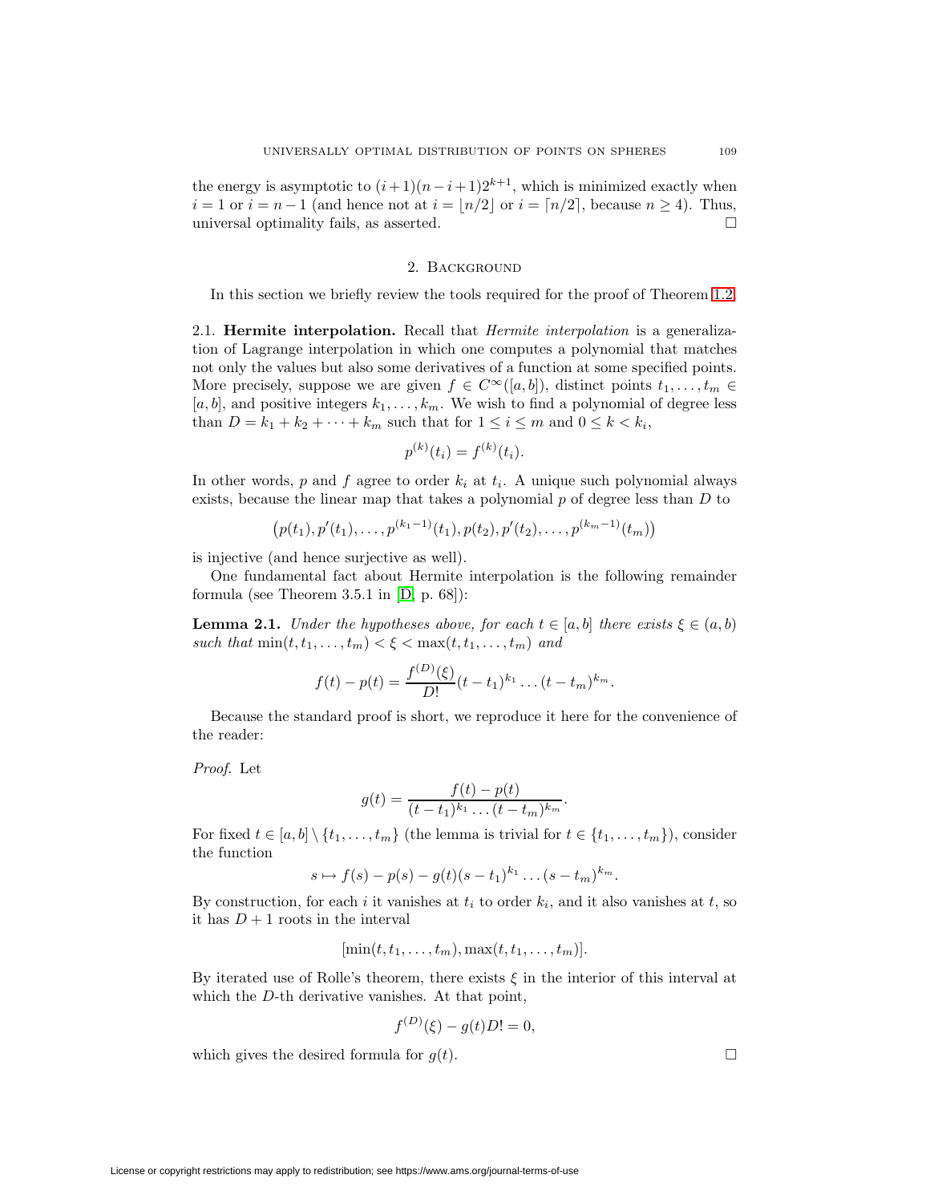the energy is asymptotic to $(i+1)(n-i+1)2^{k+1}$, which is minimized exactly when $i = 1$ or $i = n-1$ (and hence not at $i = \lfloor n/2 \rfloor$ or $i = \lceil n/2 \rceil$, because $n \geq 4$). Thus, universal optimality fails, as asserted. $\square$

## 2. Background

In this section we briefly review the tools required for the proof of Theorem 1.2.

2.1. **Hermite interpolation.** Recall that *Hermite interpolation* is a generalization of Lagrange interpolation in which one computes a polynomial that matches not only the values but also some derivatives of a function at some specified points. More precisely, suppose we are given $f \in C^\infty([a,b])$, distinct points $t_1, \dots, t_m \in [a,b]$, and positive integers $k_1, \dots, k_m$. We wish to find a polynomial of degree less than $D = k_1 + k_2 + \dots + k_m$ such that for $1 \leq i \leq m$ and $0 \leq k < k_i$,

$$p^{(k)}(t_i) = f^{(k)}(t_i).$$

In other words, $p$ and $f$ agree to order $k_i$ at $t_i$. A unique such polynomial always exists, because the linear map that takes a polynomial $p$ of degree less than $D$ to

$$\left(p(t_1), p'(t_1), \dots, p^{(k_1-1)}(t_1), p(t_2), p'(t_2), \dots, p^{(k_m-1)}(t_m)\right)$$

is injective (and hence surjective as well).

One fundamental fact about Hermite interpolation is the following remainder formula (see Theorem 3.5.1 in [D, p. 68]):

**Lemma 2.1.** *Under the hypotheses above, for each $t \in [a,b]$ there exists $\xi \in (a,b)$ such that $\min(t, t_1, \dots, t_m) < \xi < \max(t, t_1, \dots, t_m)$ and*

$$f(t) - p(t) = \frac{f^{(D)}(\xi)}{D!}(t-t_1)^{k_1} \dots (t-t_m)^{k_m}.$$

Because the standard proof is short, we reproduce it here for the convenience of the reader:

*Proof.* Let

$$g(t) = \frac{f(t) - p(t)}{(t-t_1)^{k_1} \dots (t-t_m)^{k_m}}.$$

For fixed $t \in [a,b] \setminus \{t_1, \dots, t_m\}$ (the lemma is trivial for $t \in \{t_1, \dots, t_m\}$), consider the function

$$s \mapsto f(s) - p(s) - g(t)(s-t_1)^{k_1} \dots (s-t_m)^{k_m}.$$

By construction, for each $i$ it vanishes at $t_i$ to order $k_i$, and it also vanishes at $t$, so it has $D+1$ roots in the interval

$$[\min(t, t_1, \dots, t_m), \max(t, t_1, \dots, t_m)].$$

By iterated use of Rolle's theorem, there exists $\xi$ in the interior of this interval at which the $D$-th derivative vanishes. At that point,

$$f^{(D)}(\xi) - g(t)D! = 0,$$

which gives the desired formula for $g(t)$. $\square$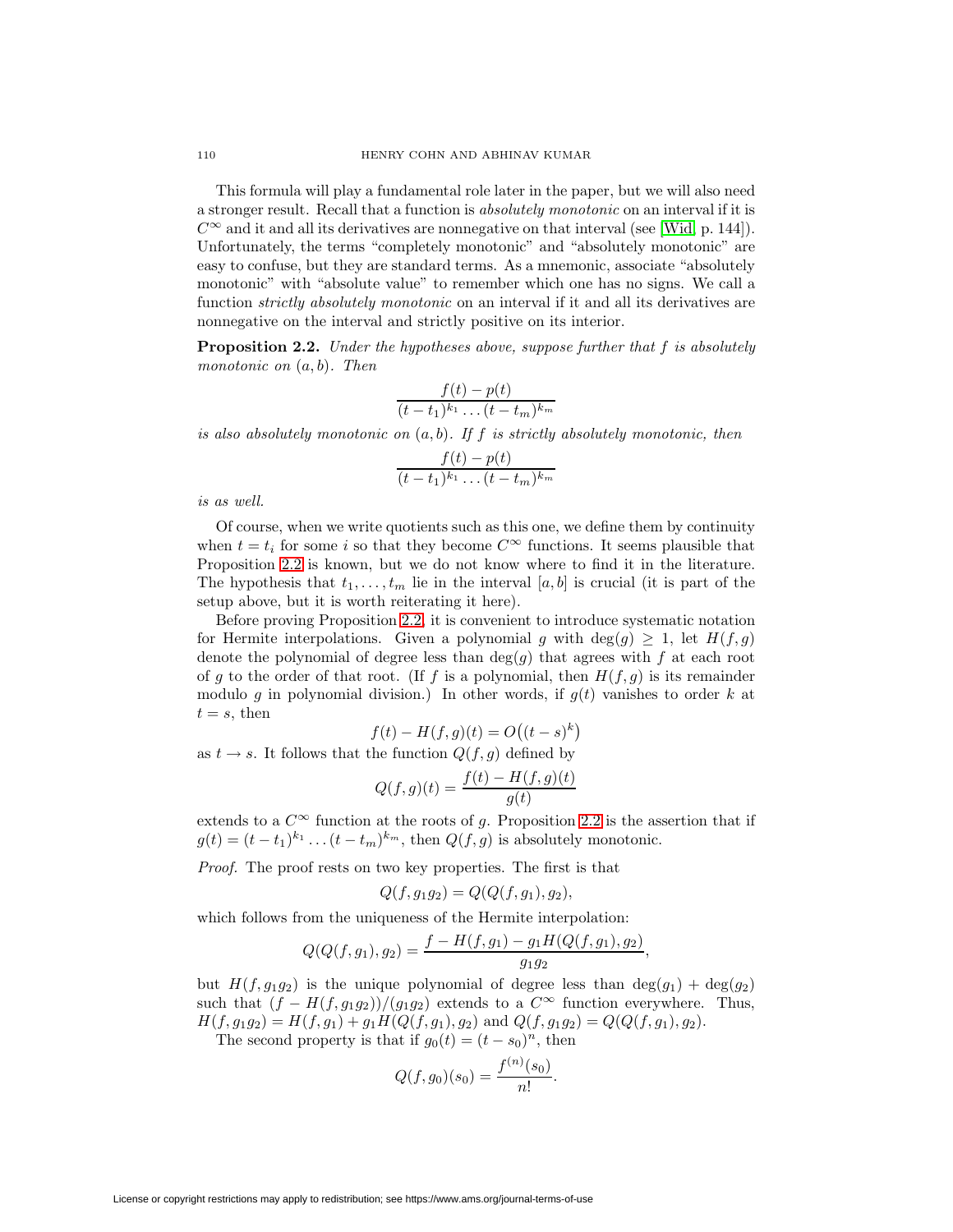This formula will play a fundamental role later in the paper, but we will also need a stronger result. Recall that a function is *absolutely monotonic* on an interval if it is $C^\infty$ and it and all its derivatives are nonnegative on that interval (see [Wid, p. 144]). Unfortunately, the terms "completely monotonic" and "absolutely monotonic" are easy to confuse, but they are standard terms. As a mnemonic, associate "absolutely monotonic" with "absolute value" to remember which one has no signs. We call a function *strictly absolutely monotonic* on an interval if it and all its derivatives are nonnegative on the interval and strictly positive on its interior.

**Proposition 2.2.** *Under the hypotheses above, suppose further that $f$ is absolutely monotonic on $(a, b)$. Then*

$$\frac{f(t) - p(t)}{(t - t_1)^{k_1} \dots (t - t_m)^{k_m}}$$

*is also absolutely monotonic on $(a, b)$. If $f$ is strictly absolutely monotonic, then*

$$\frac{f(t) - p(t)}{(t - t_1)^{k_1} \dots (t - t_m)^{k_m}}$$

*is as well.*

Of course, when we write quotients such as this one, we define them by continuity when $t = t_i$ for some $i$ so that they become $C^\infty$ functions. It seems plausible that Proposition 2.2 is known, but we do not know where to find it in the literature. The hypothesis that $t_1, \dots, t_m$ lie in the interval $[a, b]$ is crucial (it is part of the setup above, but it is worth reiterating it here).

Before proving Proposition 2.2, it is convenient to introduce systematic notation for Hermite interpolations. Given a polynomial $g$ with $\deg(g) \geq 1$, let $H(f, g)$ denote the polynomial of degree less than $\deg(g)$ that agrees with $f$ at each root of $g$ to the order of that root. (If $f$ is a polynomial, then $H(f, g)$ is its remainder modulo $g$ in polynomial division.) In other words, if $g(t)$ vanishes to order $k$ at $t = s$, then

$$f(t) - H(f, g)(t) = O\big((t - s)^k\big)$$

as $t \to s$. It follows that the function $Q(f, g)$ defined by

$$Q(f, g)(t) = \frac{f(t) - H(f, g)(t)}{g(t)}$$

extends to a $C^\infty$ function at the roots of $g$. Proposition 2.2 is the assertion that if $g(t) = (t - t_1)^{k_1} \dots (t - t_m)^{k_m}$, then $Q(f, g)$ is absolutely monotonic.

*Proof.* The proof rests on two key properties. The first is that

$$Q(f, g_1 g_2) = Q(Q(f, g_1), g_2),$$

which follows from the uniqueness of the Hermite interpolation:

$$Q(Q(f, g_1), g_2) = \frac{f - H(f, g_1) - g_1 H(Q(f, g_1), g_2)}{g_1 g_2},$$

but $H(f, g_1 g_2)$ is the unique polynomial of degree less than $\deg(g_1) + \deg(g_2)$ such that $(f - H(f, g_1 g_2))/(g_1 g_2)$ extends to a $C^\infty$ function everywhere. Thus, $H(f, g_1 g_2) = H(f, g_1) + g_1 H(Q(f, g_1), g_2)$ and $Q(f, g_1 g_2) = Q(Q(f, g_1), g_2)$.

The second property is that if $g_0(t) = (t - s_0)^n$, then

$$Q(f, g_0)(s_0) = \frac{f^{(n)}(s_0)}{n!}.$$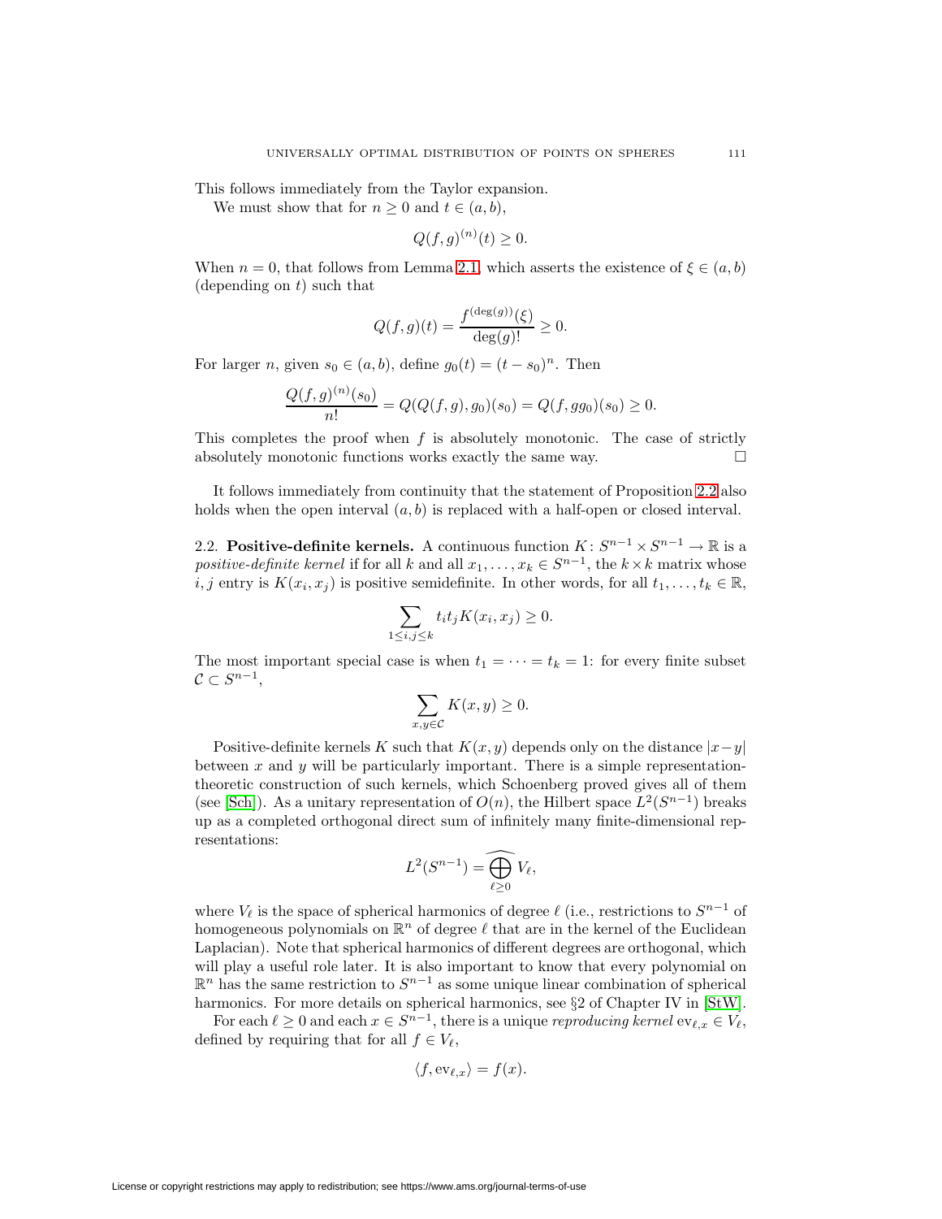This follows immediately from the Taylor expansion.

We must show that for $n \geq 0$ and $t \in (a,b)$,

$$Q(f,g)^{(n)}(t) \geq 0.$$

When $n = 0$, that follows from Lemma 2.1, which asserts the existence of $\xi \in (a,b)$ (depending on $t$) such that

$$Q(f,g)(t) = \frac{f^{(\deg(g))}(\xi)}{\deg(g)!} \geq 0.$$

For larger $n$, given $s_0 \in (a,b)$, define $g_0(t) = (t - s_0)^n$. Then

$$\frac{Q(f,g)^{(n)}(s_0)}{n!} = Q(Q(f,g), g_0)(s_0) = Q(f, gg_0)(s_0) \geq 0.$$

This completes the proof when $f$ is absolutely monotonic. The case of strictly absolutely monotonic functions works exactly the same way. □

It follows immediately from continuity that the statement of Proposition 2.2 also holds when the open interval $(a,b)$ is replaced with a half-open or closed interval.

2.2. **Positive-definite kernels.** A continuous function $K\colon S^{n-1} \times S^{n-1} \to \mathbb{R}$ is a *positive-definite kernel* if for all $k$ and all $x_1, \dots, x_k \in S^{n-1}$, the $k \times k$ matrix whose $i,j$ entry is $K(x_i, x_j)$ is positive semidefinite. In other words, for all $t_1, \dots, t_k \in \mathbb{R}$,

$$\sum_{1 \leq i,j \leq k} t_i t_j K(x_i, x_j) \geq 0.$$

The most important special case is when $t_1 = \cdots = t_k = 1$: for every finite subset $\mathcal{C} \subset S^{n-1}$,

$$\sum_{x,y \in \mathcal{C}} K(x,y) \geq 0.$$

Positive-definite kernels $K$ such that $K(x,y)$ depends only on the distance $|x-y|$ between $x$ and $y$ will be particularly important. There is a simple representation-theoretic construction of such kernels, which Schoenberg proved gives all of them (see [Sch]). As a unitary representation of $O(n)$, the Hilbert space $L^2(S^{n-1})$ breaks up as a completed orthogonal direct sum of infinitely many finite-dimensional representations:

$$L^2(S^{n-1}) = \widehat{\bigoplus_{\ell \geq 0}} V_\ell,$$

where $V_\ell$ is the space of spherical harmonics of degree $\ell$ (i.e., restrictions to $S^{n-1}$ of homogeneous polynomials on $\mathbb{R}^n$ of degree $\ell$ that are in the kernel of the Euclidean Laplacian). Note that spherical harmonics of different degrees are orthogonal, which will play a useful role later. It is also important to know that every polynomial on $\mathbb{R}^n$ has the same restriction to $S^{n-1}$ as some unique linear combination of spherical harmonics. For more details on spherical harmonics, see §2 of Chapter IV in [StW].

For each $\ell \geq 0$ and each $x \in S^{n-1}$, there is a unique *reproducing kernel* $\mathrm{ev}_{\ell,x} \in V_\ell$, defined by requiring that for all $f \in V_\ell$,

$$\langle f, \mathrm{ev}_{\ell,x} \rangle = f(x).$$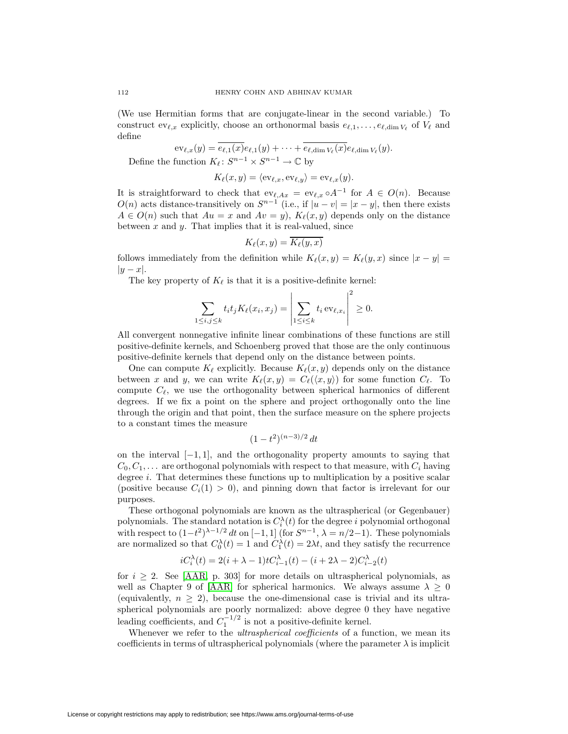(We use Hermitian forms that are conjugate-linear in the second variable.) To construct $\mathrm{ev}_{\ell,x}$ explicitly, choose an orthonormal basis $e_{\ell,1},\dots,e_{\ell,\dim V_\ell}$ of $V_\ell$ and define

$$\mathrm{ev}_{\ell,x}(y) = \overline{e_{\ell,1}(x)}e_{\ell,1}(y) + \cdots + \overline{e_{\ell,\dim V_\ell}(x)}e_{\ell,\dim V_\ell}(y).$$

Define the function $K_\ell \colon S^{n-1} \times S^{n-1} \to \mathbb{C}$ by

$$K_\ell(x,y) = \langle \mathrm{ev}_{\ell,x}, \mathrm{ev}_{\ell,y} \rangle = \mathrm{ev}_{\ell,x}(y).$$

It is straightforward to check that $\mathrm{ev}_{\ell,Ax} = \mathrm{ev}_{\ell,x} \circ A^{-1}$ for $A \in O(n)$. Because $O(n)$ acts distance-transitively on $S^{n-1}$ (i.e., if $|u-v| = |x-y|$, then there exists $A \in O(n)$ such that $Au = x$ and $Av = y$), $K_\ell(x,y)$ depends only on the distance between $x$ and $y$. That implies that it is real-valued, since

$$K_\ell(x,y) = \overline{K_\ell(y,x)}$$

follows immediately from the definition while $K_\ell(x,y) = K_\ell(y,x)$ since $|x-y| = |y-x|$.

The key property of $K_\ell$ is that it is a positive-definite kernel:

$$\sum_{1\le i,j\le k} t_i t_j K_\ell(x_i,x_j) = \left| \sum_{1 \le i \le k} t_i \, \mathrm{ev}_{\ell,x_i} \right|^2 \ge 0.$$

All convergent nonnegative infinite linear combinations of these functions are still positive-definite kernels, and Schoenberg proved that those are the only continuous positive-definite kernels that depend only on the distance between points.

One can compute $K_\ell$ explicitly. Because $K_\ell(x,y)$ depends only on the distance between $x$ and $y$, we can write $K_\ell(x,y) = C_\ell(\langle x,y\rangle)$ for some function $C_\ell$. To compute $C_\ell$, we use the orthogonality between spherical harmonics of different degrees. If we fix a point on the sphere and project orthogonally onto the line through the origin and that point, then the surface measure on the sphere projects to a constant times the measure

$$(1-t^2)^{(n-3)/2}\,dt$$

on the interval $[-1,1]$, and the orthogonality property amounts to saying that $C_0, C_1, \dots$ are orthogonal polynomials with respect to that measure, with $C_i$ having degree $i$. That determines these functions up to multiplication by a positive scalar (positive because $C_i(1) > 0$), and pinning down that factor is irrelevant for our purposes.

These orthogonal polynomials are known as the ultraspherical (or Gegenbauer) polynomials. The standard notation is $C_i^\lambda(t)$ for the degree $i$ polynomial orthogonal with respect to $(1-t^2)^{\lambda-1/2}\,dt$ on $[-1,1]$ (for $S^{n-1}$, $\lambda = n/2-1$). These polynomials are normalized so that $C_0^\lambda(t) = 1$ and $C_1^\lambda(t) = 2\lambda t$, and they satisfy the recurrence

$$iC_i^\lambda(t) = 2(i+\lambda-1)tC_{i-1}^\lambda(t) - (i+2\lambda-2)C_{i-2}^\lambda(t)$$

for $i \ge 2$. See [AAR, p. 303] for more details on ultraspherical polynomials, as well as Chapter 9 of [AAR] for spherical harmonics. We always assume $\lambda \ge 0$ (equivalently, $n \ge 2$), because the one-dimensional case is trivial and its ultraspherical polynomials are poorly normalized: above degree 0 they have negative leading coefficients, and $C_1^{-1/2}$ is not a positive-definite kernel.

Whenever we refer to the *ultraspherical coefficients* of a function, we mean its coefficients in terms of ultraspherical polynomials (where the parameter $\lambda$ is implicit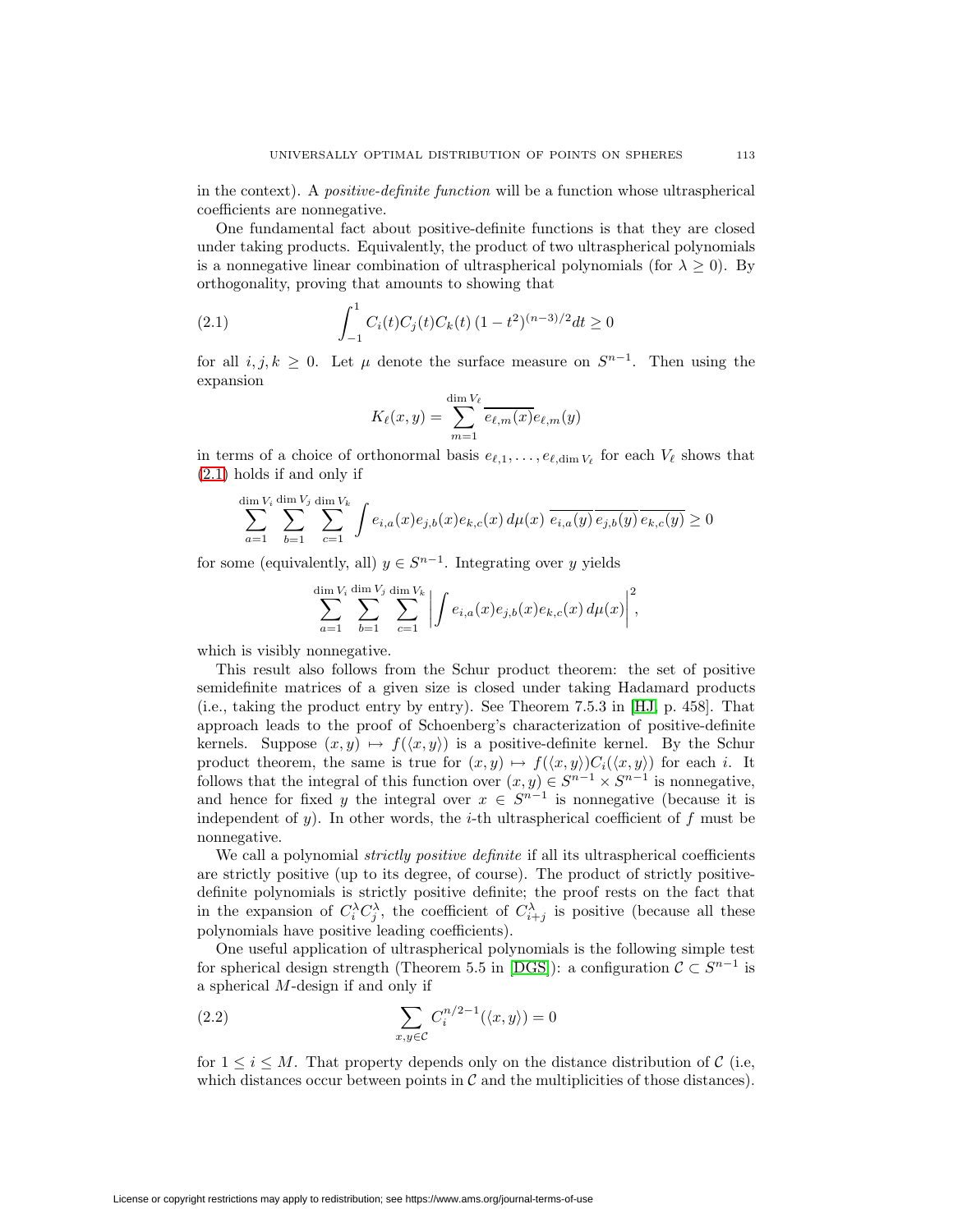in the context). A *positive-definite function* will be a function whose ultraspherical coefficients are nonnegative.

One fundamental fact about positive-definite functions is that they are closed under taking products. Equivalently, the product of two ultraspherical polynomials is a nonnegative linear combination of ultraspherical polynomials (for $\lambda \geq 0$). By orthogonality, proving that amounts to showing that

$$\int_{-1}^{1} C_i(t)C_j(t)C_k(t)\,(1-t^2)^{(n-3)/2}dt \geq 0 \tag{2.1}$$

for all $i, j, k \geq 0$. Let $\mu$ denote the surface measure on $S^{n-1}$. Then using the expansion

$$K_\ell(x,y) = \sum_{m=1}^{\dim V_\ell} \overline{e_{\ell,m}(x)} e_{\ell,m}(y)$$

in terms of a choice of orthonormal basis $e_{\ell,1}, \dots, e_{\ell,\dim V_\ell}$ for each $V_\ell$ shows that (2.1) holds if and only if

$$\sum_{a=1}^{\dim V_i} \sum_{b=1}^{\dim V_j} \sum_{c=1}^{\dim V_k} \int e_{i,a}(x)e_{j,b}(x)e_{k,c}(x)\,d\mu(x)\;\overline{e_{i,a}(y)}\,\overline{e_{j,b}(y)}\,\overline{e_{k,c}(y)} \geq 0$$

for some (equivalently, all) $y \in S^{n-1}$. Integrating over $y$ yields

$$\sum_{a=1}^{\dim V_i} \sum_{b=1}^{\dim V_j} \sum_{c=1}^{\dim V_k} \left| \int e_{i,a}(x)e_{j,b}(x)e_{k,c}(x)\,d\mu(x)\right|^2,$$

which is visibly nonnegative.

This result also follows from the Schur product theorem: the set of positive semidefinite matrices of a given size is closed under taking Hadamard products (i.e., taking the product entry by entry). See Theorem 7.5.3 in [HJ, p. 458]. That approach leads to the proof of Schoenberg's characterization of positive-definite kernels. Suppose $(x, y) \mapsto f(\langle x, y\rangle)$ is a positive-definite kernel. By the Schur product theorem, the same is true for $(x, y) \mapsto f(\langle x, y\rangle)C_i(\langle x, y\rangle)$ for each $i$. It follows that the integral of this function over $(x, y) \in S^{n-1} \times S^{n-1}$ is nonnegative, and hence for fixed $y$ the integral over $x \in S^{n-1}$ is nonnegative (because it is independent of $y$). In other words, the $i$-th ultraspherical coefficient of $f$ must be nonnegative.

We call a polynomial *strictly positive definite* if all its ultraspherical coefficients are strictly positive (up to its degree, of course). The product of strictly positive-definite polynomials is strictly positive definite; the proof rests on the fact that in the expansion of $C_i^\lambda C_j^\lambda$, the coefficient of $C_{i+j}^\lambda$ is positive (because all these polynomials have positive leading coefficients).

One useful application of ultraspherical polynomials is the following simple test for spherical design strength (Theorem 5.5 in [DGS]): a configuration $\mathcal{C} \subset S^{n-1}$ is a spherical $M$-design if and only if

$$\sum_{x,y\in\mathcal{C}} C_i^{n/2-1}(\langle x, y\rangle) = 0 \tag{2.2}$$

for $1 \leq i \leq M$. That property depends only on the distance distribution of $\mathcal{C}$ (i.e, which distances occur between points in $\mathcal{C}$ and the multiplicities of those distances).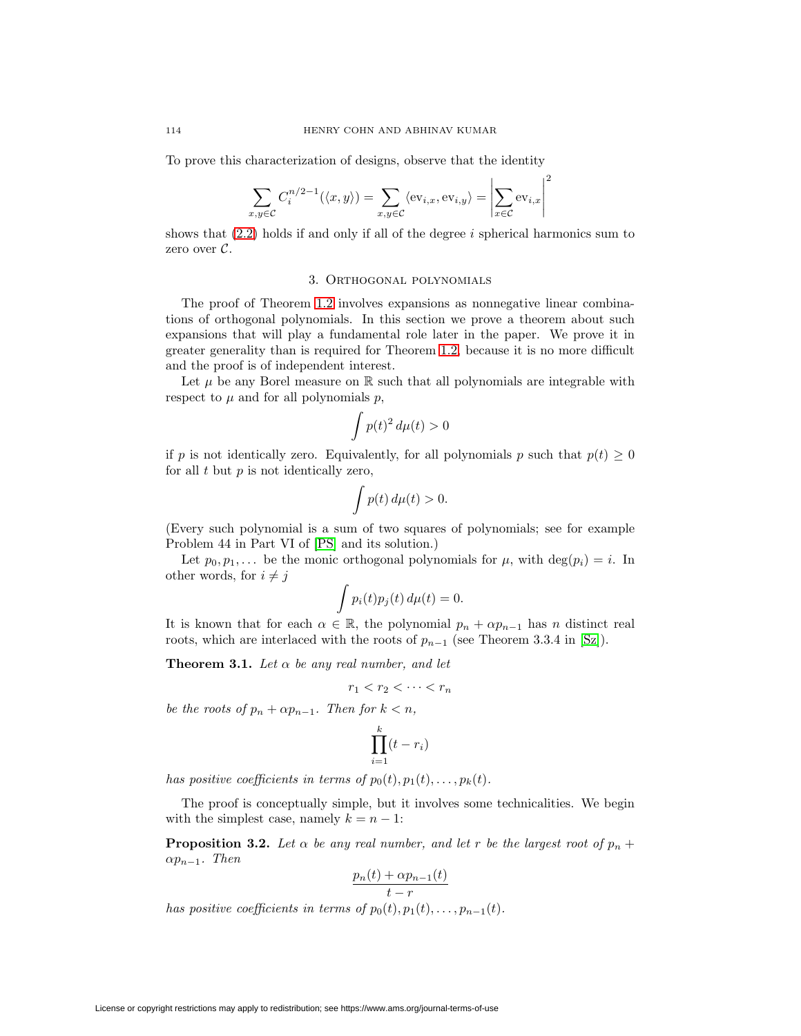To prove this characterization of designs, observe that the identity

$$\sum_{x,y\in\mathcal{C}} C_i^{n/2-1}(\langle x,y\rangle) = \sum_{x,y\in\mathcal{C}} \langle \mathrm{ev}_{i,x}, \mathrm{ev}_{i,y}\rangle = \left|\sum_{x\in\mathcal{C}} \mathrm{ev}_{i,x}\right|^2$$

shows that (2.2) holds if and only if all of the degree $i$ spherical harmonics sum to zero over $\mathcal{C}$.

## 3. Orthogonal polynomials

The proof of Theorem 1.2 involves expansions as nonnegative linear combinations of orthogonal polynomials. In this section we prove a theorem about such expansions that will play a fundamental role later in the paper. We prove it in greater generality than is required for Theorem 1.2, because it is no more difficult and the proof is of independent interest.

Let $\mu$ be any Borel measure on $\mathbb{R}$ such that all polynomials are integrable with respect to $\mu$ and for all polynomials $p$,

$$\int p(t)^2\,d\mu(t) > 0$$

if $p$ is not identically zero. Equivalently, for all polynomials $p$ such that $p(t) \ge 0$ for all $t$ but $p$ is not identically zero,

$$\int p(t)\,d\mu(t) > 0.$$

(Every such polynomial is a sum of two squares of polynomials; see for example Problem 44 in Part VI of [PS] and its solution.)

Let $p_0, p_1, \dots$ be the monic orthogonal polynomials for $\mu$, with $\deg(p_i) = i$. In other words, for $i \ne j$

$$\int p_i(t)p_j(t)\,d\mu(t) = 0.$$

It is known that for each $\alpha \in \mathbb{R}$, the polynomial $p_n + \alpha p_{n-1}$ has $n$ distinct real roots, which are interlaced with the roots of $p_{n-1}$ (see Theorem 3.3.4 in [Sz]).

**Theorem 3.1.** *Let $\alpha$ be any real number, and let*

$$r_1 < r_2 < \dots < r_n$$

*be the roots of $p_n + \alpha p_{n-1}$. Then for $k < n$,*

$$\prod_{i=1}^{k}(t - r_i)$$

*has positive coefficients in terms of $p_0(t), p_1(t), \dots, p_k(t)$.*

The proof is conceptually simple, but it involves some technicalities. We begin with the simplest case, namely $k = n - 1$:

**Proposition 3.2.** *Let $\alpha$ be any real number, and let $r$ be the largest root of $p_n + \alpha p_{n-1}$. Then*

$$\frac{p_n(t) + \alpha p_{n-1}(t)}{t - r}$$

*has positive coefficients in terms of $p_0(t), p_1(t), \dots, p_{n-1}(t)$.*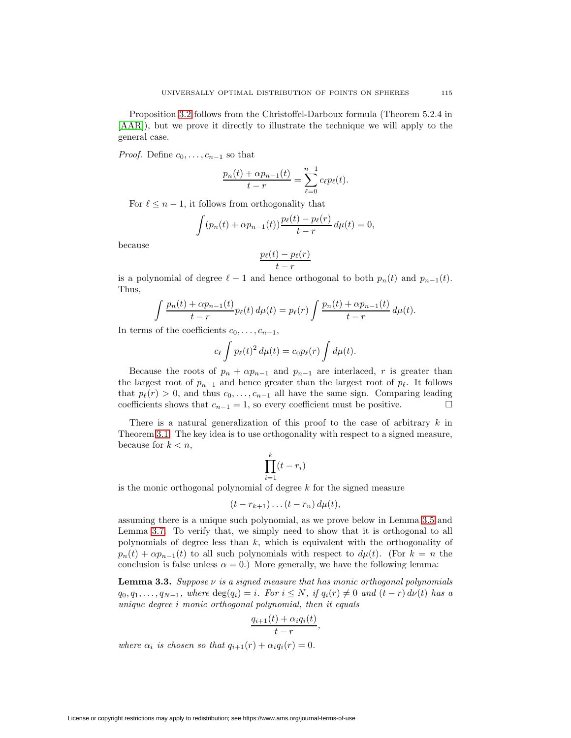Proposition 3.2 follows from the Christoffel-Darboux formula (Theorem 5.2.4 in [AAR]), but we prove it directly to illustrate the technique we will apply to the general case.

*Proof.* Define $c_0, \ldots, c_{n-1}$ so that

$$\frac{p_n(t) + \alpha p_{n-1}(t)}{t - r} = \sum_{\ell=0}^{n-1} c_\ell p_\ell(t).$$

For $\ell \leq n - 1$, it follows from orthogonality that

$$\int (p_n(t) + \alpha p_{n-1}(t)) \frac{p_\ell(t) - p_\ell(r)}{t - r} \, d\mu(t) = 0,$$

because

$$\frac{p_\ell(t) - p_\ell(r)}{t - r}$$

is a polynomial of degree $\ell - 1$ and hence orthogonal to both $p_n(t)$ and $p_{n-1}(t)$. Thus,

$$\int \frac{p_n(t) + \alpha p_{n-1}(t)}{t - r} p_\ell(t) \, d\mu(t) = p_\ell(r) \int \frac{p_n(t) + \alpha p_{n-1}(t)}{t - r} \, d\mu(t).$$

In terms of the coefficients $c_0, \ldots, c_{n-1}$,

$$c_\ell \int p_\ell(t)^2 \, d\mu(t) = c_0 p_\ell(r) \int d\mu(t).$$

Because the roots of $p_n + \alpha p_{n-1}$ and $p_{n-1}$ are interlaced, $r$ is greater than the largest root of $p_{n-1}$ and hence greater than the largest root of $p_\ell$. It follows that $p_\ell(r) > 0$, and thus $c_0, \ldots, c_{n-1}$ all have the same sign. Comparing leading coefficients shows that $c_{n-1} = 1$, so every coefficient must be positive. $\square$

There is a natural generalization of this proof to the case of arbitrary $k$ in Theorem 3.1. The key idea is to use orthogonality with respect to a signed measure, because for $k < n$,

$$\prod_{i=1}^{k} (t - r_i)$$

is the monic orthogonal polynomial of degree $k$ for the signed measure

$$(t - r_{k+1}) \ldots (t - r_n) \, d\mu(t),$$

assuming there is a unique such polynomial, as we prove below in Lemma 3.5 and Lemma 3.7. To verify that, we simply need to show that it is orthogonal to all polynomials of degree less than $k$, which is equivalent with the orthogonality of $p_n(t) + \alpha p_{n-1}(t)$ to all such polynomials with respect to $d\mu(t)$. (For $k = n$ the conclusion is false unless $\alpha = 0$.) More generally, we have the following lemma:

**Lemma 3.3.** *Suppose $\nu$ is a signed measure that has monic orthogonal polynomials $q_0, q_1, \ldots, q_{N+1}$, where $\deg(q_i) = i$. For $i \leq N$, if $q_i(r) \neq 0$ and $(t - r)\, d\nu(t)$ has a unique degree $i$ monic orthogonal polynomial, then it equals*

$$\frac{q_{i+1}(t) + \alpha_i q_i(t)}{t - r},$$

*where $\alpha_i$ is chosen so that $q_{i+1}(r) + \alpha_i q_i(r) = 0$.*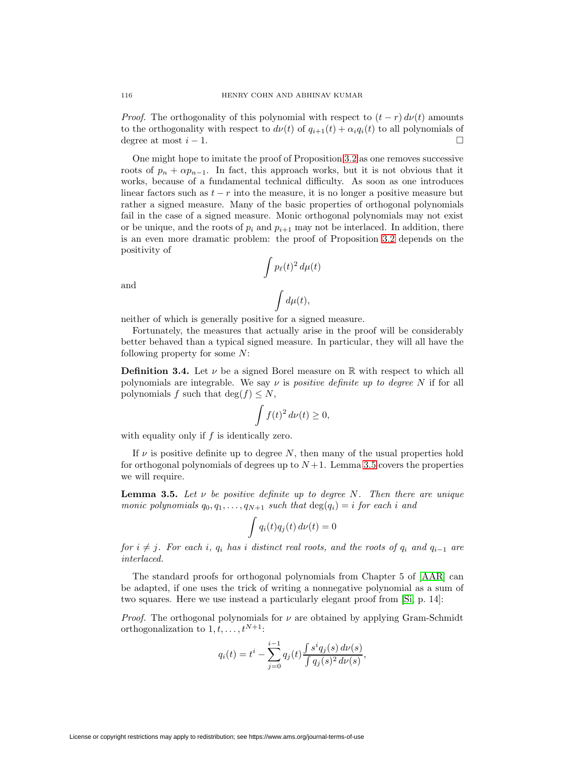*Proof.* The orthogonality of this polynomial with respect to $(t-r)\,d\nu(t)$ amounts to the orthogonality with respect to $d\nu(t)$ of $q_{i+1}(t) + \alpha_i q_i(t)$ to all polynomials of degree at most $i-1$. $\square$

One might hope to imitate the proof of Proposition 3.2 as one removes successive roots of $p_n + \alpha p_{n-1}$. In fact, this approach works, but it is not obvious that it works, because of a fundamental technical difficulty. As soon as one introduces linear factors such as $t-r$ into the measure, it is no longer a positive measure but rather a signed measure. Many of the basic properties of orthogonal polynomials fail in the case of a signed measure. Monic orthogonal polynomials may not exist or be unique, and the roots of $p_i$ and $p_{i+1}$ may not be interlaced. In addition, there is an even more dramatic problem: the proof of Proposition 3.2 depends on the positivity of

$$\int p_\ell(t)^2\,d\mu(t)$$

and

$$\int d\mu(t),$$

neither of which is generally positive for a signed measure.

Fortunately, the measures that actually arise in the proof will be considerably better behaved than a typical signed measure. In particular, they will all have the following property for some $N$:

**Definition 3.4.** Let $\nu$ be a signed Borel measure on $\mathbb{R}$ with respect to which all polynomials are integrable. We say $\nu$ is *positive definite up to degree* $N$ if for all polynomials $f$ such that $\deg(f) \le N$,

$$\int f(t)^2\,d\nu(t) \ge 0,$$

with equality only if $f$ is identically zero.

If $\nu$ is positive definite up to degree $N$, then many of the usual properties hold for orthogonal polynomials of degrees up to $N+1$. Lemma 3.5 covers the properties we will require.

**Lemma 3.5.** *Let $\nu$ be positive definite up to degree $N$. Then there are unique monic polynomials $q_0, q_1, \dots, q_{N+1}$ such that $\deg(q_i) = i$ for each $i$ and*

$$\int q_i(t) q_j(t)\,d\nu(t) = 0$$

*for $i \ne j$. For each $i$, $q_i$ has $i$ distinct real roots, and the roots of $q_i$ and $q_{i-1}$ are interlaced.*

The standard proofs for orthogonal polynomials from Chapter 5 of [AAR] can be adapted, if one uses the trick of writing a nonnegative polynomial as a sum of two squares. Here we use instead a particularly elegant proof from [Si, p. 14]:

*Proof.* The orthogonal polynomials for $\nu$ are obtained by applying Gram-Schmidt orthogonalization to $1, t, \dots, t^{N+1}$:

$$q_i(t) = t^i - \sum_{j=0}^{i-1} q_j(t) \frac{\int s^i q_j(s)\,d\nu(s)}{\int q_j(s)^2\,d\nu(s)},$$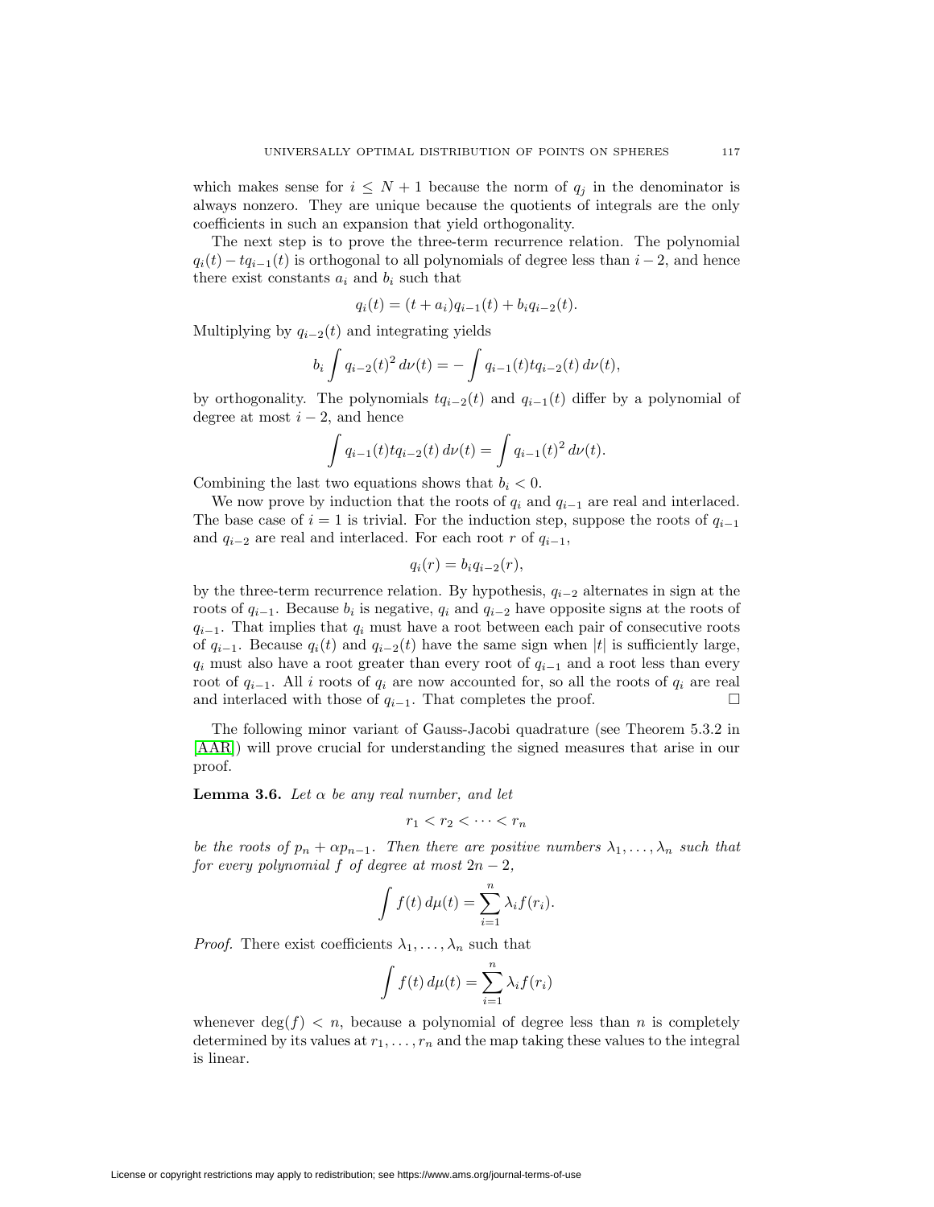which makes sense for $i \leq N+1$ because the norm of $q_j$ in the denominator is always nonzero. They are unique because the quotients of integrals are the only coefficients in such an expansion that yield orthogonality.

The next step is to prove the three-term recurrence relation. The polynomial $q_i(t) - tq_{i-1}(t)$ is orthogonal to all polynomials of degree less than $i-2$, and hence there exist constants $a_i$ and $b_i$ such that

$$q_i(t) = (t + a_i)q_{i-1}(t) + b_i q_{i-2}(t).$$

Multiplying by $q_{i-2}(t)$ and integrating yields

$$b_i \int q_{i-2}(t)^2 \, d\nu(t) = -\int q_{i-1}(t) t q_{i-2}(t) \, d\nu(t),$$

by orthogonality. The polynomials $tq_{i-2}(t)$ and $q_{i-1}(t)$ differ by a polynomial of degree at most $i-2$, and hence

$$\int q_{i-1}(t) t q_{i-2}(t) \, d\nu(t) = \int q_{i-1}(t)^2 \, d\nu(t).$$

Combining the last two equations shows that $b_i < 0$.

We now prove by induction that the roots of $q_i$ and $q_{i-1}$ are real and interlaced. The base case of $i = 1$ is trivial. For the induction step, suppose the roots of $q_{i-1}$ and $q_{i-2}$ are real and interlaced. For each root $r$ of $q_{i-1}$,

$$q_i(r) = b_i q_{i-2}(r),$$

by the three-term recurrence relation. By hypothesis, $q_{i-2}$ alternates in sign at the roots of $q_{i-1}$. Because $b_i$ is negative, $q_i$ and $q_{i-2}$ have opposite signs at the roots of $q_{i-1}$. That implies that $q_i$ must have a root between each pair of consecutive roots of $q_{i-1}$. Because $q_i(t)$ and $q_{i-2}(t)$ have the same sign when $|t|$ is sufficiently large, $q_i$ must also have a root greater than every root of $q_{i-1}$ and a root less than every root of $q_{i-1}$. All $i$ roots of $q_i$ are now accounted for, so all the roots of $q_i$ are real and interlaced with those of $q_{i-1}$. That completes the proof. □

The following minor variant of Gauss-Jacobi quadrature (see Theorem 5.3.2 in [AAR]) will prove crucial for understanding the signed measures that arise in our proof.

**Lemma 3.6.** *Let $\alpha$ be any real number, and let*

$$r_1 < r_2 < \cdots < r_n$$

*be the roots of $p_n + \alpha p_{n-1}$. Then there are positive numbers $\lambda_1, \ldots, \lambda_n$ such that for every polynomial $f$ of degree at most $2n-2$,*

$$\int f(t) \, d\mu(t) = \sum_{i=1}^{n} \lambda_i f(r_i).$$

*Proof.* There exist coefficients $\lambda_1, \ldots, \lambda_n$ such that

$$\int f(t) \, d\mu(t) = \sum_{i=1}^{n} \lambda_i f(r_i)$$

whenever $\deg(f) < n$, because a polynomial of degree less than $n$ is completely determined by its values at $r_1, \ldots, r_n$ and the map taking these values to the integral is linear.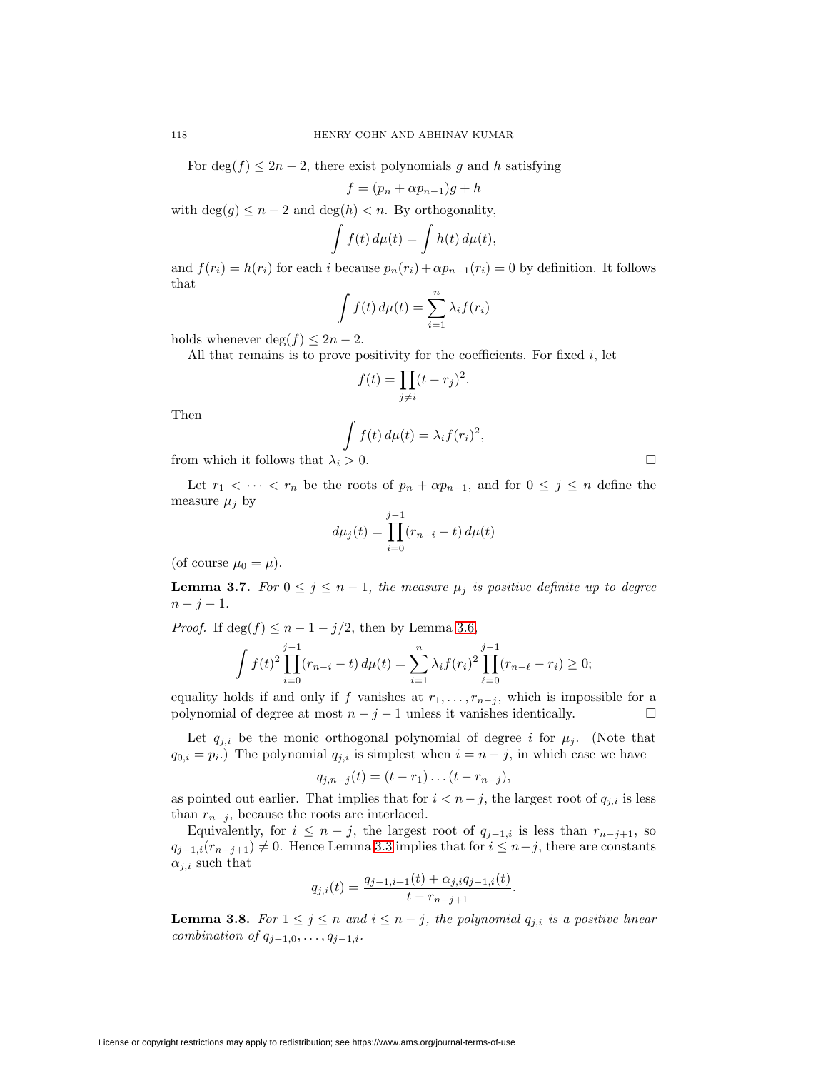For $\deg(f) \le 2n-2$, there exist polynomials $g$ and $h$ satisfying

$$f = (p_n + \alpha p_{n-1})g + h$$

with $\deg(g) \le n-2$ and $\deg(h) < n$. By orthogonality,

$$\int f(t)\,d\mu(t) = \int h(t)\,d\mu(t),$$

and $f(r_i) = h(r_i)$ for each $i$ because $p_n(r_i) + \alpha p_{n-1}(r_i) = 0$ by definition. It follows that

$$\int f(t)\,d\mu(t) = \sum_{i=1}^{n} \lambda_i f(r_i)$$

holds whenever $\deg(f) \le 2n-2$.

All that remains is to prove positivity for the coefficients. For fixed $i$, let

$$f(t) = \prod_{j \ne i} (t - r_j)^2.$$

Then

$$\int f(t)\,d\mu(t) = \lambda_i f(r_i)^2,$$

from which it follows that $\lambda_i > 0$. $\square$

Let $r_1 < \dots < r_n$ be the roots of $p_n + \alpha p_{n-1}$, and for $0 \le j \le n$ define the measure $\mu_j$ by

$$d\mu_j(t) = \prod_{i=0}^{j-1} (r_{n-i} - t)\,d\mu(t)$$

(of course $\mu_0 = \mu$).

**Lemma 3.7.** *For $0 \le j \le n-1$, the measure $\mu_j$ is positive definite up to degree $n-j-1$.*

*Proof.* If $\deg(f) \le n - 1 - j/2$, then by Lemma 3.6,

$$\int f(t)^2 \prod_{i=0}^{j-1} (r_{n-i} - t)\,d\mu(t) = \sum_{i=1}^{n} \lambda_i f(r_i)^2 \prod_{\ell=0}^{j-1} (r_{n-\ell} - r_i) \ge 0;$$

equality holds if and only if $f$ vanishes at $r_1, \dots, r_{n-j}$, which is impossible for a polynomial of degree at most $n-j-1$ unless it vanishes identically. $\square$

Let $q_{j,i}$ be the monic orthogonal polynomial of degree $i$ for $\mu_j$. (Note that $q_{0,i} = p_i$.) The polynomial $q_{j,i}$ is simplest when $i = n-j$, in which case we have

$$q_{j,n-j}(t) = (t - r_1) \dots (t - r_{n-j}),$$

as pointed out earlier. That implies that for $i < n-j$, the largest root of $q_{j,i}$ is less than $r_{n-j}$, because the roots are interlaced.

Equivalently, for $i \le n-j$, the largest root of $q_{j-1,i}$ is less than $r_{n-j+1}$, so $q_{j-1,i}(r_{n-j+1}) \ne 0$. Hence Lemma 3.3 implies that for $i \le n-j$, there are constants $\alpha_{j,i}$ such that

$$q_{j,i}(t) = \frac{q_{j-1,i+1}(t) + \alpha_{j,i} q_{j-1,i}(t)}{t - r_{n-j+1}}.$$

**Lemma 3.8.** *For $1 \le j \le n$ and $i \le n-j$, the polynomial $q_{j,i}$ is a positive linear combination of $q_{j-1,0}, \dots, q_{j-1,i}$.*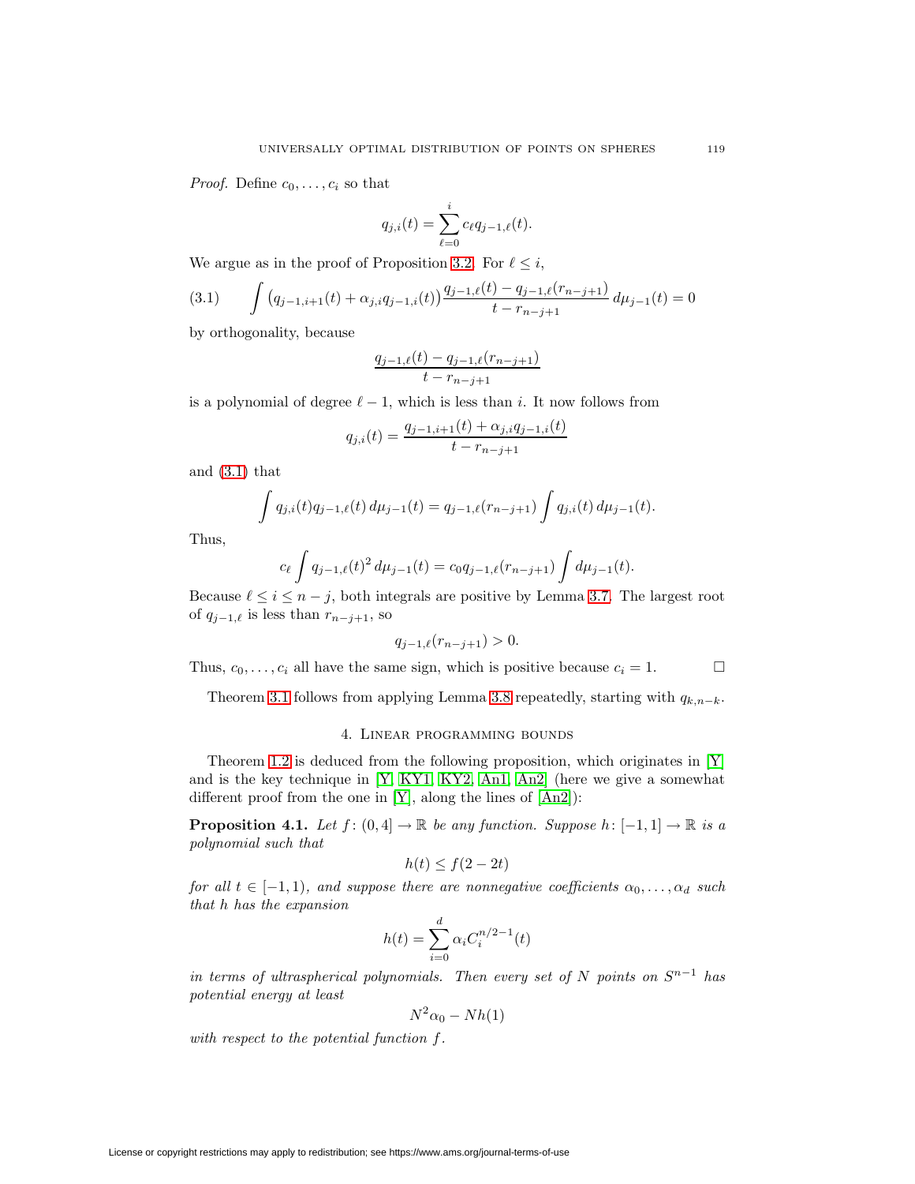*Proof.* Define $c_0, \dots, c_i$ so that

$$q_{j,i}(t) = \sum_{\ell=0}^{i} c_\ell q_{j-1,\ell}(t).$$

We argue as in the proof of Proposition 3.2. For $\ell \le i$,

$$\int \big(q_{j-1,i+1}(t) + \alpha_{j,i} q_{j-1,i}(t)\big) \frac{q_{j-1,\ell}(t) - q_{j-1,\ell}(r_{n-j+1})}{t - r_{n-j+1}} \, d\mu_{j-1}(t) = 0 \tag{3.1}$$

by orthogonality, because

$$\frac{q_{j-1,\ell}(t) - q_{j-1,\ell}(r_{n-j+1})}{t - r_{n-j+1}}$$

is a polynomial of degree $\ell - 1$, which is less than $i$. It now follows from

$$q_{j,i}(t) = \frac{q_{j-1,i+1}(t) + \alpha_{j,i} q_{j-1,i}(t)}{t - r_{n-j+1}}$$

and (3.1) that

$$\int q_{j,i}(t) q_{j-1,\ell}(t) \, d\mu_{j-1}(t) = q_{j-1,\ell}(r_{n-j+1}) \int q_{j,i}(t) \, d\mu_{j-1}(t).$$

Thus,

$$c_\ell \int q_{j-1,\ell}(t)^2 \, d\mu_{j-1}(t) = c_0 q_{j-1,\ell}(r_{n-j+1}) \int d\mu_{j-1}(t).$$

Because $\ell \le i \le n - j$, both integrals are positive by Lemma 3.7. The largest root of $q_{j-1,\ell}$ is less than $r_{n-j+1}$, so

$$q_{j-1,\ell}(r_{n-j+1}) > 0.$$

Thus, $c_0, \dots, c_i$ all have the same sign, which is positive because $c_i = 1$. ☐

Theorem 3.1 follows from applying Lemma 3.8 repeatedly, starting with $q_{k,n-k}$.

## 4. Linear programming bounds

Theorem 1.2 is deduced from the following proposition, which originates in [Y] and is the key technique in [Y, KY1, KY2, An1, An2] (here we give a somewhat different proof from the one in [Y], along the lines of [An2]):

**Proposition 4.1.** *Let $f\colon (0,4] \to \mathbb{R}$ be any function. Suppose $h\colon [-1,1] \to \mathbb{R}$ is a polynomial such that*

$$h(t) \le f(2 - 2t)$$

*for all $t \in [-1,1)$, and suppose there are nonnegative coefficients $\alpha_0, \dots, \alpha_d$ such that $h$ has the expansion*

$$h(t) = \sum_{i=0}^{d} \alpha_i C_i^{n/2-1}(t)$$

*in terms of ultraspherical polynomials. Then every set of $N$ points on $S^{n-1}$ has potential energy at least*

$$N^2 \alpha_0 - N h(1)$$

*with respect to the potential function $f$.*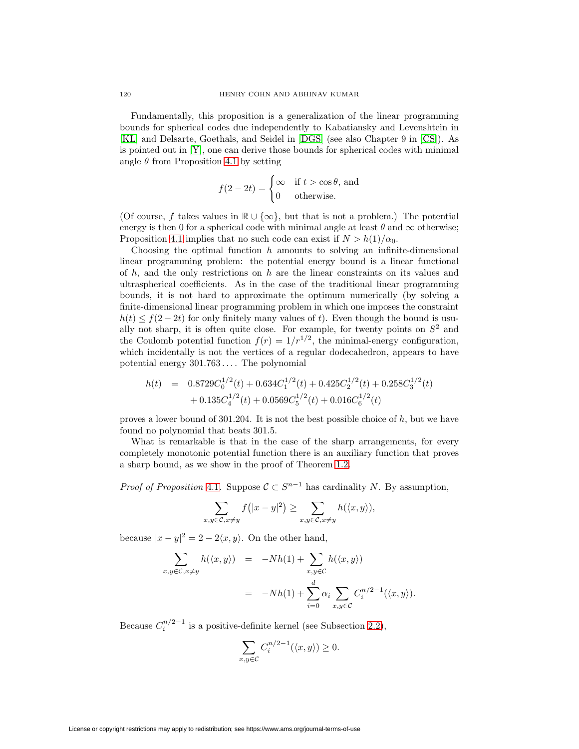Fundamentally, this proposition is a generalization of the linear programming bounds for spherical codes due independently to Kabatiansky and Levenshtein in [KL] and Delsarte, Goethals, and Seidel in [DGS] (see also Chapter 9 in [CS]). As is pointed out in [Y], one can derive those bounds for spherical codes with minimal angle $\theta$ from Proposition 4.1 by setting

$$f(2-2t) = \begin{cases} \infty & \text{if } t > \cos\theta, \text{ and} \\ 0 & \text{otherwise.} \end{cases}$$

(Of course, $f$ takes values in $\mathbb{R} \cup \{\infty\}$, but that is not a problem.) The potential energy is then 0 for a spherical code with minimal angle at least $\theta$ and $\infty$ otherwise; Proposition 4.1 implies that no such code can exist if $N > h(1)/\alpha_0$.

Choosing the optimal function $h$ amounts to solving an infinite-dimensional linear programming problem: the potential energy bound is a linear functional of $h$, and the only restrictions on $h$ are the linear constraints on its values and ultraspherical coefficients. As in the case of the traditional linear programming bounds, it is not hard to approximate the optimum numerically (by solving a finite-dimensional linear programming problem in which one imposes the constraint $h(t) \le f(2-2t)$ for only finitely many values of $t$). Even though the bound is usually not sharp, it is often quite close. For example, for twenty points on $S^2$ and the Coulomb potential function $f(r) = 1/r^{1/2}$, the minimal-energy configuration, which incidentally is not the vertices of a regular dodecahedron, appears to have potential energy $301.763\ldots$. The polynomial

$$\begin{aligned} h(t) &= 0.8729C_0^{1/2}(t) + 0.634C_1^{1/2}(t) + 0.425C_2^{1/2}(t) + 0.258C_3^{1/2}(t) \\ &\quad + 0.135C_4^{1/2}(t) + 0.0569C_5^{1/2}(t) + 0.016C_6^{1/2}(t) \end{aligned}$$

proves a lower bound of 301.204. It is not the best possible choice of $h$, but we have found no polynomial that beats 301.5.

What is remarkable is that in the case of the sharp arrangements, for every completely monotonic potential function there is an auxiliary function that proves a sharp bound, as we show in the proof of Theorem 1.2.

*Proof of Proposition* 4.1. Suppose $\mathcal{C} \subset S^{n-1}$ has cardinality $N$. By assumption,

$$\sum_{x,y\in\mathcal{C},x\neq y} f\big(|x-y|^2\big) \ge \sum_{x,y\in\mathcal{C},x\neq y} h(\langle x,y\rangle),$$

because $|x-y|^2 = 2 - 2\langle x,y\rangle$. On the other hand,

$$\begin{aligned} \sum_{x,y\in\mathcal{C},x\neq y} h(\langle x,y\rangle) &= -Nh(1) + \sum_{x,y\in\mathcal{C}} h(\langle x,y\rangle) \\ &= -Nh(1) + \sum_{i=0}^{d} \alpha_i \sum_{x,y\in\mathcal{C}} C_i^{n/2-1}(\langle x,y\rangle). \end{aligned}$$

Because $C_i^{n/2-1}$ is a positive-definite kernel (see Subsection 2.2),

$$\sum_{x,y\in\mathcal{C}} C_i^{n/2-1}(\langle x,y\rangle) \ge 0.$$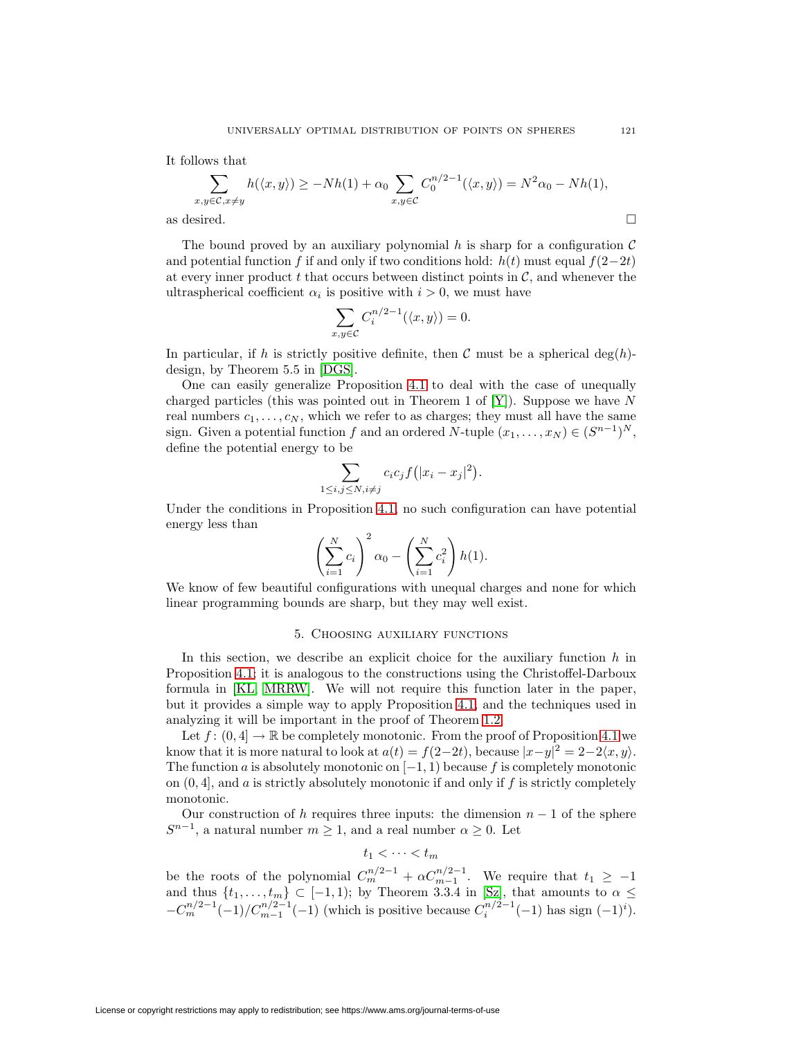It follows that

$$\sum_{x,y\in\mathcal{C},x\neq y} h(\langle x,y\rangle) \geq -Nh(1) + \alpha_0 \sum_{x,y\in\mathcal{C}} C_0^{n/2-1}(\langle x,y\rangle) = N^2\alpha_0 - Nh(1),$$

as desired. $\square$

The bound proved by an auxiliary polynomial $h$ is sharp for a configuration $\mathcal{C}$ and potential function $f$ if and only if two conditions hold: $h(t)$ must equal $f(2-2t)$ at every inner product $t$ that occurs between distinct points in $\mathcal{C}$, and whenever the ultraspherical coefficient $\alpha_i$ is positive with $i > 0$, we must have

$$\sum_{x,y\in\mathcal{C}} C_i^{n/2-1}(\langle x,y\rangle) = 0.$$

In particular, if $h$ is strictly positive definite, then $\mathcal{C}$ must be a spherical $\deg(h)$-design, by Theorem 5.5 in [DGS].

One can easily generalize Proposition 4.1 to deal with the case of unequally charged particles (this was pointed out in Theorem 1 of [Y]). Suppose we have $N$ real numbers $c_1,\dots,c_N$, which we refer to as charges; they must all have the same sign. Given a potential function $f$ and an ordered $N$-tuple $(x_1,\dots,x_N) \in (S^{n-1})^N$, define the potential energy to be

$$\sum_{1\leq i,j\leq N, i\neq j} c_i c_j f\big(|x_i - x_j|^2\big).$$

Under the conditions in Proposition 4.1, no such configuration can have potential energy less than

$$\left(\sum_{i=1}^N c_i\right)^2 \alpha_0 - \left(\sum_{i=1}^N c_i^2\right) h(1).$$

We know of few beautiful configurations with unequal charges and none for which linear programming bounds are sharp, but they may well exist.

## 5. Choosing auxiliary functions

In this section, we describe an explicit choice for the auxiliary function $h$ in Proposition 4.1; it is analogous to the constructions using the Christoffel-Darboux formula in [KL, MRRW]. We will not require this function later in the paper, but it provides a simple way to apply Proposition 4.1, and the techniques used in analyzing it will be important in the proof of Theorem 1.2.

Let $f\colon (0,4] \to \mathbb{R}$ be completely monotonic. From the proof of Proposition 4.1 we know that it is more natural to look at $a(t) = f(2-2t)$, because $|x-y|^2 = 2-2\langle x,y\rangle$. The function $a$ is absolutely monotonic on $[-1,1)$ because $f$ is completely monotonic on $(0,4]$, and $a$ is strictly absolutely monotonic if and only if $f$ is strictly completely monotonic.

Our construction of $h$ requires three inputs: the dimension $n-1$ of the sphere $S^{n-1}$, a natural number $m \geq 1$, and a real number $\alpha \geq 0$. Let

$$t_1 < \cdots < t_m$$

be the roots of the polynomial $C_m^{n/2-1} + \alpha C_{m-1}^{n/2-1}$. We require that $t_1 \geq -1$ and thus $\{t_1,\dots,t_m\} \subset [-1,1)$; by Theorem 3.3.4 in [Sz], that amounts to $\alpha \leq -C_m^{n/2-1}(-1)/C_{m-1}^{n/2-1}(-1)$ (which is positive because $C_i^{n/2-1}(-1)$ has sign $(-1)^i$).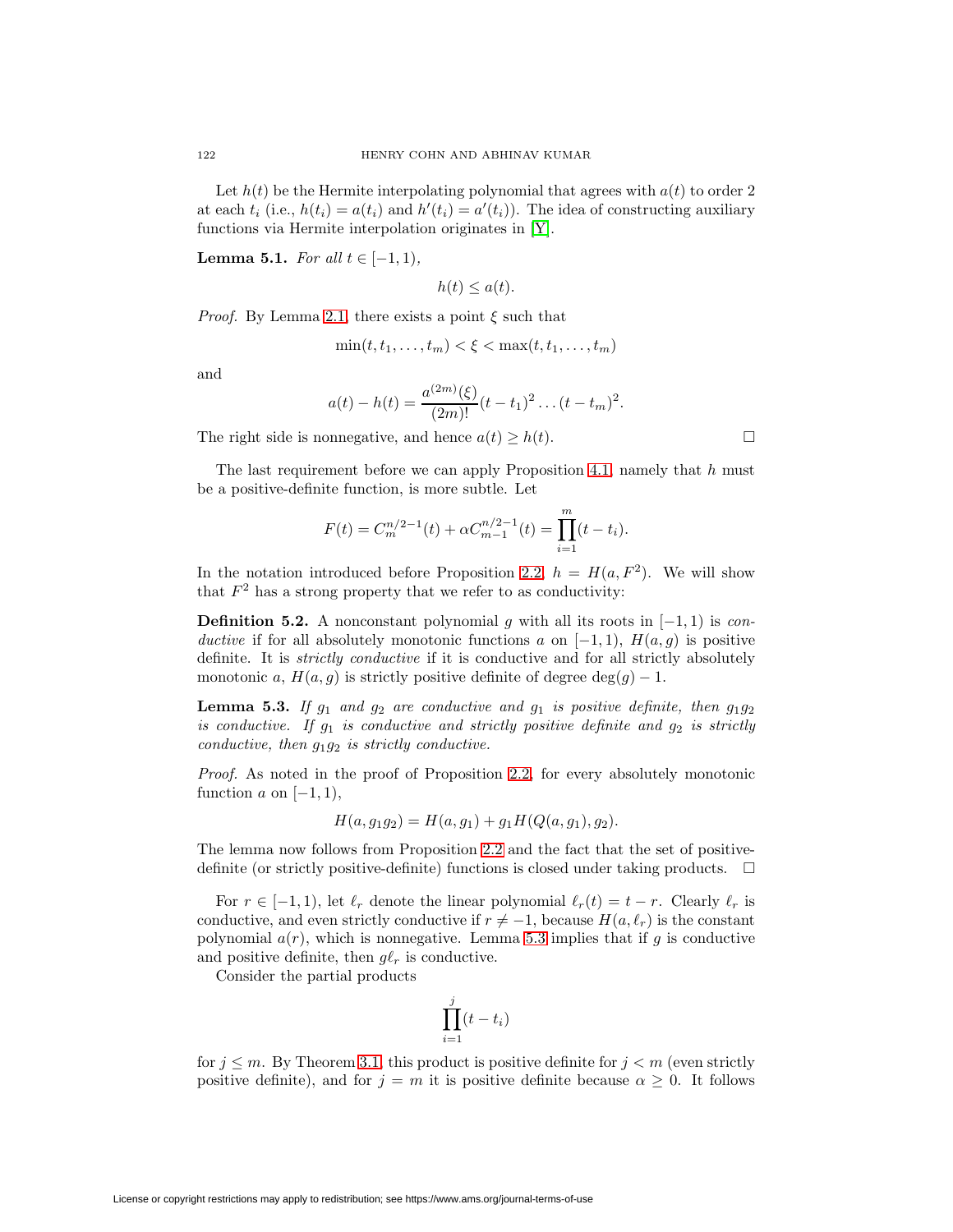Let $h(t)$ be the Hermite interpolating polynomial that agrees with $a(t)$ to order 2 at each $t_i$ (i.e., $h(t_i) = a(t_i)$ and $h'(t_i) = a'(t_i)$). The idea of constructing auxiliary functions via Hermite interpolation originates in [Y].

**Lemma 5.1.** *For all* $t \in [-1, 1)$,

$$h(t) \leq a(t).$$

*Proof.* By Lemma 2.1, there exists a point $\xi$ such that

$$\min(t, t_1, \dots, t_m) < \xi < \max(t, t_1, \dots, t_m)$$

and

$$a(t) - h(t) = \frac{a^{(2m)}(\xi)}{(2m)!}(t - t_1)^2 \dots (t - t_m)^2.$$

The right side is nonnegative, and hence $a(t) \geq h(t)$. $\square$

The last requirement before we can apply Proposition 4.1, namely that $h$ must be a positive-definite function, is more subtle. Let

$$F(t) = C_m^{n/2-1}(t) + \alpha C_{m-1}^{n/2-1}(t) = \prod_{i=1}^{m}(t - t_i).$$

In the notation introduced before Proposition 2.2, $h = H(a, F^2)$. We will show that $F^2$ has a strong property that we refer to as conductivity:

**Definition 5.2.** A nonconstant polynomial $g$ with all its roots in $[-1, 1)$ is *conductive* if for all absolutely monotonic functions $a$ on $[-1, 1)$, $H(a, g)$ is positive definite. It is *strictly conductive* if it is conductive and for all strictly absolutely monotonic $a$, $H(a, g)$ is strictly positive definite of degree $\deg(g) - 1$.

**Lemma 5.3.** *If $g_1$ and $g_2$ are conductive and $g_1$ is positive definite, then $g_1 g_2$ is conductive. If $g_1$ is conductive and strictly positive definite and $g_2$ is strictly conductive, then $g_1 g_2$ is strictly conductive.*

*Proof.* As noted in the proof of Proposition 2.2, for every absolutely monotonic function $a$ on $[-1, 1)$,

$$H(a, g_1 g_2) = H(a, g_1) + g_1 H(Q(a, g_1), g_2).$$

The lemma now follows from Proposition 2.2 and the fact that the set of positive-definite (or strictly positive-definite) functions is closed under taking products. $\square$

For $r \in [-1, 1)$, let $\ell_r$ denote the linear polynomial $\ell_r(t) = t - r$. Clearly $\ell_r$ is conductive, and even strictly conductive if $r \neq -1$, because $H(a, \ell_r)$ is the constant polynomial $a(r)$, which is nonnegative. Lemma 5.3 implies that if $g$ is conductive and positive definite, then $g\ell_r$ is conductive.

Consider the partial products

$$\prod_{i=1}^{j}(t - t_i)$$

for $j \leq m$. By Theorem 3.1, this product is positive definite for $j < m$ (even strictly positive definite), and for $j = m$ it is positive definite because $\alpha \geq 0$. It follows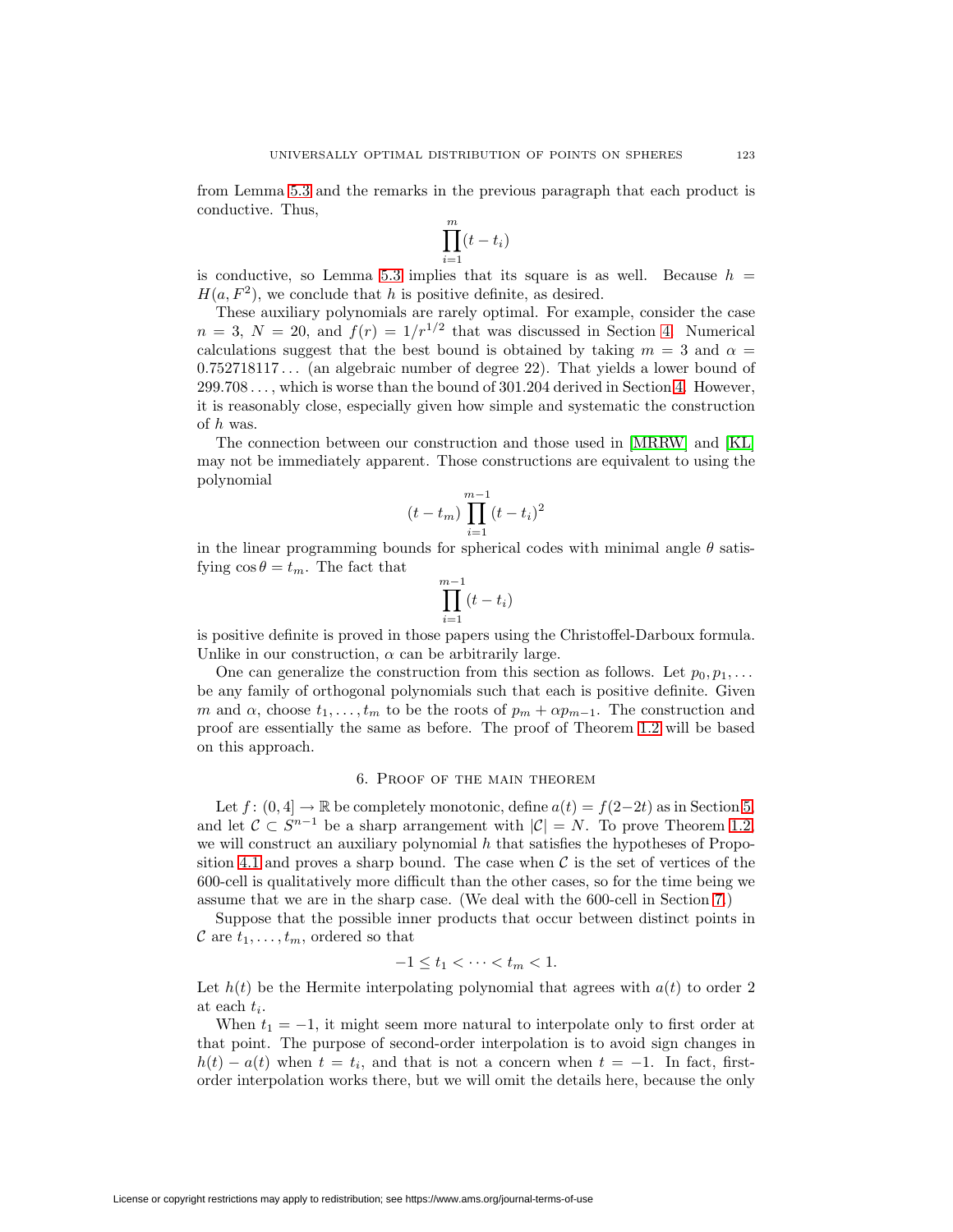from Lemma 5.3 and the remarks in the previous paragraph that each product is conductive. Thus,

$$\prod_{i=1}^{m}(t-t_i)$$

is conductive, so Lemma 5.3 implies that its square is as well. Because $h = H(a, F^2)$, we conclude that $h$ is positive definite, as desired.

These auxiliary polynomials are rarely optimal. For example, consider the case $n = 3$, $N = 20$, and $f(r) = 1/r^{1/2}$ that was discussed in Section 4. Numerical calculations suggest that the best bound is obtained by taking $m = 3$ and $\alpha = 0.752718117\dots$ (an algebraic number of degree 22). That yields a lower bound of $299.708\dots$, which is worse than the bound of $301.204$ derived in Section 4. However, it is reasonably close, especially given how simple and systematic the construction of $h$ was.

The connection between our construction and those used in [MRRW] and [KL] may not be immediately apparent. Those constructions are equivalent to using the polynomial

$$(t-t_m)\prod_{i=1}^{m-1}(t-t_i)^2$$

in the linear programming bounds for spherical codes with minimal angle $\theta$ satisfying $\cos\theta = t_m$. The fact that

$$\prod_{i=1}^{m-1}(t-t_i)$$

is positive definite is proved in those papers using the Christoffel-Darboux formula. Unlike in our construction, $\alpha$ can be arbitrarily large.

One can generalize the construction from this section as follows. Let $p_0, p_1, \dots$ be any family of orthogonal polynomials such that each is positive definite. Given $m$ and $\alpha$, choose $t_1, \dots, t_m$ to be the roots of $p_m + \alpha p_{m-1}$. The construction and proof are essentially the same as before. The proof of Theorem 1.2 will be based on this approach.

## 6. Proof of the main theorem

Let $f\colon (0,4] \to \mathbb{R}$ be completely monotonic, define $a(t) = f(2-2t)$ as in Section 5, and let $\mathcal{C} \subset S^{n-1}$ be a sharp arrangement with $|\mathcal{C}| = N$. To prove Theorem 1.2, we will construct an auxiliary polynomial $h$ that satisfies the hypotheses of Proposition 4.1 and proves a sharp bound. The case when $\mathcal{C}$ is the set of vertices of the 600-cell is qualitatively more difficult than the other cases, so for the time being we assume that we are in the sharp case. (We deal with the 600-cell in Section 7.)

Suppose that the possible inner products that occur between distinct points in $\mathcal{C}$ are $t_1, \dots, t_m$, ordered so that

$$-1 \le t_1 < \dots < t_m < 1.$$

Let $h(t)$ be the Hermite interpolating polynomial that agrees with $a(t)$ to order 2 at each $t_i$.

When $t_1 = -1$, it might seem more natural to interpolate only to first order at that point. The purpose of second-order interpolation is to avoid sign changes in $h(t) - a(t)$ when $t = t_i$, and that is not a concern when $t = -1$. In fact, first-order interpolation works there, but we will omit the details here, because the only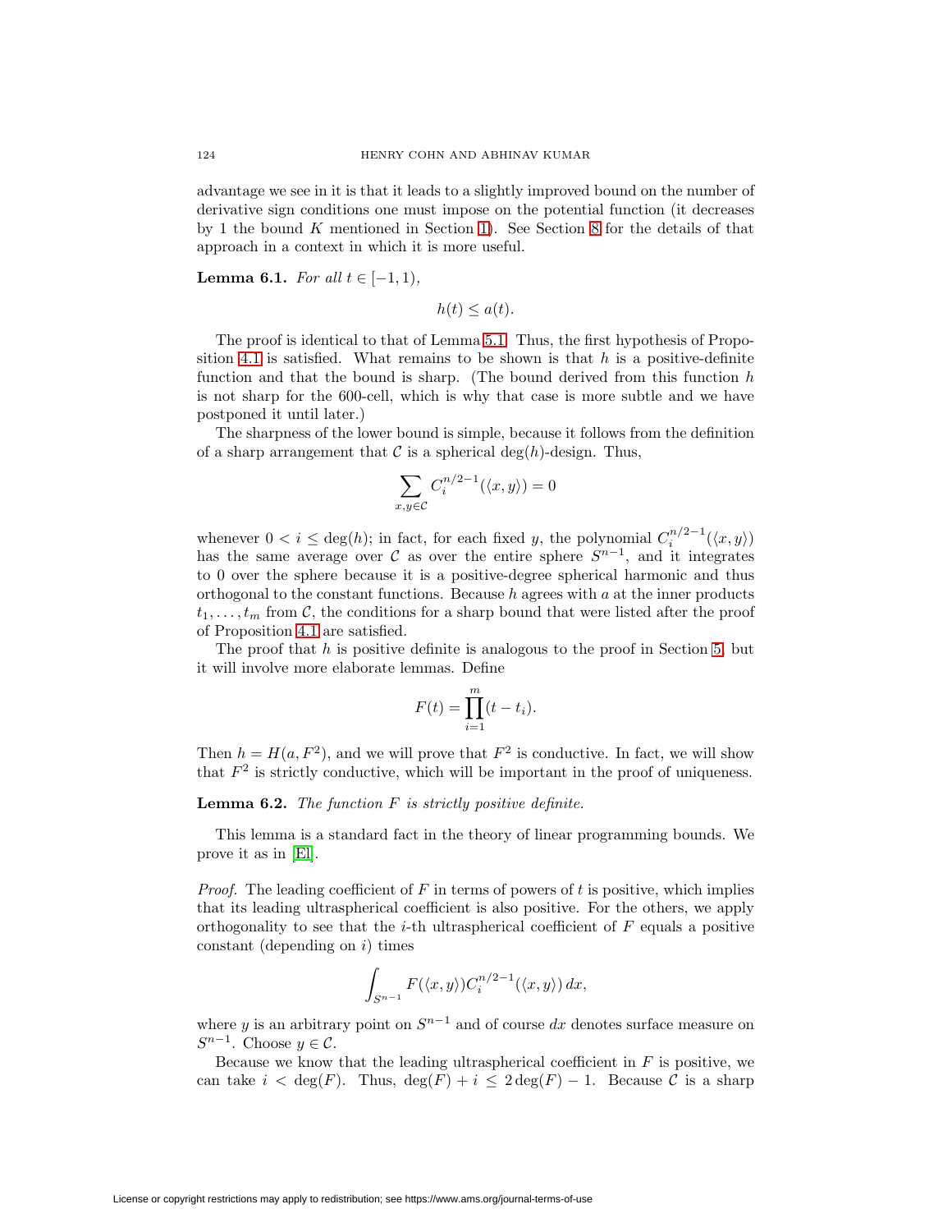advantage we see in it is that it leads to a slightly improved bound on the number of derivative sign conditions one must impose on the potential function (it decreases by 1 the bound $K$ mentioned in Section 1). See Section 8 for the details of that approach in a context in which it is more useful.

**Lemma 6.1.** *For all $t \in [-1, 1)$,*

$$h(t) \leq a(t).$$

The proof is identical to that of Lemma 5.1. Thus, the first hypothesis of Proposition 4.1 is satisfied. What remains to be shown is that $h$ is a positive-definite function and that the bound is sharp. (The bound derived from this function $h$ is not sharp for the 600-cell, which is why that case is more subtle and we have postponed it until later.)

The sharpness of the lower bound is simple, because it follows from the definition of a sharp arrangement that $\mathcal{C}$ is a spherical $\deg(h)$-design. Thus,

$$\sum_{x,y \in \mathcal{C}} C_i^{n/2-1}(\langle x, y\rangle) = 0$$

whenever $0 < i \leq \deg(h)$; in fact, for each fixed $y$, the polynomial $C_i^{n/2-1}(\langle x, y\rangle)$ has the same average over $\mathcal{C}$ as over the entire sphere $S^{n-1}$, and it integrates to 0 over the sphere because it is a positive-degree spherical harmonic and thus orthogonal to the constant functions. Because $h$ agrees with $a$ at the inner products $t_1, \dots, t_m$ from $\mathcal{C}$, the conditions for a sharp bound that were listed after the proof of Proposition 4.1 are satisfied.

The proof that $h$ is positive definite is analogous to the proof in Section 5, but it will involve more elaborate lemmas. Define

$$F(t) = \prod_{i=1}^{m} (t - t_i).$$

Then $h = H(a, F^2)$, and we will prove that $F^2$ is conductive. In fact, we will show that $F^2$ is strictly conductive, which will be important in the proof of uniqueness.

**Lemma 6.2.** *The function $F$ is strictly positive definite.*

This lemma is a standard fact in the theory of linear programming bounds. We prove it as in [El].

*Proof.* The leading coefficient of $F$ in terms of powers of $t$ is positive, which implies that its leading ultraspherical coefficient is also positive. For the others, we apply orthogonality to see that the $i$-th ultraspherical coefficient of $F$ equals a positive constant (depending on $i$) times

$$\int_{S^{n-1}} F(\langle x, y\rangle) C_i^{n/2-1}(\langle x, y\rangle)\, dx,$$

where $y$ is an arbitrary point on $S^{n-1}$ and of course $dx$ denotes surface measure on $S^{n-1}$. Choose $y \in \mathcal{C}$.

Because we know that the leading ultraspherical coefficient in $F$ is positive, we can take $i < \deg(F)$. Thus, $\deg(F) + i \leq 2\deg(F) - 1$. Because $\mathcal{C}$ is a sharp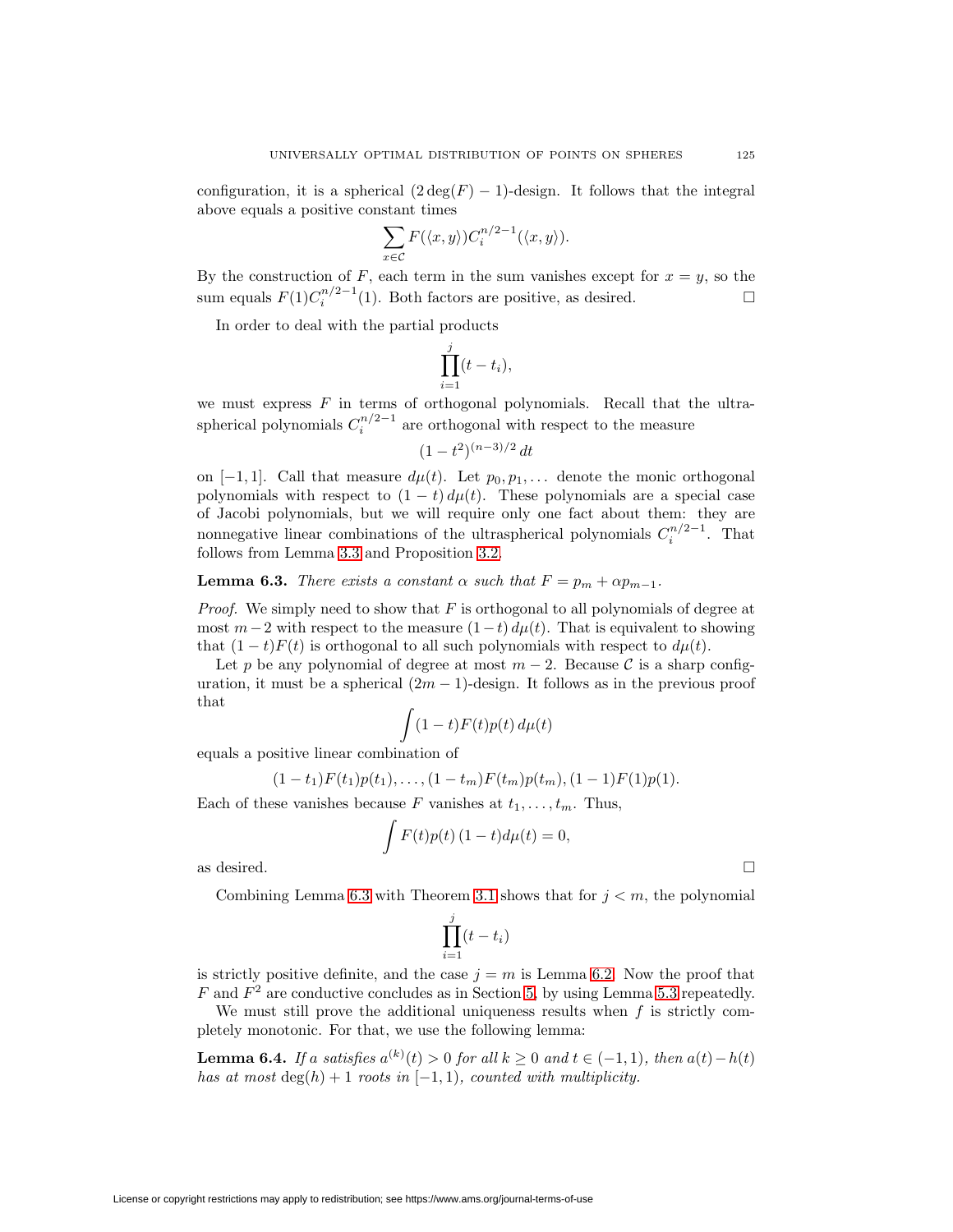configuration, it is a spherical $(2\deg(F) - 1)$-design. It follows that the integral above equals a positive constant times

$$\sum_{x \in \mathcal{C}} F(\langle x, y \rangle) C_i^{n/2-1}(\langle x, y \rangle).$$

By the construction of $F$, each term in the sum vanishes except for $x = y$, so the sum equals $F(1)C_i^{n/2-1}(1)$. Both factors are positive, as desired. □

In order to deal with the partial products

$$\prod_{i=1}^{j} (t - t_i),$$

we must express $F$ in terms of orthogonal polynomials. Recall that the ultraspherical polynomials $C_i^{n/2-1}$ are orthogonal with respect to the measure

$$(1 - t^2)^{(n-3)/2}\, dt$$

on $[-1, 1]$. Call that measure $d\mu(t)$. Let $p_0, p_1, \ldots$ denote the monic orthogonal polynomials with respect to $(1 - t)\, d\mu(t)$. These polynomials are a special case of Jacobi polynomials, but we will require only one fact about them: they are nonnegative linear combinations of the ultraspherical polynomials $C_i^{n/2-1}$. That follows from Lemma 3.3 and Proposition 3.2.

**Lemma 6.3.** *There exists a constant $\alpha$ such that $F = p_m + \alpha p_{m-1}$.*

*Proof.* We simply need to show that $F$ is orthogonal to all polynomials of degree at most $m-2$ with respect to the measure $(1-t)\, d\mu(t)$. That is equivalent to showing that $(1 - t)F(t)$ is orthogonal to all such polynomials with respect to $d\mu(t)$.

Let $p$ be any polynomial of degree at most $m - 2$. Because $\mathcal{C}$ is a sharp configuration, it must be a spherical $(2m - 1)$-design. It follows as in the previous proof that

$$\int (1 - t)F(t)p(t)\, d\mu(t)$$

equals a positive linear combination of

$$(1 - t_1)F(t_1)p(t_1), \ldots, (1 - t_m)F(t_m)p(t_m), (1 - 1)F(1)p(1).$$

Each of these vanishes because $F$ vanishes at $t_1, \ldots, t_m$. Thus,

$$\int F(t)p(t)\, (1 - t) d\mu(t) = 0,$$

as desired. □

Combining Lemma 6.3 with Theorem 3.1 shows that for $j < m$, the polynomial

$$\prod_{i=1}^{j} (t - t_i)$$

is strictly positive definite, and the case $j = m$ is Lemma 6.2. Now the proof that $F$ and $F^2$ are conductive concludes as in Section 5, by using Lemma 5.3 repeatedly.

We must still prove the additional uniqueness results when $f$ is strictly completely monotonic. For that, we use the following lemma:

**Lemma 6.4.** *If $a$ satisfies $a^{(k)}(t) > 0$ for all $k \geq 0$ and $t \in (-1, 1)$, then $a(t) - h(t)$ has at most $\deg(h) + 1$ roots in $[-1, 1)$, counted with multiplicity.*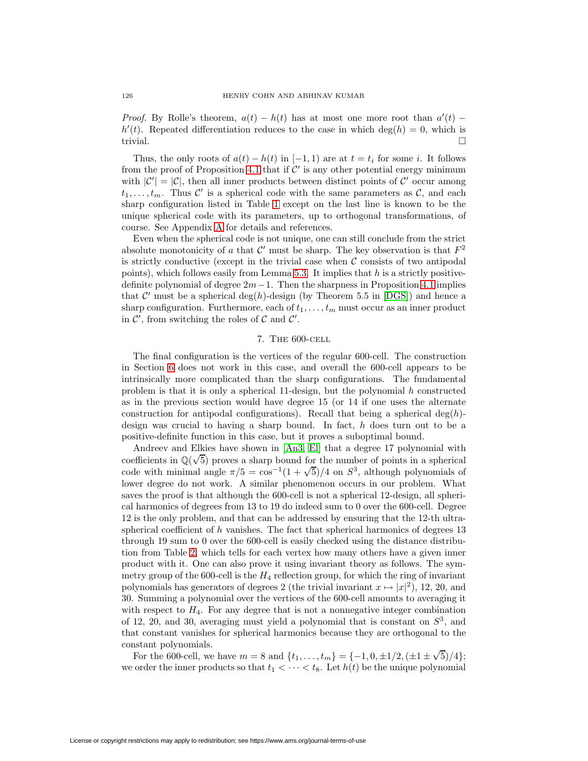*Proof.* By Rolle's theorem, $a(t) - h(t)$ has at most one more root than $a'(t) - h'(t)$. Repeated differentiation reduces to the case in which $\deg(h) = 0$, which is trivial. $\square$

Thus, the only roots of $a(t) - h(t)$ in $[-1, 1)$ are at $t = t_i$ for some $i$. It follows from the proof of Proposition 4.1 that if $\mathcal{C}'$ is any other potential energy minimum with $|\mathcal{C}'| = |\mathcal{C}|$, then all inner products between distinct points of $\mathcal{C}'$ occur among $t_1, \dots, t_m$. Thus $\mathcal{C}'$ is a spherical code with the same parameters as $\mathcal{C}$, and each sharp configuration listed in Table 1 except on the last line is known to be the unique spherical code with its parameters, up to orthogonal transformations, of course. See Appendix A for details and references.

Even when the spherical code is not unique, one can still conclude from the strict absolute monotonicity of $a$ that $\mathcal{C}'$ must be sharp. The key observation is that $F^2$ is strictly conductive (except in the trivial case when $\mathcal{C}$ consists of two antipodal points), which follows easily from Lemma 5.3. It implies that $h$ is a strictly positive-definite polynomial of degree $2m-1$. Then the sharpness in Proposition 4.1 implies that $\mathcal{C}'$ must be a spherical $\deg(h)$-design (by Theorem 5.5 in [DGS]) and hence a sharp configuration. Furthermore, each of $t_1, \dots, t_m$ must occur as an inner product in $\mathcal{C}'$, from switching the roles of $\mathcal{C}$ and $\mathcal{C}'$.

## 7. The 600-cell

The final configuration is the vertices of the regular 600-cell. The construction in Section 6 does not work in this case, and overall the 600-cell appears to be intrinsically more complicated than the sharp configurations. The fundamental problem is that it is only a spherical 11-design, but the polynomial $h$ constructed as in the previous section would have degree 15 (or 14 if one uses the alternate construction for antipodal configurations). Recall that being a spherical $\deg(h)$-design was crucial to having a sharp bound. In fact, $h$ does turn out to be a positive-definite function in this case, but it proves a suboptimal bound.

Andreev and Elkies have shown in [An3, El] that a degree 17 polynomial with coefficients in $\mathbb{Q}(\sqrt{5})$ proves a sharp bound for the number of points in a spherical code with minimal angle $\pi/5 = \cos^{-1}(1+\sqrt{5})/4$ on $S^3$, although polynomials of lower degree do not work. A similar phenomenon occurs in our problem. What saves the proof is that although the 600-cell is not a spherical 12-design, all spherical harmonics of degrees from 13 to 19 do indeed sum to 0 over the 600-cell. Degree 12 is the only problem, and that can be addressed by ensuring that the 12-th ultraspherical coefficient of $h$ vanishes. The fact that spherical harmonics of degrees 13 through 19 sum to 0 over the 600-cell is easily checked using the distance distribution from Table 2, which tells for each vertex how many others have a given inner product with it. One can also prove it using invariant theory as follows. The symmetry group of the 600-cell is the $H_4$ reflection group, for which the ring of invariant polynomials has generators of degrees 2 (the trivial invariant $x \mapsto |x|^2$), 12, 20, and 30. Summing a polynomial over the vertices of the 600-cell amounts to averaging it with respect to $H_4$. For any degree that is not a nonnegative integer combination of 12, 20, and 30, averaging must yield a polynomial that is constant on $S^3$, and that constant vanishes for spherical harmonics because they are orthogonal to the constant polynomials.

For the 600-cell, we have $m = 8$ and $\{t_1, \dots, t_m\} = \{-1, 0, \pm 1/2, (\pm 1 \pm \sqrt{5})/4\}$; we order the inner products so that $t_1 < \dots < t_8$. Let $h(t)$ be the unique polynomial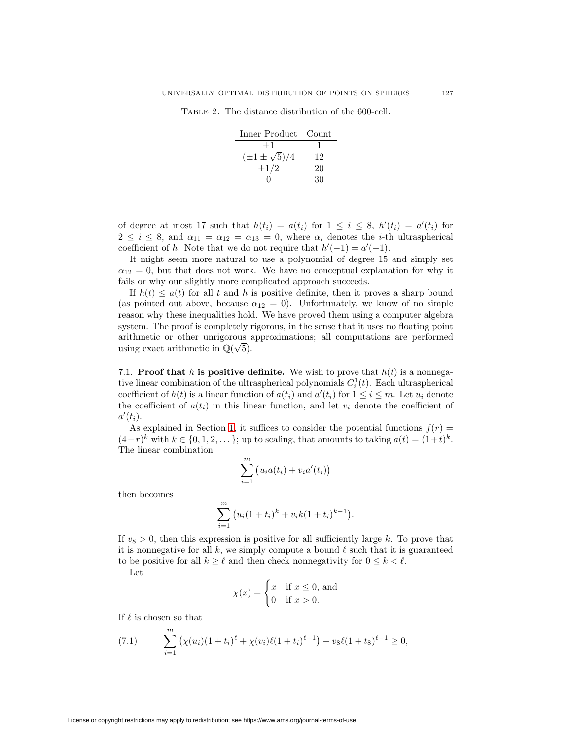Table 2. The distance distribution of the 600-cell.

| Inner Product | Count |
|---|---|
| $\pm 1$ | 1 |
| $(\pm 1 \pm \sqrt{5})/4$ | 12 |
| $\pm 1/2$ | 20 |
| $0$ | 30 |

of degree at most 17 such that $h(t_i) = a(t_i)$ for $1 \le i \le 8$, $h'(t_i) = a'(t_i)$ for $2 \le i \le 8$, and $\alpha_{11} = \alpha_{12} = \alpha_{13} = 0$, where $\alpha_i$ denotes the $i$-th ultraspherical coefficient of $h$. Note that we do not require that $h'(-1) = a'(-1)$.

It might seem more natural to use a polynomial of degree 15 and simply set $\alpha_{12} = 0$, but that does not work. We have no conceptual explanation for why it fails or why our slightly more complicated approach succeeds.

If $h(t) \le a(t)$ for all $t$ and $h$ is positive definite, then it proves a sharp bound (as pointed out above, because $\alpha_{12} = 0$). Unfortunately, we know of no simple reason why these inequalities hold. We have proved them using a computer algebra system. The proof is completely rigorous, in the sense that it uses no floating point arithmetic or other unrigorous approximations; all computations are performed using exact arithmetic in $\mathbb{Q}(\sqrt{5})$.

7.1. **Proof that $h$ is positive definite.** We wish to prove that $h(t)$ is a nonnegative linear combination of the ultraspherical polynomials $C_i^1(t)$. Each ultraspherical coefficient of $h(t)$ is a linear function of $a(t_i)$ and $a'(t_i)$ for $1 \le i \le m$. Let $u_i$ denote the coefficient of $a(t_i)$ in this linear function, and let $v_i$ denote the coefficient of $a'(t_i)$.

As explained in Section 1, it suffices to consider the potential functions $f(r) = (4-r)^k$ with $k \in \{0, 1, 2, \dots\}$; up to scaling, that amounts to taking $a(t) = (1+t)^k$. The linear combination

$$\sum_{i=1}^{m} \big(u_i a(t_i) + v_i a'(t_i)\big)$$

then becomes

$$\sum_{i=1}^{m} \big(u_i (1+t_i)^k + v_i k (1+t_i)^{k-1}\big).$$

If $v_8 > 0$, then this expression is positive for all sufficiently large $k$. To prove that it is nonnegative for all $k$, we simply compute a bound $\ell$ such that it is guaranteed to be positive for all $k \ge \ell$ and then check nonnegativity for $0 \le k < \ell$.

Let

$$\chi(x) = \begin{cases} x & \text{if } x \le 0, \text{ and} \\ 0 & \text{if } x > 0. \end{cases}$$

If $\ell$ is chosen so that

$$\sum_{i=1}^{m} \big(\chi(u_i)(1+t_i)^\ell + \chi(v_i)\ell(1+t_i)^{\ell-1}\big) + v_8 \ell (1+t_8)^{\ell-1} \ge 0, \tag{7.1}$$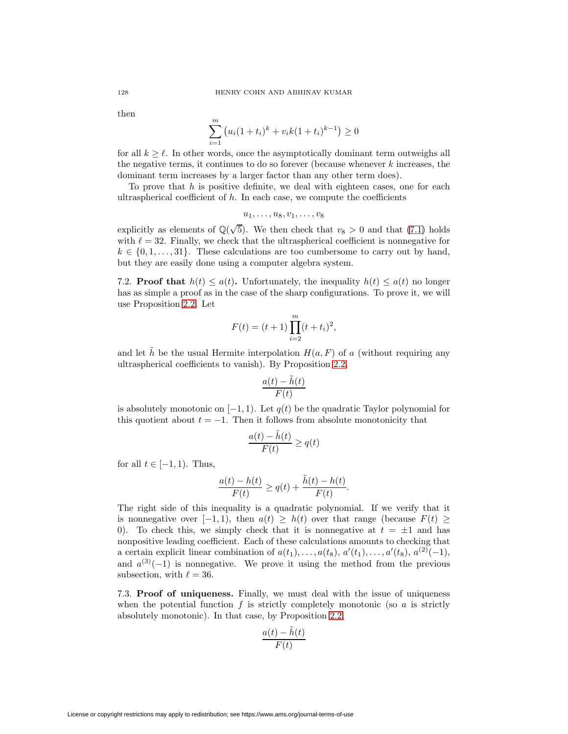then

$$\sum_{i=1}^{m} \left( u_i (1+t_i)^k + v_i k (1+t_i)^{k-1} \right) \geq 0$$

for all $k \geq \ell$. In other words, once the asymptotically dominant term outweighs all the negative terms, it continues to do so forever (because whenever $k$ increases, the dominant term increases by a larger factor than any other term does).

To prove that $h$ is positive definite, we deal with eighteen cases, one for each ultraspherical coefficient of $h$. In each case, we compute the coefficients

$$u_1, \dots, u_8, v_1, \dots, v_8$$

explicitly as elements of $\mathbb{Q}(\sqrt{5})$. We then check that $v_8 > 0$ and that (7.1) holds with $\ell = 32$. Finally, we check that the ultraspherical coefficient is nonnegative for $k \in \{0, 1, \dots, 31\}$. These calculations are too cumbersome to carry out by hand, but they are easily done using a computer algebra system.

7.2. **Proof that** $h(t) \leq a(t)$**.** Unfortunately, the inequality $h(t) \leq a(t)$ no longer has as simple a proof as in the case of the sharp configurations. To prove it, we will use Proposition 2.2. Let

$$F(t) = (t+1) \prod_{i=2}^{m} (t+t_i)^2,$$

and let $\tilde{h}$ be the usual Hermite interpolation $H(a, F)$ of $a$ (without requiring any ultraspherical coefficients to vanish). By Proposition 2.2,

$$\frac{a(t) - \tilde{h}(t)}{F(t)}$$

is absolutely monotonic on $[-1, 1)$. Let $q(t)$ be the quadratic Taylor polynomial for this quotient about $t = -1$. Then it follows from absolute monotonicity that

$$\frac{a(t) - \tilde{h}(t)}{F(t)} \geq q(t)$$

for all $t \in [-1, 1)$. Thus,

$$\frac{a(t) - h(t)}{F(t)} \geq q(t) + \frac{\tilde{h}(t) - h(t)}{F(t)}.$$

The right side of this inequality is a quadratic polynomial. If we verify that it is nonnegative over $[-1, 1)$, then $a(t) \geq h(t)$ over that range (because $F(t) \geq 0$). To check this, we simply check that it is nonnegative at $t = \pm 1$ and has nonpositive leading coefficient. Each of these calculations amounts to checking that a certain explicit linear combination of $a(t_1), \dots, a(t_8)$, $a'(t_1), \dots, a'(t_8)$, $a^{(2)}(-1)$, and $a^{(3)}(-1)$ is nonnegative. We prove it using the method from the previous subsection, with $\ell = 36$.

7.3. **Proof of uniqueness.** Finally, we must deal with the issue of uniqueness when the potential function $f$ is strictly completely monotonic (so $a$ is strictly absolutely monotonic). In that case, by Proposition 2.2,

$$\frac{a(t) - \tilde{h}(t)}{F(t)}$$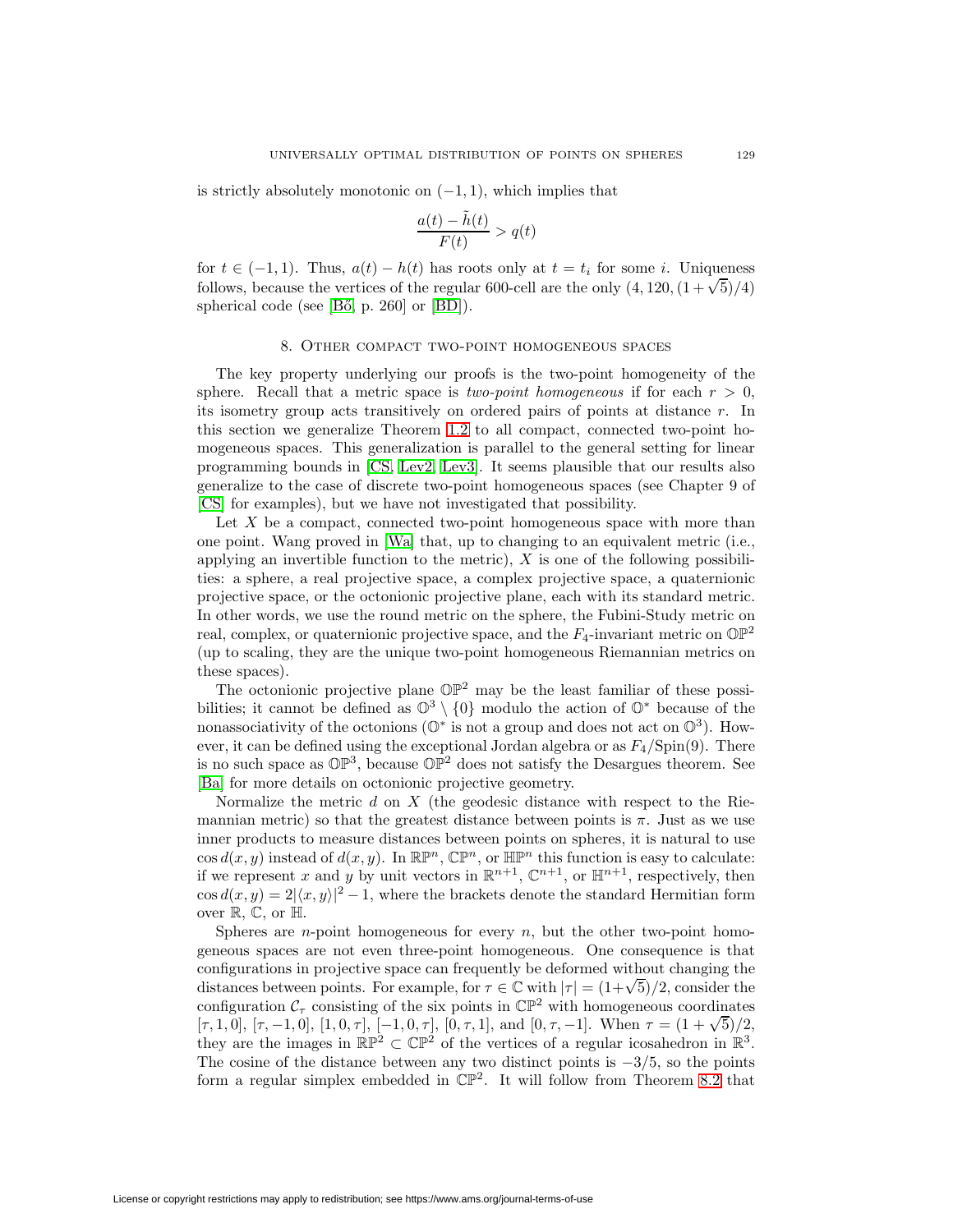is strictly absolutely monotonic on $(-1, 1)$, which implies that

$$\frac{a(t) - \tilde{h}(t)}{F(t)} > q(t)$$

for $t \in (-1, 1)$. Thus, $a(t) - h(t)$ has roots only at $t = t_i$ for some $i$. Uniqueness follows, because the vertices of the regular 600-cell are the only $(4, 120, (1 + \sqrt{5})/4)$ spherical code (see [Bö, p. 260] or [BD]).

## 8. Other compact two-point homogeneous spaces

The key property underlying our proofs is the two-point homogeneity of the sphere. Recall that a metric space is *two-point homogeneous* if for each $r > 0$, its isometry group acts transitively on ordered pairs of points at distance $r$. In this section we generalize Theorem 1.2 to all compact, connected two-point homogeneous spaces. This generalization is parallel to the general setting for linear programming bounds in [CS, Lev2, Lev3]. It seems plausible that our results also generalize to the case of discrete two-point homogeneous spaces (see Chapter 9 of [CS] for examples), but we have not investigated that possibility.

Let $X$ be a compact, connected two-point homogeneous space with more than one point. Wang proved in [Wa] that, up to changing to an equivalent metric (i.e., applying an invertible function to the metric), $X$ is one of the following possibilities: a sphere, a real projective space, a complex projective space, a quaternionic projective space, or the octonionic projective plane, each with its standard metric. In other words, we use the round metric on the sphere, the Fubini-Study metric on real, complex, or quaternionic projective space, and the $F_4$-invariant metric on $\mathbb{OP}^2$ (up to scaling, they are the unique two-point homogeneous Riemannian metrics on these spaces).

The octonionic projective plane $\mathbb{OP}^2$ may be the least familiar of these possibilities; it cannot be defined as $\mathbb{O}^3 \setminus \{0\}$ modulo the action of $\mathbb{O}^*$ because of the nonassociativity of the octonions ($\mathbb{O}^*$ is not a group and does not act on $\mathbb{O}^3$). However, it can be defined using the exceptional Jordan algebra or as $F_4/\mathrm{Spin}(9)$. There is no such space as $\mathbb{OP}^3$, because $\mathbb{OP}^2$ does not satisfy the Desargues theorem. See [Ba] for more details on octonionic projective geometry.

Normalize the metric $d$ on $X$ (the geodesic distance with respect to the Riemannian metric) so that the greatest distance between points is $\pi$. Just as we use inner products to measure distances between points on spheres, it is natural to use $\cos d(x, y)$ instead of $d(x, y)$. In $\mathbb{RP}^n$, $\mathbb{CP}^n$, or $\mathbb{HP}^n$ this function is easy to calculate: if we represent $x$ and $y$ by unit vectors in $\mathbb{R}^{n+1}$, $\mathbb{C}^{n+1}$, or $\mathbb{H}^{n+1}$, respectively, then $\cos d(x, y) = 2|\langle x, y\rangle|^2 - 1$, where the brackets denote the standard Hermitian form over $\mathbb{R}$, $\mathbb{C}$, or $\mathbb{H}$.

Spheres are $n$-point homogeneous for every $n$, but the other two-point homogeneous spaces are not even three-point homogeneous. One consequence is that configurations in projective space can frequently be deformed without changing the distances between points. For example, for $\tau \in \mathbb{C}$ with $|\tau| = (1+\sqrt{5})/2$, consider the configuration $\mathcal{C}_\tau$ consisting of the six points in $\mathbb{CP}^2$ with homogeneous coordinates $[\tau, 1, 0]$, $[\tau, -1, 0]$, $[1, 0, \tau]$, $[-1, 0, \tau]$, $[0, \tau, 1]$, and $[0, \tau, -1]$. When $\tau = (1 + \sqrt{5})/2$, they are the images in $\mathbb{RP}^2 \subset \mathbb{CP}^2$ of the vertices of a regular icosahedron in $\mathbb{R}^3$. The cosine of the distance between any two distinct points is $-3/5$, so the points form a regular simplex embedded in $\mathbb{CP}^2$. It will follow from Theorem 8.2 that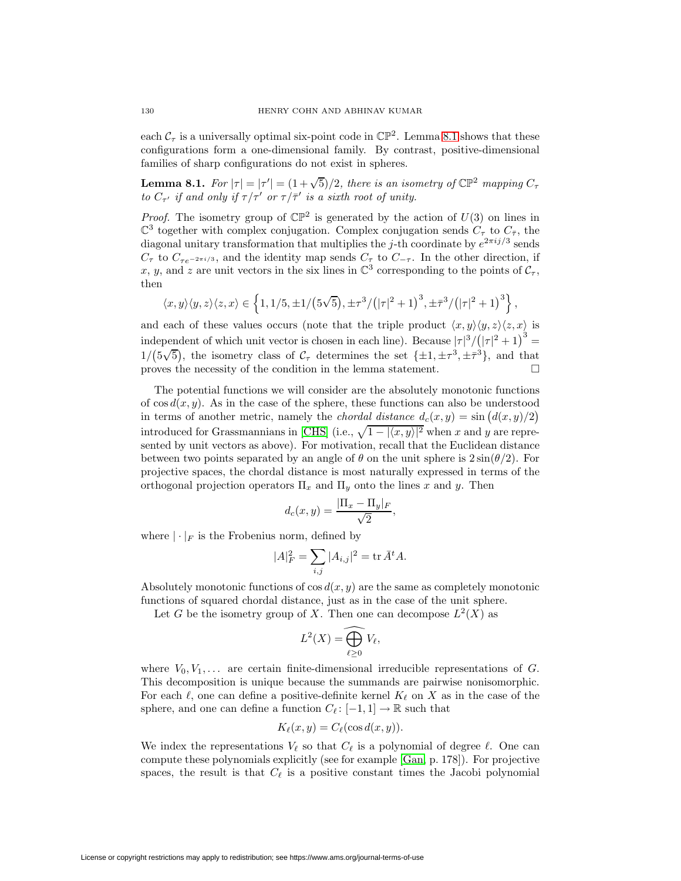each $\mathcal{C}_\tau$ is a universally optimal six-point code in $\mathbb{CP}^2$. Lemma 8.1 shows that these configurations form a one-dimensional family. By contrast, positive-dimensional families of sharp configurations do not exist in spheres.

**Lemma 8.1.** *For $|\tau| = |\tau'| = (1+\sqrt{5})/2$, there is an isometry of $\mathbb{CP}^2$ mapping $C_\tau$ to $C_{\tau'}$ if and only if $\tau/\tau'$ or $\tau/\bar{\tau}'$ is a sixth root of unity.*

*Proof.* The isometry group of $\mathbb{CP}^2$ is generated by the action of $U(3)$ on lines in $\mathbb{C}^3$ together with complex conjugation. Complex conjugation sends $C_\tau$ to $C_{\bar{\tau}}$, the diagonal unitary transformation that multiplies the $j$-th coordinate by $e^{2\pi i j/3}$ sends $C_\tau$ to $C_{\tau e^{-2\pi i/3}}$, and the identity map sends $C_\tau$ to $C_{-\tau}$. In the other direction, if $x$, $y$, and $z$ are unit vectors in the six lines in $\mathbb{C}^3$ corresponding to the points of $\mathcal{C}_\tau$, then

$$\langle x, y\rangle\langle y, z\rangle\langle z, x\rangle \in \left\{1, 1/5, \pm 1/\big(5\sqrt{5}\big), \pm\tau^3/\big(|\tau|^2+1\big)^3, \pm\bar{\tau}^3/\big(|\tau|^2+1\big)^3\right\},$$

and each of these values occurs (note that the triple product $\langle x, y\rangle\langle y, z\rangle\langle z, x\rangle$ is independent of which unit vector is chosen in each line). Because $|\tau|^3/\big(|\tau|^2+1\big)^3 = 1/\big(5\sqrt{5}\big)$, the isometry class of $\mathcal{C}_\tau$ determines the set $\{\pm 1, \pm\tau^3, \pm\bar{\tau}^3\}$, and that proves the necessity of the condition in the lemma statement. $\square$

The potential functions we will consider are the absolutely monotonic functions of $\cos d(x, y)$. As in the case of the sphere, these functions can also be understood in terms of another metric, namely the *chordal distance* $d_c(x, y) = \sin\big(d(x, y)/2\big)$ introduced for Grassmannians in [CHS] (i.e., $\sqrt{1 - |\langle x, y\rangle|^2}$ when $x$ and $y$ are represented by unit vectors as above). For motivation, recall that the Euclidean distance between two points separated by an angle of $\theta$ on the unit sphere is $2\sin(\theta/2)$. For projective spaces, the chordal distance is most naturally expressed in terms of the orthogonal projection operators $\Pi_x$ and $\Pi_y$ onto the lines $x$ and $y$. Then

$$d_c(x, y) = \frac{|\Pi_x - \Pi_y|_F}{\sqrt{2}},$$

where $|\cdot|_F$ is the Frobenius norm, defined by

$$|A|_F^2 = \sum_{i,j} |A_{i,j}|^2 = \operatorname{tr} \bar{A}^t A.$$

Absolutely monotonic functions of $\cos d(x, y)$ are the same as completely monotonic functions of squared chordal distance, just as in the case of the unit sphere.

Let $G$ be the isometry group of $X$. Then one can decompose $L^2(X)$ as

$$L^2(X) = \widehat{\bigoplus_{\ell \geq 0}} V_\ell,$$

where $V_0, V_1, \dots$ are certain finite-dimensional irreducible representations of $G$. This decomposition is unique because the summands are pairwise nonisomorphic. For each $\ell$, one can define a positive-definite kernel $K_\ell$ on $X$ as in the case of the sphere, and one can define a function $C_\ell \colon [-1, 1] \to \mathbb{R}$ such that

$$K_\ell(x, y) = C_\ell(\cos d(x, y)).$$

We index the representations $V_\ell$ so that $C_\ell$ is a polynomial of degree $\ell$. One can compute these polynomials explicitly (see for example [Gan, p. 178]). For projective spaces, the result is that $C_\ell$ is a positive constant times the Jacobi polynomial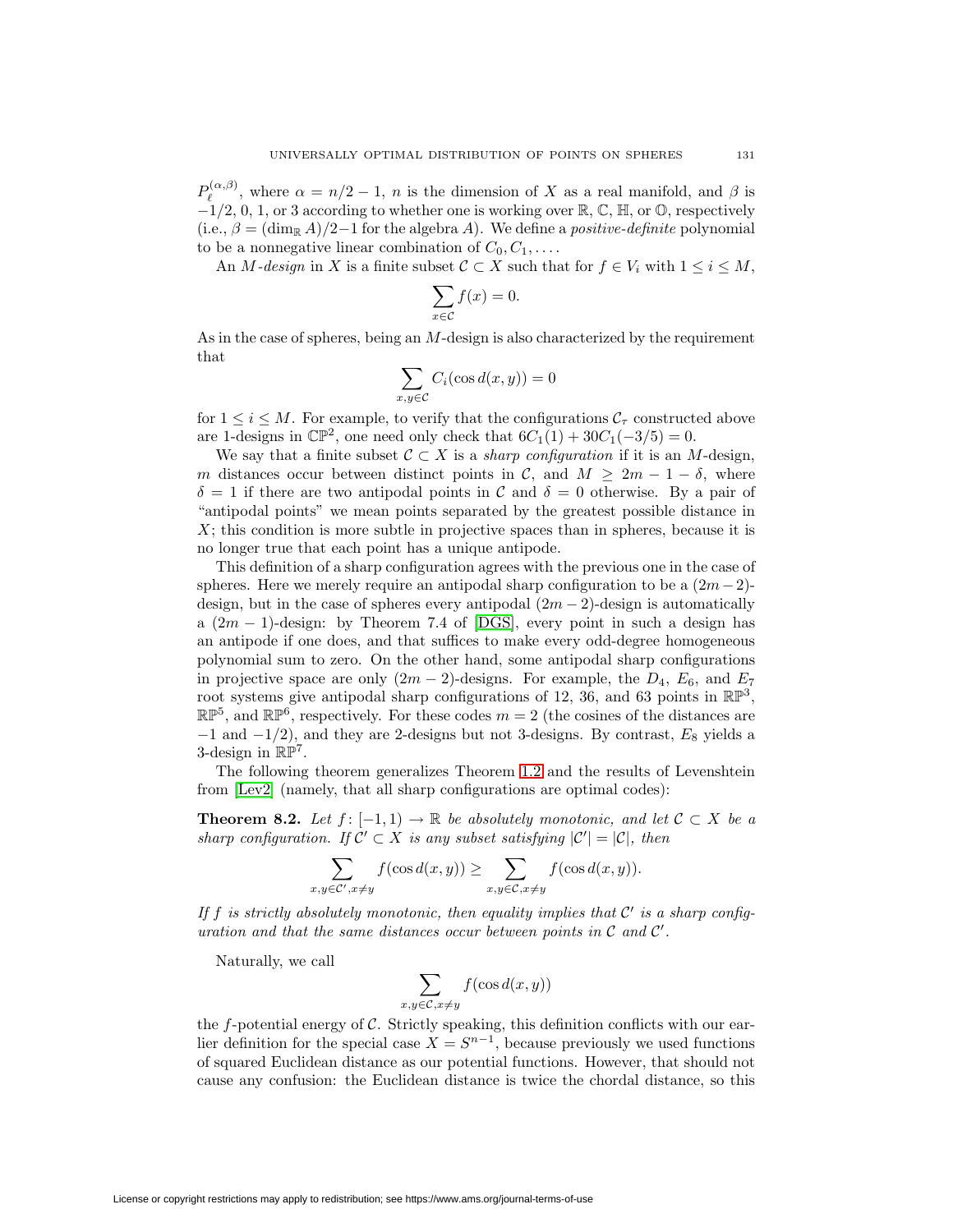$P_\ell^{(\alpha,\beta)}$, where $\alpha = n/2 - 1$, $n$ is the dimension of $X$ as a real manifold, and $\beta$ is $-1/2$, 0, 1, or 3 according to whether one is working over $\mathbb{R}$, $\mathbb{C}$, $\mathbb{H}$, or $\mathbb{O}$, respectively (i.e., $\beta = (\dim_{\mathbb{R}} A)/2 - 1$ for the algebra $A$). We define a *positive-definite* polynomial to be a nonnegative linear combination of $C_0, C_1, \dots$.

An $M$-*design* in $X$ is a finite subset $\mathcal{C} \subset X$ such that for $f \in V_i$ with $1 \le i \le M$,

$$\sum_{x \in \mathcal{C}} f(x) = 0.$$

As in the case of spheres, being an $M$-design is also characterized by the requirement that

$$\sum_{x,y \in \mathcal{C}} C_i(\cos d(x,y)) = 0$$

for $1 \le i \le M$. For example, to verify that the configurations $\mathcal{C}_\tau$ constructed above are 1-designs in $\mathbb{CP}^2$, one need only check that $6C_1(1) + 30C_1(-3/5) = 0$.

We say that a finite subset $\mathcal{C} \subset X$ is a *sharp configuration* if it is an $M$-design, $m$ distances occur between distinct points in $\mathcal{C}$, and $M \ge 2m - 1 - \delta$, where $\delta = 1$ if there are two antipodal points in $\mathcal{C}$ and $\delta = 0$ otherwise. By a pair of "antipodal points" we mean points separated by the greatest possible distance in $X$; this condition is more subtle in projective spaces than in spheres, because it is no longer true that each point has a unique antipode.

This definition of a sharp configuration agrees with the previous one in the case of spheres. Here we merely require an antipodal sharp configuration to be a $(2m-2)$-design, but in the case of spheres every antipodal $(2m-2)$-design is automatically a $(2m-1)$-design: by Theorem 7.4 of [DGS], every point in such a design has an antipode if one does, and that suffices to make every odd-degree homogeneous polynomial sum to zero. On the other hand, some antipodal sharp configurations in projective space are only $(2m-2)$-designs. For example, the $D_4$, $E_6$, and $E_7$ root systems give antipodal sharp configurations of 12, 36, and 63 points in $\mathbb{RP}^3$, $\mathbb{RP}^5$, and $\mathbb{RP}^6$, respectively. For these codes $m = 2$ (the cosines of the distances are $-1$ and $-1/2$), and they are 2-designs but not 3-designs. By contrast, $E_8$ yields a 3-design in $\mathbb{RP}^7$.

The following theorem generalizes Theorem 1.2 and the results of Levenshtein from [Lev2] (namely, that all sharp configurations are optimal codes):

**Theorem 8.2.** *Let $f\colon [-1,1) \to \mathbb{R}$ be absolutely monotonic, and let $\mathcal{C} \subset X$ be a sharp configuration. If $\mathcal{C}' \subset X$ is any subset satisfying $|\mathcal{C}'| = |\mathcal{C}|$, then*

$$\sum_{x,y \in \mathcal{C}', x \ne y} f(\cos d(x,y)) \ge \sum_{x,y \in \mathcal{C}, x \ne y} f(\cos d(x,y)).$$

*If $f$ is strictly absolutely monotonic, then equality implies that $\mathcal{C}'$ is a sharp configuration and that the same distances occur between points in $\mathcal{C}$ and $\mathcal{C}'$.*

Naturally, we call

$$\sum_{x,y \in \mathcal{C}, x \ne y} f(\cos d(x,y))$$

the $f$-potential energy of $\mathcal{C}$. Strictly speaking, this definition conflicts with our earlier definition for the special case $X = S^{n-1}$, because previously we used functions of squared Euclidean distance as our potential functions. However, that should not cause any confusion: the Euclidean distance is twice the chordal distance, so this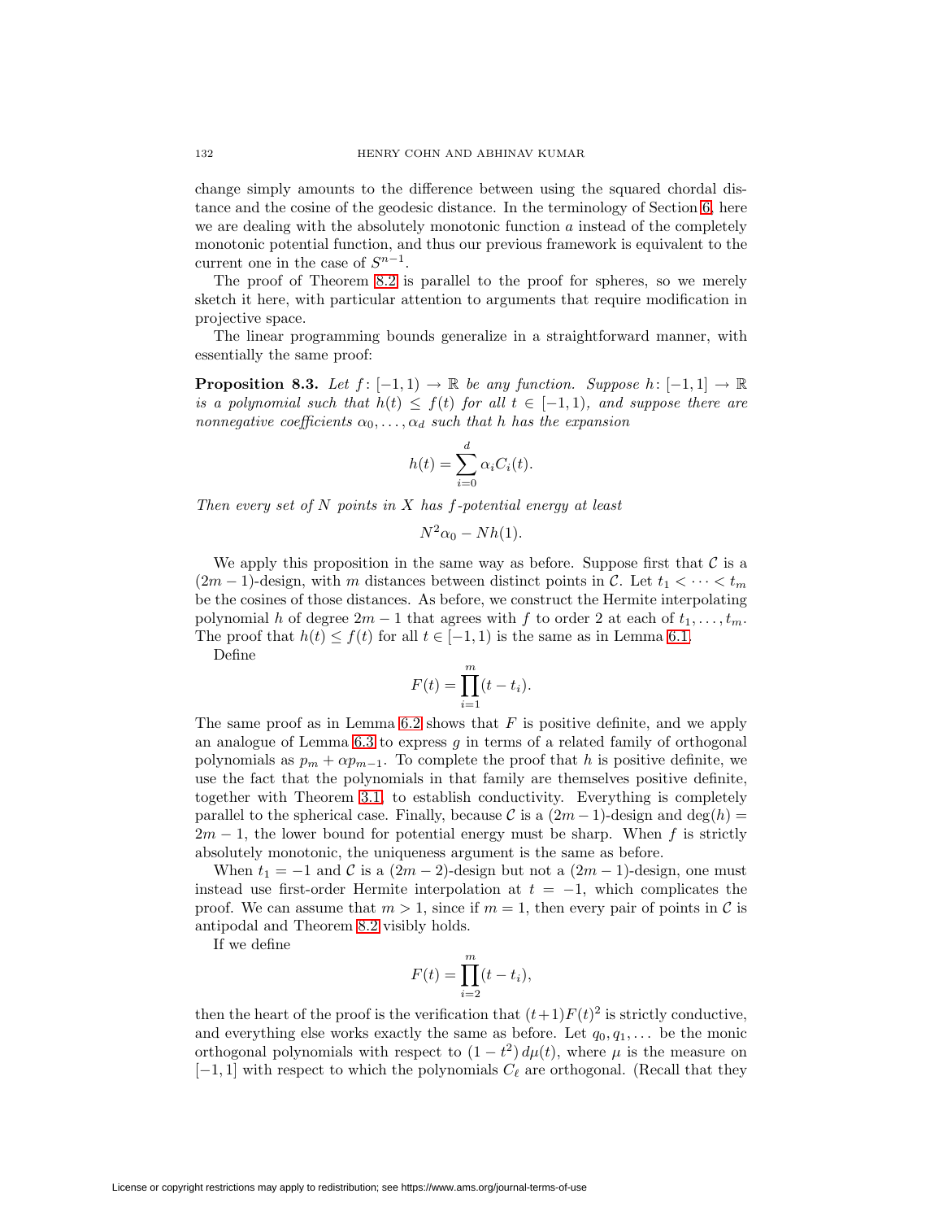change simply amounts to the difference between using the squared chordal distance and the cosine of the geodesic distance. In the terminology of Section 6, here we are dealing with the absolutely monotonic function $a$ instead of the completely monotonic potential function, and thus our previous framework is equivalent to the current one in the case of $S^{n-1}$.

The proof of Theorem 8.2 is parallel to the proof for spheres, so we merely sketch it here, with particular attention to arguments that require modification in projective space.

The linear programming bounds generalize in a straightforward manner, with essentially the same proof:

**Proposition 8.3.** *Let $f\colon [-1,1) \to \mathbb{R}$ be any function. Suppose $h\colon [-1,1] \to \mathbb{R}$ is a polynomial such that $h(t) \le f(t)$ for all $t \in [-1,1)$, and suppose there are nonnegative coefficients $\alpha_0, \dots, \alpha_d$ such that $h$ has the expansion*

$$h(t) = \sum_{i=0}^{d} \alpha_i C_i(t).$$

*Then every set of $N$ points in $X$ has $f$-potential energy at least*

$$N^2\alpha_0 - Nh(1).$$

We apply this proposition in the same way as before. Suppose first that $\mathcal{C}$ is a $(2m-1)$-design, with $m$ distances between distinct points in $\mathcal{C}$. Let $t_1 < \dots < t_m$ be the cosines of those distances. As before, we construct the Hermite interpolating polynomial $h$ of degree $2m-1$ that agrees with $f$ to order 2 at each of $t_1, \dots, t_m$. The proof that $h(t) \le f(t)$ for all $t \in [-1,1)$ is the same as in Lemma 6.1.

Define

$$F(t) = \prod_{i=1}^{m} (t - t_i).$$

The same proof as in Lemma 6.2 shows that $F$ is positive definite, and we apply an analogue of Lemma 6.3 to express $g$ in terms of a related family of orthogonal polynomials as $p_m + \alpha p_{m-1}$. To complete the proof that $h$ is positive definite, we use the fact that the polynomials in that family are themselves positive definite, together with Theorem 3.1, to establish conductivity. Everything is completely parallel to the spherical case. Finally, because $\mathcal{C}$ is a $(2m-1)$-design and $\deg(h) = 2m-1$, the lower bound for potential energy must be sharp. When $f$ is strictly absolutely monotonic, the uniqueness argument is the same as before.

When $t_1 = -1$ and $\mathcal{C}$ is a $(2m-2)$-design but not a $(2m-1)$-design, one must instead use first-order Hermite interpolation at $t = -1$, which complicates the proof. We can assume that $m > 1$, since if $m = 1$, then every pair of points in $\mathcal{C}$ is antipodal and Theorem 8.2 visibly holds.

If we define

$$F(t) = \prod_{i=2}^{m} (t - t_i),$$

then the heart of the proof is the verification that $(t+1)F(t)^2$ is strictly conductive, and everything else works exactly the same as before. Let $q_0, q_1, \dots$ be the monic orthogonal polynomials with respect to $(1-t^2)\, d\mu(t)$, where $\mu$ is the measure on $[-1,1]$ with respect to which the polynomials $C_\ell$ are orthogonal. (Recall that they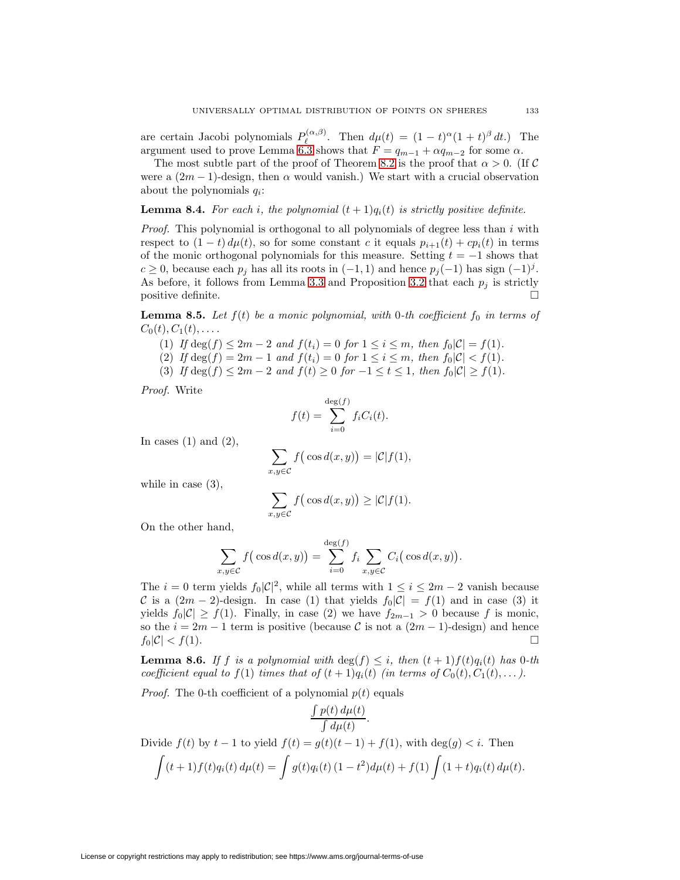are certain Jacobi polynomials $P_\ell^{(\alpha,\beta)}$. Then $d\mu(t) = (1-t)^\alpha(1+t)^\beta\,dt$.) The argument used to prove Lemma 6.3 shows that $F = q_{m-1} + \alpha q_{m-2}$ for some $\alpha$.

The most subtle part of the proof of Theorem 8.2 is the proof that $\alpha > 0$. (If $\mathcal{C}$ were a $(2m-1)$-design, then $\alpha$ would vanish.) We start with a crucial observation about the polynomials $q_i$:

**Lemma 8.4.** *For each $i$, the polynomial $(t+1)q_i(t)$ is strictly positive definite.*

*Proof.* This polynomial is orthogonal to all polynomials of degree less than $i$ with respect to $(1-t)\,d\mu(t)$, so for some constant $c$ it equals $p_{i+1}(t) + cp_i(t)$ in terms of the monic orthogonal polynomials for this measure. Setting $t = -1$ shows that $c \geq 0$, because each $p_j$ has all its roots in $(-1,1)$ and hence $p_j(-1)$ has sign $(-1)^j$. As before, it follows from Lemma 3.3 and Proposition 3.2 that each $p_j$ is strictly positive definite. $\square$

**Lemma 8.5.** *Let $f(t)$ be a monic polynomial, with 0-th coefficient $f_0$ in terms of $C_0(t), C_1(t), \dots$.*

1. *If $\deg(f) \leq 2m-2$ and $f(t_i) = 0$ for $1 \leq i \leq m$, then $f_0|\mathcal{C}| = f(1)$.*
2. *If $\deg(f) = 2m-1$ and $f(t_i) = 0$ for $1 \leq i \leq m$, then $f_0|\mathcal{C}| < f(1)$.*
3. *If $\deg(f) \leq 2m-2$ and $f(t) \geq 0$ for $-1 \leq t \leq 1$, then $f_0|\mathcal{C}| \geq f(1)$.*

*Proof.* Write

$$f(t) = \sum_{i=0}^{\deg(f)} f_i C_i(t).$$

In cases (1) and (2),

$$\sum_{x,y\in\mathcal{C}} f\big(\cos d(x,y)\big) = |\mathcal{C}| f(1),$$

while in case (3),

$$\sum_{x,y\in\mathcal{C}} f\big(\cos d(x,y)\big) \geq |\mathcal{C}| f(1).$$

On the other hand,

$$\sum_{x,y\in\mathcal{C}} f\big(\cos d(x,y)\big) = \sum_{i=0}^{\deg(f)} f_i \sum_{x,y\in\mathcal{C}} C_i\big(\cos d(x,y)\big).$$

The $i=0$ term yields $f_0|\mathcal{C}|^2$, while all terms with $1 \leq i \leq 2m-2$ vanish because $\mathcal{C}$ is a $(2m-2)$-design. In case (1) that yields $f_0|\mathcal{C}| = f(1)$ and in case (3) it yields $f_0|\mathcal{C}| \geq f(1)$. Finally, in case (2) we have $f_{2m-1} > 0$ because $f$ is monic, so the $i = 2m-1$ term is positive (because $\mathcal{C}$ is not a $(2m-1)$-design) and hence $f_0|\mathcal{C}| < f(1)$. $\square$

**Lemma 8.6.** *If $f$ is a polynomial with $\deg(f) \leq i$, then $(t+1)f(t)q_i(t)$ has 0-th coefficient equal to $f(1)$ times that of $(t+1)q_i(t)$ (in terms of $C_0(t), C_1(t), \dots$).*

*Proof.* The 0-th coefficient of a polynomial $p(t)$ equals

$$\frac{\int p(t)\,d\mu(t)}{\int d\mu(t)}.$$

Divide $f(t)$ by $t-1$ to yield $f(t) = g(t)(t-1) + f(1)$, with $\deg(g) < i$. Then

$$\int (t+1)f(t)q_i(t)\,d\mu(t) = \int g(t)q_i(t)\,(1-t^2)d\mu(t) + f(1)\int (1+t)q_i(t)\,d\mu(t).$$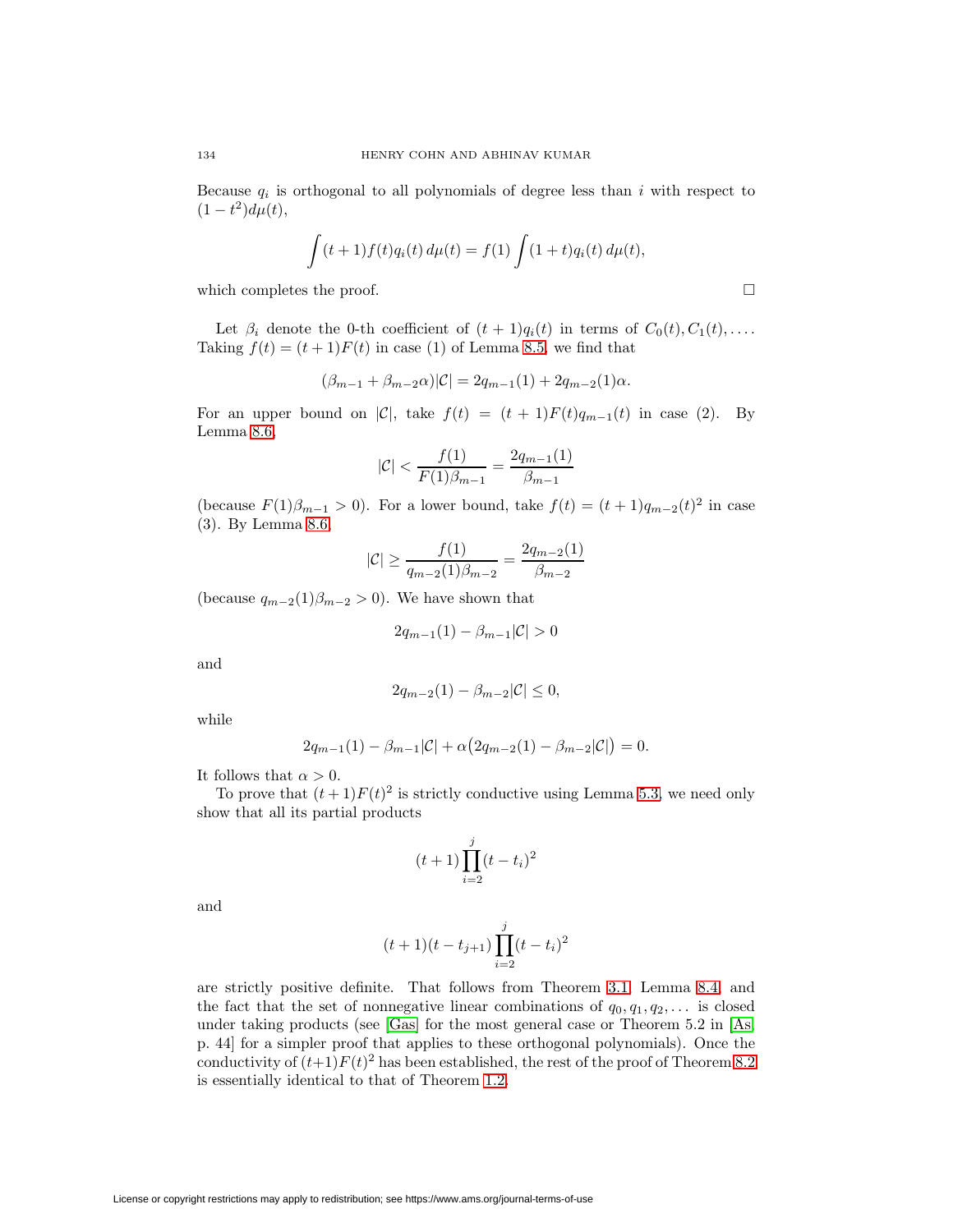Because $q_i$ is orthogonal to all polynomials of degree less than $i$ with respect to $(1-t^2)d\mu(t)$,

$$\int (t+1)f(t)q_i(t)\,d\mu(t) = f(1)\int (1+t)q_i(t)\,d\mu(t),$$

which completes the proof. $\square$

Let $\beta_i$ denote the 0-th coefficient of $(t+1)q_i(t)$ in terms of $C_0(t), C_1(t), \dots$. Taking $f(t) = (t+1)F(t)$ in case (1) of Lemma 8.5, we find that

$$(\beta_{m-1} + \beta_{m-2}\alpha)|\mathcal{C}| = 2q_{m-1}(1) + 2q_{m-2}(1)\alpha.$$

For an upper bound on $|\mathcal{C}|$, take $f(t) = (t+1)F(t)q_{m-1}(t)$ in case (2). By Lemma 8.6,

$$|\mathcal{C}| < \frac{f(1)}{F(1)\beta_{m-1}} = \frac{2q_{m-1}(1)}{\beta_{m-1}}$$

(because $F(1)\beta_{m-1} > 0$). For a lower bound, take $f(t) = (t+1)q_{m-2}(t)^2$ in case (3). By Lemma 8.6,

$$|\mathcal{C}| \geq \frac{f(1)}{q_{m-2}(1)\beta_{m-2}} = \frac{2q_{m-2}(1)}{\beta_{m-2}}$$

(because $q_{m-2}(1)\beta_{m-2} > 0$). We have shown that

$$2q_{m-1}(1) - \beta_{m-1}|\mathcal{C}| > 0$$

and

$$2q_{m-2}(1) - \beta_{m-2}|\mathcal{C}| \leq 0,$$

while

$$2q_{m-1}(1) - \beta_{m-1}|\mathcal{C}| + \alpha\big(2q_{m-2}(1) - \beta_{m-2}|\mathcal{C}|\big) = 0.$$

It follows that $\alpha > 0$.

To prove that $(t+1)F(t)^2$ is strictly conductive using Lemma 5.3, we need only show that all its partial products

$$(t+1)\prod_{i=2}^{j}(t-t_i)^2$$

and

$$(t+1)(t-t_{j+1})\prod_{i=2}^{j}(t-t_i)^2$$

are strictly positive definite. That follows from Theorem 3.1, Lemma 8.4, and the fact that the set of nonnegative linear combinations of $q_0, q_1, q_2, \dots$ is closed under taking products (see [Gas] for the most general case or Theorem 5.2 in [As, p. 44] for a simpler proof that applies to these orthogonal polynomials). Once the conductivity of $(t+1)F(t)^2$ has been established, the rest of the proof of Theorem 8.2 is essentially identical to that of Theorem 1.2.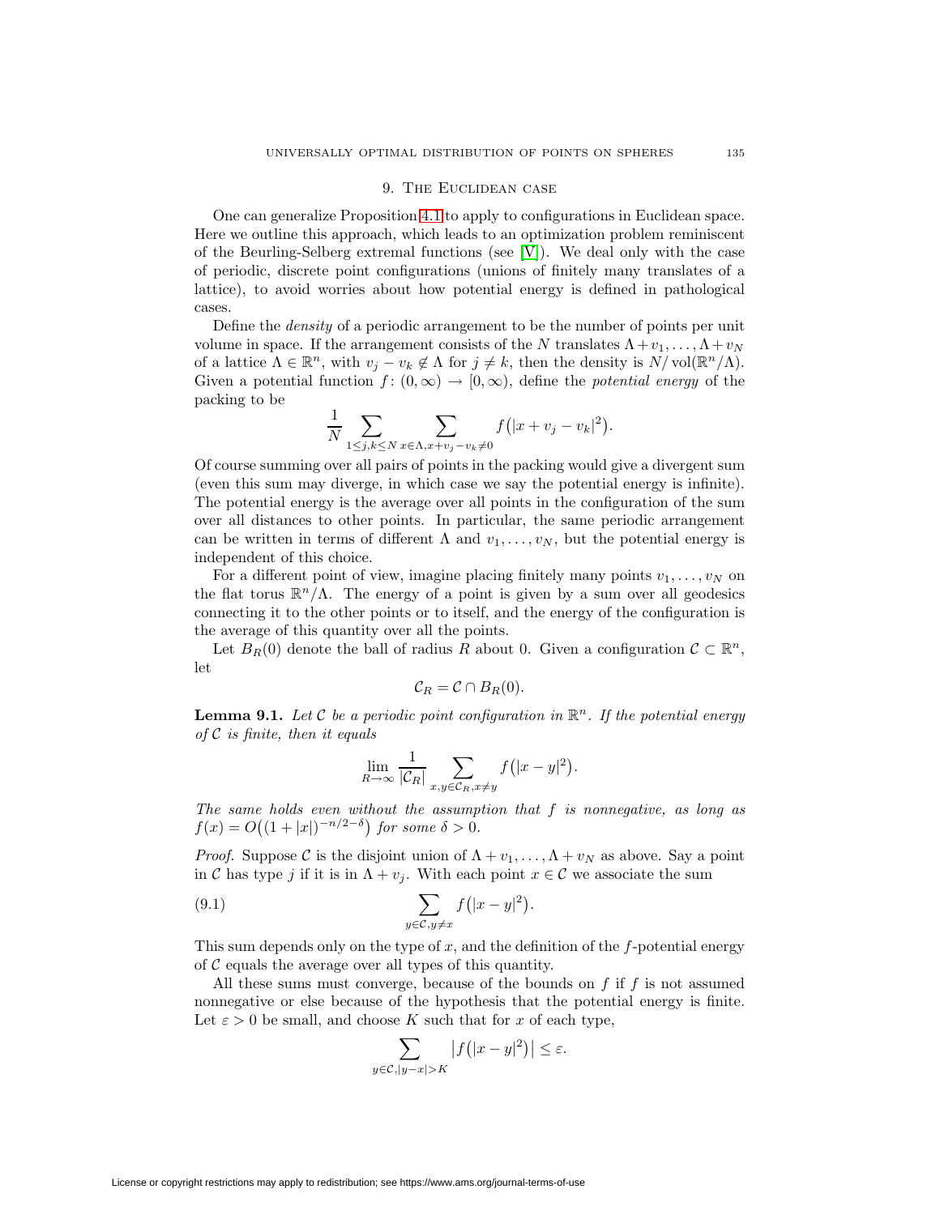## 9. The Euclidean case

One can generalize Proposition 4.1 to apply to configurations in Euclidean space. Here we outline this approach, which leads to an optimization problem reminiscent of the Beurling-Selberg extremal functions (see [V]). We deal only with the case of periodic, discrete point configurations (unions of finitely many translates of a lattice), to avoid worries about how potential energy is defined in pathological cases.

Define the *density* of a periodic arrangement to be the number of points per unit volume in space. If the arrangement consists of the $N$ translates $\Lambda + v_1, \dots, \Lambda + v_N$ of a lattice $\Lambda \in \mathbb{R}^n$, with $v_j - v_k \notin \Lambda$ for $j \neq k$, then the density is $N/\operatorname{vol}(\mathbb{R}^n/\Lambda)$. Given a potential function $f\colon (0,\infty) \to [0,\infty)$, define the *potential energy* of the packing to be

$$\frac{1}{N} \sum_{1 \le j,k \le N} \sum_{x \in \Lambda, x+v_j-v_k \neq 0} f\big(|x + v_j - v_k|^2\big).$$

Of course summing over all pairs of points in the packing would give a divergent sum (even this sum may diverge, in which case we say the potential energy is infinite). The potential energy is the average over all points in the configuration of the sum over all distances to other points. In particular, the same periodic arrangement can be written in terms of different $\Lambda$ and $v_1, \dots, v_N$, but the potential energy is independent of this choice.

For a different point of view, imagine placing finitely many points $v_1, \dots, v_N$ on the flat torus $\mathbb{R}^n/\Lambda$. The energy of a point is given by a sum over all geodesics connecting it to the other points or to itself, and the energy of the configuration is the average of this quantity over all the points.

Let $B_R(0)$ denote the ball of radius $R$ about 0. Given a configuration $\mathcal{C} \subset \mathbb{R}^n$, let

$$\mathcal{C}_R = \mathcal{C} \cap B_R(0).$$

**Lemma 9.1.** *Let $\mathcal{C}$ be a periodic point configuration in $\mathbb{R}^n$. If the potential energy of $\mathcal{C}$ is finite, then it equals*

$$\lim_{R\to\infty} \frac{1}{|\mathcal{C}_R|} \sum_{x,y \in \mathcal{C}_R, x \neq y} f\big(|x-y|^2\big).$$

*The same holds even without the assumption that $f$ is nonnegative, as long as $f(x) = O\big((1+|x|)^{-n/2-\delta}\big)$ for some $\delta > 0$.*

*Proof.* Suppose $\mathcal{C}$ is the disjoint union of $\Lambda + v_1, \dots, \Lambda + v_N$ as above. Say a point in $\mathcal{C}$ has type $j$ if it is in $\Lambda + v_j$. With each point $x \in \mathcal{C}$ we associate the sum

$$\sum_{y \in \mathcal{C}, y \neq x} f\big(|x-y|^2\big). \tag{9.1}$$

This sum depends only on the type of $x$, and the definition of the $f$-potential energy of $\mathcal{C}$ equals the average over all types of this quantity.

All these sums must converge, because of the bounds on $f$ if $f$ is not assumed nonnegative or else because of the hypothesis that the potential energy is finite. Let $\varepsilon > 0$ be small, and choose $K$ such that for $x$ of each type,

$$\sum_{y \in \mathcal{C}, |y-x| > K} \big|f\big(|x-y|^2\big)\big| \le \varepsilon.$$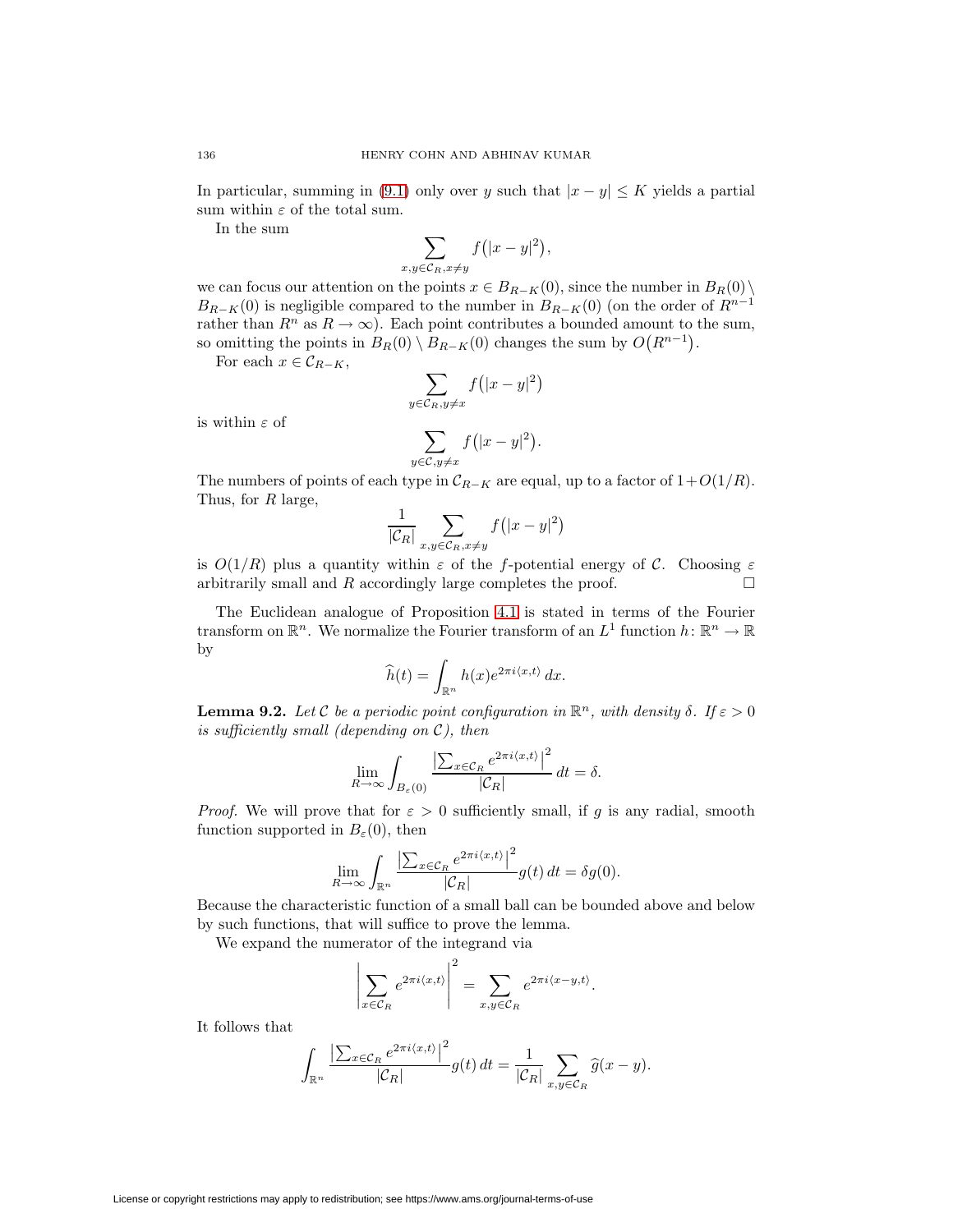In particular, summing in (9.1) only over $y$ such that $|x - y| \le K$ yields a partial sum within $\varepsilon$ of the total sum.

In the sum

$$\sum_{x,y \in \mathcal{C}_R, x \ne y} f\big(|x-y|^2\big),$$

we can focus our attention on the points $x \in B_{R-K}(0)$, since the number in $B_R(0) \setminus B_{R-K}(0)$ is negligible compared to the number in $B_{R-K}(0)$ (on the order of $R^{n-1}$ rather than $R^n$ as $R \to \infty$). Each point contributes a bounded amount to the sum, so omitting the points in $B_R(0) \setminus B_{R-K}(0)$ changes the sum by $O\big(R^{n-1}\big)$.

For each $x \in \mathcal{C}_{R-K}$,

$$\sum_{y \in \mathcal{C}_R, y \ne x} f\big(|x-y|^2\big)$$

is within $\varepsilon$ of

$$\sum_{y \in \mathcal{C}, y \ne x} f\big(|x-y|^2\big).$$

The numbers of points of each type in $\mathcal{C}_{R-K}$ are equal, up to a factor of $1+O(1/R)$. Thus, for $R$ large,

$$\frac{1}{|\mathcal{C}_R|} \sum_{x,y \in \mathcal{C}_R, x \ne y} f\big(|x-y|^2\big)$$

is $O(1/R)$ plus a quantity within $\varepsilon$ of the $f$-potential energy of $\mathcal{C}$. Choosing $\varepsilon$ arbitrarily small and $R$ accordingly large completes the proof. $\square$

The Euclidean analogue of Proposition 4.1 is stated in terms of the Fourier transform on $\mathbb{R}^n$. We normalize the Fourier transform of an $L^1$ function $h\colon \mathbb{R}^n \to \mathbb{R}$ by

$$\widehat{h}(t) = \int_{\mathbb{R}^n} h(x) e^{2\pi i \langle x,t\rangle}\, dx.$$

**Lemma 9.2.** *Let $\mathcal{C}$ be a periodic point configuration in $\mathbb{R}^n$, with density $\delta$. If $\varepsilon > 0$ is sufficiently small (depending on $\mathcal{C}$), then*

$$\lim_{R\to\infty} \int_{B_\varepsilon(0)} \frac{\big|\sum_{x\in\mathcal{C}_R} e^{2\pi i\langle x,t\rangle}\big|^2}{|\mathcal{C}_R|}\, dt = \delta.$$

*Proof.* We will prove that for $\varepsilon > 0$ sufficiently small, if $g$ is any radial, smooth function supported in $B_\varepsilon(0)$, then

$$\lim_{R\to\infty} \int_{\mathbb{R}^n} \frac{\big|\sum_{x\in\mathcal{C}_R} e^{2\pi i\langle x,t\rangle}\big|^2}{|\mathcal{C}_R|} g(t)\, dt = \delta g(0).$$

Because the characteristic function of a small ball can be bounded above and below by such functions, that will suffice to prove the lemma.

We expand the numerator of the integrand via

$$\left|\sum_{x\in\mathcal{C}_R} e^{2\pi i\langle x,t\rangle}\right|^2 = \sum_{x,y\in\mathcal{C}_R} e^{2\pi i\langle x-y,t\rangle}.$$

It follows that

$$\int_{\mathbb{R}^n} \frac{\big|\sum_{x\in\mathcal{C}_R} e^{2\pi i\langle x,t\rangle}\big|^2}{|\mathcal{C}_R|} g(t)\, dt = \frac{1}{|\mathcal{C}_R|} \sum_{x,y\in\mathcal{C}_R} \widehat{g}(x-y).$$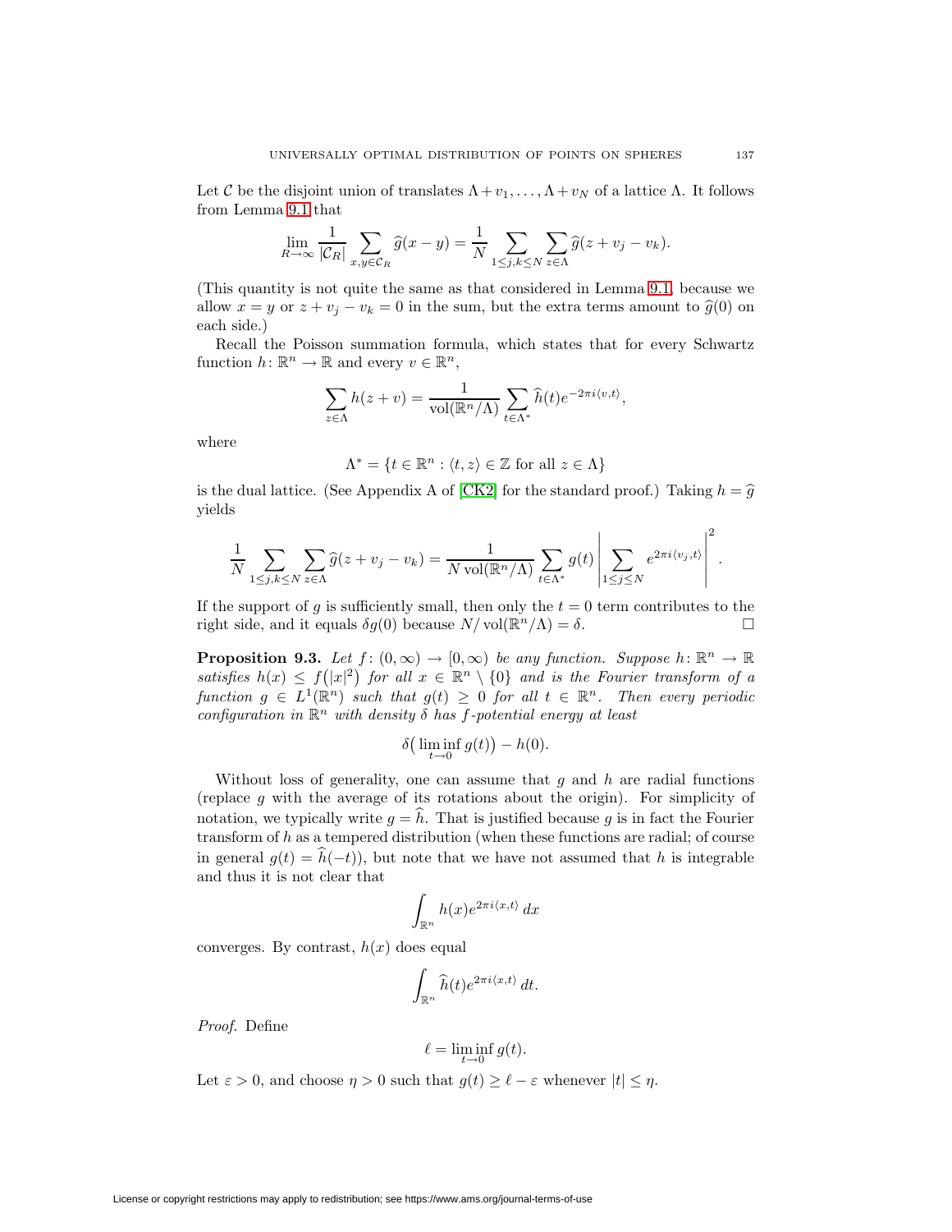Let $\mathcal{C}$ be the disjoint union of translates $\Lambda+v_1,\dots,\Lambda+v_N$ of a lattice $\Lambda$. It follows from Lemma 9.1 that

$$\lim_{R\to\infty}\frac{1}{|\mathcal{C}_R|}\sum_{x,y\in\mathcal{C}_R}\widehat{g}(x-y)=\frac{1}{N}\sum_{1\le j,k\le N}\sum_{z\in\Lambda}\widehat{g}(z+v_j-v_k).$$

(This quantity is not quite the same as that considered in Lemma 9.1, because we allow $x=y$ or $z+v_j-v_k=0$ in the sum, but the extra terms amount to $\widehat{g}(0)$ on each side.)

Recall the Poisson summation formula, which states that for every Schwartz function $h\colon\mathbb{R}^n\to\mathbb{R}$ and every $v\in\mathbb{R}^n$,

$$\sum_{z\in\Lambda}h(z+v)=\frac{1}{\operatorname{vol}(\mathbb{R}^n/\Lambda)}\sum_{t\in\Lambda^*}\widehat{h}(t)e^{-2\pi i\langle v,t\rangle},$$

where

$$\Lambda^*=\{t\in\mathbb{R}^n:\langle t,z\rangle\in\mathbb{Z}\text{ for all }z\in\Lambda\}$$

is the dual lattice. (See Appendix A of [CK2] for the standard proof.) Taking $h=\widehat{g}$ yields

$$\frac{1}{N}\sum_{1\le j,k\le N}\sum_{z\in\Lambda}\widehat{g}(z+v_j-v_k)=\frac{1}{N\operatorname{vol}(\mathbb{R}^n/\Lambda)}\sum_{t\in\Lambda^*}g(t)\left|\sum_{1\le j\le N}e^{2\pi i\langle v_j,t\rangle}\right|^2.$$

If the support of $g$ is sufficiently small, then only the $t=0$ term contributes to the right side, and it equals $\delta g(0)$ because $N/\operatorname{vol}(\mathbb{R}^n/\Lambda)=\delta$. $\square$

**Proposition 9.3.** *Let $f\colon(0,\infty)\to[0,\infty)$ be any function. Suppose $h\colon\mathbb{R}^n\to\mathbb{R}$ satisfies $h(x)\le f(|x|^2)$ for all $x\in\mathbb{R}^n\setminus\{0\}$ and is the Fourier transform of a function $g\in L^1(\mathbb{R}^n)$ such that $g(t)\ge 0$ for all $t\in\mathbb{R}^n$. Then every periodic configuration in $\mathbb{R}^n$ with density $\delta$ has $f$-potential energy at least*

$$\delta\big(\liminf_{t\to 0}g(t)\big)-h(0).$$

Without loss of generality, one can assume that $g$ and $h$ are radial functions (replace $g$ with the average of its rotations about the origin). For simplicity of notation, we typically write $g=\widehat{h}$. That is justified because $g$ is in fact the Fourier transform of $h$ as a tempered distribution (when these functions are radial; of course in general $g(t)=\widehat{h}(-t)$), but note that we have not assumed that $h$ is integrable and thus it is not clear that

$$\int_{\mathbb{R}^n}h(x)e^{2\pi i\langle x,t\rangle}\,dx$$

converges. By contrast, $h(x)$ does equal

$$\int_{\mathbb{R}^n}\widehat{h}(t)e^{2\pi i\langle x,t\rangle}\,dt.$$

*Proof.* Define

$$\ell=\liminf_{t\to 0}g(t).$$

Let $\varepsilon>0$, and choose $\eta>0$ such that $g(t)\ge\ell-\varepsilon$ whenever $|t|\le\eta$.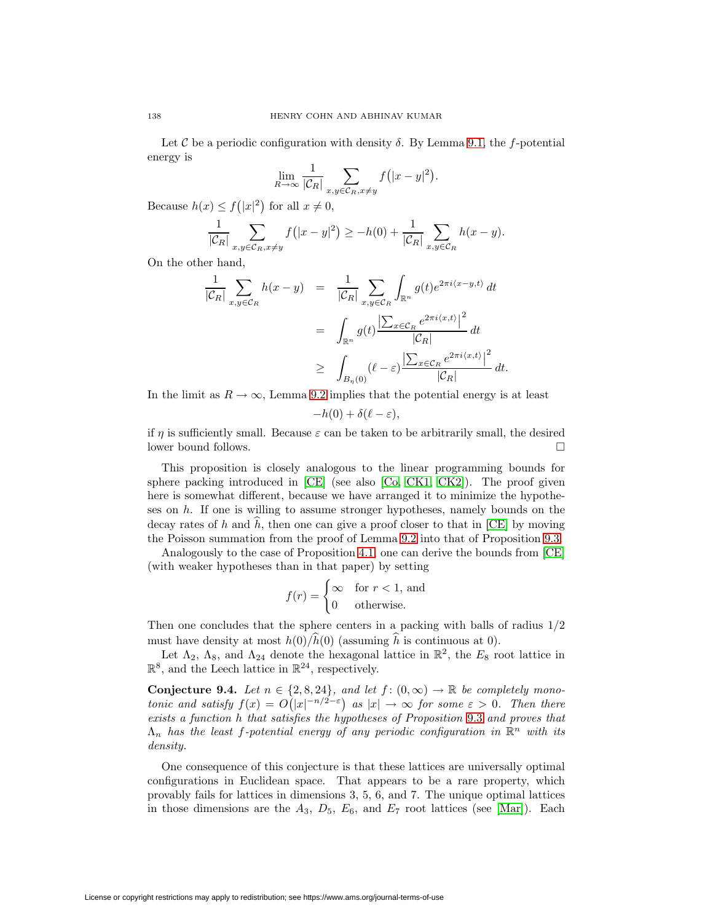Let $\mathcal{C}$ be a periodic configuration with density $\delta$. By Lemma 9.1, the $f$-potential energy is

$$\lim_{R\to\infty} \frac{1}{|\mathcal{C}_R|} \sum_{x,y\in\mathcal{C}_R, x\neq y} f\big(|x-y|^2\big).$$

Because $h(x) \le f\big(|x|^2\big)$ for all $x \neq 0$,

$$\frac{1}{|\mathcal{C}_R|} \sum_{x,y\in\mathcal{C}_R, x\neq y} f\big(|x-y|^2\big) \ge -h(0) + \frac{1}{|\mathcal{C}_R|} \sum_{x,y\in\mathcal{C}_R} h(x-y).$$

On the other hand,

$$\begin{aligned}
\frac{1}{|\mathcal{C}_R|} \sum_{x,y\in\mathcal{C}_R} h(x-y) &= \frac{1}{|\mathcal{C}_R|} \sum_{x,y\in\mathcal{C}_R} \int_{\mathbb{R}^n} g(t) e^{2\pi i \langle x-y,t\rangle}\, dt \\
&= \int_{\mathbb{R}^n} g(t) \frac{\big|\sum_{x\in\mathcal{C}_R} e^{2\pi i\langle x,t\rangle}\big|^2}{|\mathcal{C}_R|}\, dt \\
&\ge \int_{B_\eta(0)} (\ell-\varepsilon) \frac{\big|\sum_{x\in\mathcal{C}_R} e^{2\pi i\langle x,t\rangle}\big|^2}{|\mathcal{C}_R|}\, dt.
\end{aligned}$$

In the limit as $R\to\infty$, Lemma 9.2 implies that the potential energy is at least

$$-h(0) + \delta(\ell-\varepsilon),$$

if $\eta$ is sufficiently small. Because $\varepsilon$ can be taken to be arbitrarily small, the desired lower bound follows. $\square$

This proposition is closely analogous to the linear programming bounds for sphere packing introduced in [CE] (see also [Co, CK1, CK2]). The proof given here is somewhat different, because we have arranged it to minimize the hypotheses on $h$. If one is willing to assume stronger hypotheses, namely bounds on the decay rates of $h$ and $\widehat{h}$, then one can give a proof closer to that in [CE] by moving the Poisson summation from the proof of Lemma 9.2 into that of Proposition 9.3.

Analogously to the case of Proposition 4.1, one can derive the bounds from [CE] (with weaker hypotheses than in that paper) by setting

$$f(r) = \begin{cases} \infty & \text{for } r < 1, \text{ and} \\ 0 & \text{otherwise.} \end{cases}$$

Then one concludes that the sphere centers in a packing with balls of radius $1/2$ must have density at most $h(0)/\widehat{h}(0)$ (assuming $\widehat{h}$ is continuous at 0).

Let $\Lambda_2$, $\Lambda_8$, and $\Lambda_{24}$ denote the hexagonal lattice in $\mathbb{R}^2$, the $E_8$ root lattice in $\mathbb{R}^8$, and the Leech lattice in $\mathbb{R}^{24}$, respectively.

**Conjecture 9.4.** *Let $n \in \{2, 8, 24\}$, and let $f\colon (0,\infty) \to \mathbb{R}$ be completely monotonic and satisfy $f(x) = O\big(|x|^{-n/2-\varepsilon}\big)$ as $|x| \to \infty$ for some $\varepsilon > 0$. Then there exists a function $h$ that satisfies the hypotheses of Proposition 9.3 and proves that $\Lambda_n$ has the least $f$-potential energy of any periodic configuration in $\mathbb{R}^n$ with its density.*

One consequence of this conjecture is that these lattices are universally optimal configurations in Euclidean space. That appears to be a rare property, which provably fails for lattices in dimensions 3, 5, 6, and 7. The unique optimal lattices in those dimensions are the $A_3$, $D_5$, $E_6$, and $E_7$ root lattices (see [Mar]). Each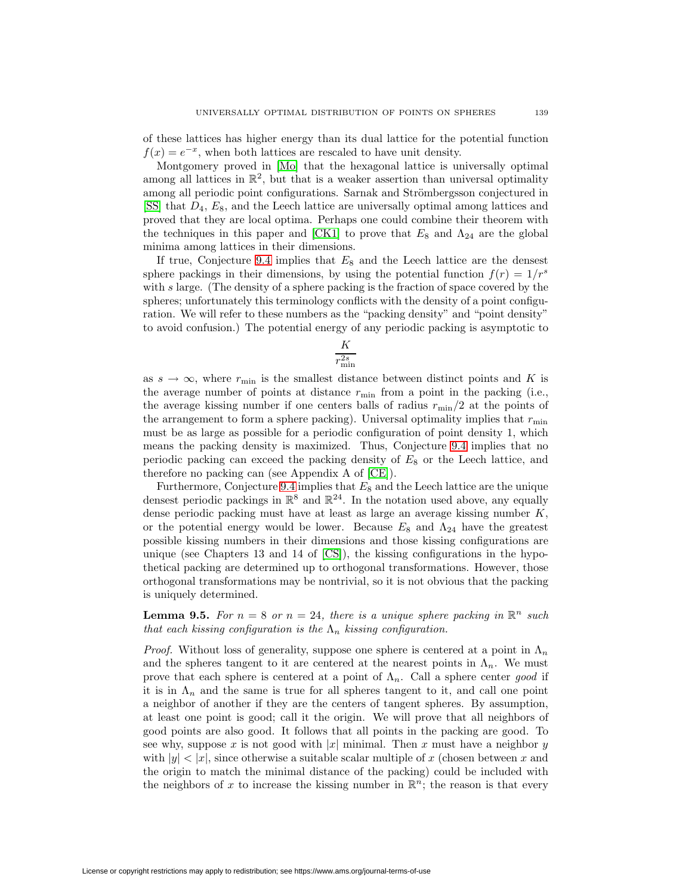of these lattices has higher energy than its dual lattice for the potential function $f(x) = e^{-x}$, when both lattices are rescaled to have unit density.

Montgomery proved in [Mo] that the hexagonal lattice is universally optimal among all lattices in $\mathbb{R}^2$, but that is a weaker assertion than universal optimality among all periodic point configurations. Sarnak and Strömbergsson conjectured in [SS] that $D_4$, $E_8$, and the Leech lattice are universally optimal among lattices and proved that they are local optima. Perhaps one could combine their theorem with the techniques in this paper and [CK1] to prove that $E_8$ and $\Lambda_{24}$ are the global minima among lattices in their dimensions.

If true, Conjecture 9.4 implies that $E_8$ and the Leech lattice are the densest sphere packings in their dimensions, by using the potential function $f(r) = 1/r^s$ with $s$ large. (The density of a sphere packing is the fraction of space covered by the spheres; unfortunately this terminology conflicts with the density of a point configuration. We will refer to these numbers as the "packing density" and "point density" to avoid confusion.) The potential energy of any periodic packing is asymptotic to

$$\frac{K}{r_{\min}^{2s}}$$

as $s \to \infty$, where $r_{\min}$ is the smallest distance between distinct points and $K$ is the average number of points at distance $r_{\min}$ from a point in the packing (i.e., the average kissing number if one centers balls of radius $r_{\min}/2$ at the points of the arrangement to form a sphere packing). Universal optimality implies that $r_{\min}$ must be as large as possible for a periodic configuration of point density 1, which means the packing density is maximized. Thus, Conjecture 9.4 implies that no periodic packing can exceed the packing density of $E_8$ or the Leech lattice, and therefore no packing can (see Appendix A of [CE]).

Furthermore, Conjecture 9.4 implies that $E_8$ and the Leech lattice are the unique densest periodic packings in $\mathbb{R}^8$ and $\mathbb{R}^{24}$. In the notation used above, any equally dense periodic packing must have at least as large an average kissing number $K$, or the potential energy would be lower. Because $E_8$ and $\Lambda_{24}$ have the greatest possible kissing numbers in their dimensions and those kissing configurations are unique (see Chapters 13 and 14 of [CS]), the kissing configurations in the hypothetical packing are determined up to orthogonal transformations. However, those orthogonal transformations may be nontrivial, so it is not obvious that the packing is uniquely determined.

**Lemma 9.5.** *For $n = 8$ or $n = 24$, there is a unique sphere packing in $\mathbb{R}^n$ such that each kissing configuration is the $\Lambda_n$ kissing configuration.*

*Proof.* Without loss of generality, suppose one sphere is centered at a point in $\Lambda_n$ and the spheres tangent to it are centered at the nearest points in $\Lambda_n$. We must prove that each sphere is centered at a point of $\Lambda_n$. Call a sphere center *good* if it is in $\Lambda_n$ and the same is true for all spheres tangent to it, and call one point a neighbor of another if they are the centers of tangent spheres. By assumption, at least one point is good; call it the origin. We will prove that all neighbors of good points are also good. It follows that all points in the packing are good. To see why, suppose $x$ is not good with $|x|$ minimal. Then $x$ must have a neighbor $y$ with $|y| < |x|$, since otherwise a suitable scalar multiple of $x$ (chosen between $x$ and the origin to match the minimal distance of the packing) could be included with the neighbors of $x$ to increase the kissing number in $\mathbb{R}^n$; the reason is that every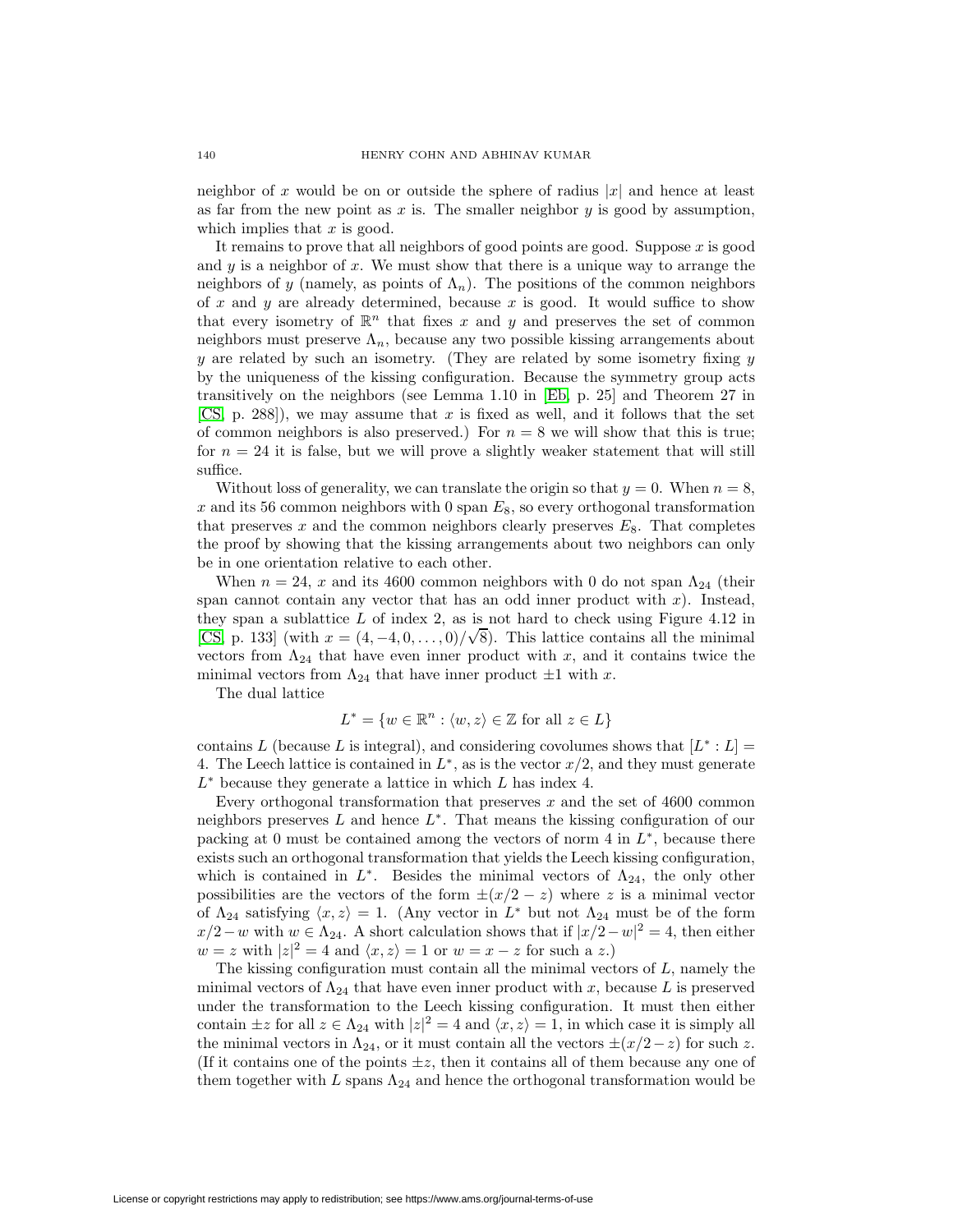neighbor of $x$ would be on or outside the sphere of radius $|x|$ and hence at least as far from the new point as $x$ is. The smaller neighbor $y$ is good by assumption, which implies that $x$ is good.

It remains to prove that all neighbors of good points are good. Suppose $x$ is good and $y$ is a neighbor of $x$. We must show that there is a unique way to arrange the neighbors of $y$ (namely, as points of $\Lambda_n$). The positions of the common neighbors of $x$ and $y$ are already determined, because $x$ is good. It would suffice to show that every isometry of $\mathbb{R}^n$ that fixes $x$ and $y$ and preserves the set of common neighbors must preserve $\Lambda_n$, because any two possible kissing arrangements about $y$ are related by such an isometry. (They are related by some isometry fixing $y$ by the uniqueness of the kissing configuration. Because the symmetry group acts transitively on the neighbors (see Lemma 1.10 in [Eb, p. 25] and Theorem 27 in [CS, p. 288]), we may assume that $x$ is fixed as well, and it follows that the set of common neighbors is also preserved.) For $n = 8$ we will show that this is true; for $n = 24$ it is false, but we will prove a slightly weaker statement that will still suffice.

Without loss of generality, we can translate the origin so that $y = 0$. When $n = 8$, $x$ and its 56 common neighbors with 0 span $E_8$, so every orthogonal transformation that preserves $x$ and the common neighbors clearly preserves $E_8$. That completes the proof by showing that the kissing arrangements about two neighbors can only be in one orientation relative to each other.

When $n = 24$, $x$ and its 4600 common neighbors with 0 do not span $\Lambda_{24}$ (their span cannot contain any vector that has an odd inner product with $x$). Instead, they span a sublattice $L$ of index 2, as is not hard to check using Figure 4.12 in [CS, p. 133] (with $x = (4, -4, 0, \dots, 0)/\sqrt{8}$). This lattice contains all the minimal vectors from $\Lambda_{24}$ that have even inner product with $x$, and it contains twice the minimal vectors from $\Lambda_{24}$ that have inner product $\pm 1$ with $x$.

The dual lattice

$$L^* = \{w \in \mathbb{R}^n : \langle w, z \rangle \in \mathbb{Z} \text{ for all } z \in L\}$$

contains $L$ (because $L$ is integral), and considering covolumes shows that $[L^* : L] = 4$. The Leech lattice is contained in $L^*$, as is the vector $x/2$, and they must generate $L^*$ because they generate a lattice in which $L$ has index 4.

Every orthogonal transformation that preserves $x$ and the set of 4600 common neighbors preserves $L$ and hence $L^*$. That means the kissing configuration of our packing at 0 must be contained among the vectors of norm 4 in $L^*$, because there exists such an orthogonal transformation that yields the Leech kissing configuration, which is contained in $L^*$. Besides the minimal vectors of $\Lambda_{24}$, the only other possibilities are the vectors of the form $\pm(x/2 - z)$ where $z$ is a minimal vector of $\Lambda_{24}$ satisfying $\langle x, z \rangle = 1$. (Any vector in $L^*$ but not $\Lambda_{24}$ must be of the form $x/2 - w$ with $w \in \Lambda_{24}$. A short calculation shows that if $|x/2 - w|^2 = 4$, then either $w = z$ with $|z|^2 = 4$ and $\langle x, z \rangle = 1$ or $w = x - z$ for such a $z$.)

The kissing configuration must contain all the minimal vectors of $L$, namely the minimal vectors of $\Lambda_{24}$ that have even inner product with $x$, because $L$ is preserved under the transformation to the Leech kissing configuration. It must then either contain $\pm z$ for all $z \in \Lambda_{24}$ with $|z|^2 = 4$ and $\langle x, z \rangle = 1$, in which case it is simply all the minimal vectors in $\Lambda_{24}$, or it must contain all the vectors $\pm(x/2 - z)$ for such $z$. (If it contains one of the points $\pm z$, then it contains all of them because any one of them together with $L$ spans $\Lambda_{24}$ and hence the orthogonal transformation would be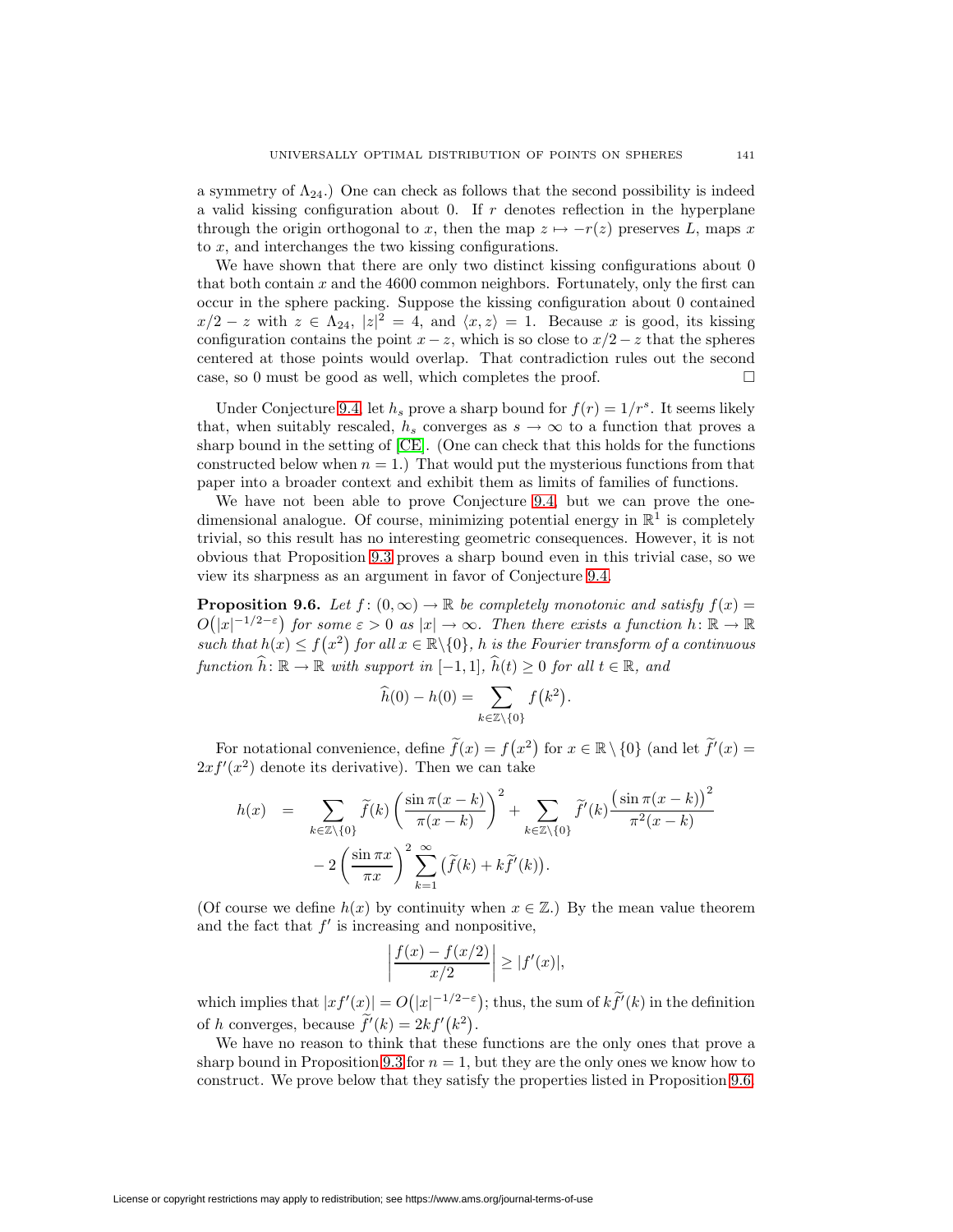a symmetry of $\Lambda_{24}$.) One can check as follows that the second possibility is indeed a valid kissing configuration about 0. If $r$ denotes reflection in the hyperplane through the origin orthogonal to $x$, then the map $z \mapsto -r(z)$ preserves $L$, maps $x$ to $x$, and interchanges the two kissing configurations.

We have shown that there are only two distinct kissing configurations about 0 that both contain $x$ and the 4600 common neighbors. Fortunately, only the first can occur in the sphere packing. Suppose the kissing configuration about 0 contained $x/2 - z$ with $z \in \Lambda_{24}$, $|z|^2 = 4$, and $\langle x, z\rangle = 1$. Because $x$ is good, its kissing configuration contains the point $x - z$, which is so close to $x/2 - z$ that the spheres centered at those points would overlap. That contradiction rules out the second case, so 0 must be good as well, which completes the proof. $\square$

Under Conjecture 9.4, let $h_s$ prove a sharp bound for $f(r) = 1/r^s$. It seems likely that, when suitably rescaled, $h_s$ converges as $s \to \infty$ to a function that proves a sharp bound in the setting of [CE]. (One can check that this holds for the functions constructed below when $n = 1$.) That would put the mysterious functions from that paper into a broader context and exhibit them as limits of families of functions.

We have not been able to prove Conjecture 9.4, but we can prove the one-dimensional analogue. Of course, minimizing potential energy in $\mathbb{R}^1$ is completely trivial, so this result has no interesting geometric consequences. However, it is not obvious that Proposition 9.3 proves a sharp bound even in this trivial case, so we view its sharpness as an argument in favor of Conjecture 9.4.

**Proposition 9.6.** *Let $f\colon (0,\infty) \to \mathbb{R}$ be completely monotonic and satisfy $f(x) = O\big(|x|^{-1/2-\varepsilon}\big)$ for some $\varepsilon > 0$ as $|x| \to \infty$. Then there exists a function $h\colon \mathbb{R} \to \mathbb{R}$ such that $h(x) \le f\big(x^2\big)$ for all $x \in \mathbb{R}\backslash\{0\}$, $h$ is the Fourier transform of a continuous function $\widehat{h}\colon \mathbb{R} \to \mathbb{R}$ with support in $[-1,1]$, $\widehat{h}(t) \ge 0$ for all $t \in \mathbb{R}$, and*

$$\widehat{h}(0) - h(0) = \sum_{k \in \mathbb{Z}\backslash\{0\}} f\big(k^2\big).$$

For notational convenience, define $\widetilde{f}(x) = f\big(x^2\big)$ for $x \in \mathbb{R} \setminus \{0\}$ (and let $\widetilde{f}'(x) = 2xf'(x^2)$ denote its derivative). Then we can take

$$\begin{aligned} h(x) \;&=\; \sum_{k \in \mathbb{Z}\backslash\{0\}} \widetilde{f}(k) \left(\frac{\sin \pi(x-k)}{\pi(x-k)}\right)^2 + \sum_{k \in \mathbb{Z}\backslash\{0\}} \widetilde{f}'(k) \frac{\big(\sin \pi(x-k)\big)^2}{\pi^2(x-k)} \\ &\quad - 2\left(\frac{\sin \pi x}{\pi x}\right)^2 \sum_{k=1}^{\infty} \big(\widetilde{f}(k) + k\widetilde{f}'(k)\big). \end{aligned}$$

(Of course we define $h(x)$ by continuity when $x \in \mathbb{Z}$.) By the mean value theorem and the fact that $f'$ is increasing and nonpositive,

$$\left|\frac{f(x) - f(x/2)}{x/2}\right| \ge |f'(x)|,$$

which implies that $|xf'(x)| = O\big(|x|^{-1/2-\varepsilon}\big)$; thus, the sum of $k\widetilde{f}'(k)$ in the definition of $h$ converges, because $\widetilde{f}'(k) = 2kf'\big(k^2\big)$.

We have no reason to think that these functions are the only ones that prove a sharp bound in Proposition 9.3 for $n = 1$, but they are the only ones we know how to construct. We prove below that they satisfy the properties listed in Proposition 9.6.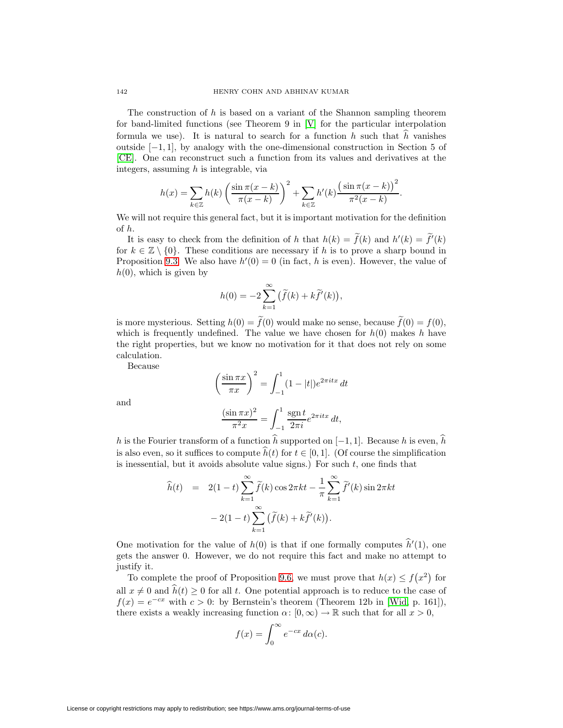The construction of $h$ is based on a variant of the Shannon sampling theorem for band-limited functions (see Theorem 9 in [V] for the particular interpolation formula we use). It is natural to search for a function $h$ such that $\widehat{h}$ vanishes outside $[-1,1]$, by analogy with the one-dimensional construction in Section 5 of [CE]. One can reconstruct such a function from its values and derivatives at the integers, assuming $h$ is integrable, via

$$h(x) = \sum_{k\in\mathbb{Z}} h(k)\left(\frac{\sin \pi(x-k)}{\pi(x-k)}\right)^2 + \sum_{k\in\mathbb{Z}} h'(k)\frac{\big(\sin \pi(x-k)\big)^2}{\pi^2(x-k)}.$$

We will not require this general fact, but it is important motivation for the definition of $h$.

It is easy to check from the definition of $h$ that $h(k) = \widetilde{f}(k)$ and $h'(k) = \widetilde{f}'(k)$ for $k \in \mathbb{Z}\setminus\{0\}$. These conditions are necessary if $h$ is to prove a sharp bound in Proposition 9.3. We also have $h'(0) = 0$ (in fact, $h$ is even). However, the value of $h(0)$, which is given by

$$h(0) = -2\sum_{k=1}^{\infty}\big(\widetilde{f}(k) + k\widetilde{f}'(k)\big),$$

is more mysterious. Setting $h(0) = \widetilde{f}(0)$ would make no sense, because $\widetilde{f}(0) = f(0)$, which is frequently undefined. The value we have chosen for $h(0)$ makes $h$ have the right properties, but we know no motivation for it that does not rely on some calculation.

Because

$$\left(\frac{\sin \pi x}{\pi x}\right)^2 = \int_{-1}^{1}(1-|t|)e^{2\pi i t x}\,dt$$

and

$$\frac{(\sin \pi x)^2}{\pi^2 x} = \int_{-1}^{1}\frac{\operatorname{sgn} t}{2\pi i}e^{2\pi i t x}\,dt,$$

$h$ is the Fourier transform of a function $\widehat{h}$ supported on $[-1,1]$. Because $h$ is even, $\widehat{h}$ is also even, so it suffices to compute $\widehat{h}(t)$ for $t\in[0,1]$. (Of course the simplification is inessential, but it avoids absolute value signs.) For such $t$, one finds that

$$\begin{aligned}\widehat{h}(t) &= 2(1-t)\sum_{k=1}^{\infty}\widetilde{f}(k)\cos 2\pi k t - \frac{1}{\pi}\sum_{k=1}^{\infty}\widetilde{f}'(k)\sin 2\pi k t \\ &\quad - 2(1-t)\sum_{k=1}^{\infty}\big(\widetilde{f}(k) + k\widetilde{f}'(k)\big).\end{aligned}$$

One motivation for the value of $h(0)$ is that if one formally computes $\widehat{h}'(1)$, one gets the answer 0. However, we do not require this fact and make no attempt to justify it.

To complete the proof of Proposition 9.6, we must prove that $h(x) \le f\big(x^2\big)$ for all $x \ne 0$ and $\widehat{h}(t) \ge 0$ for all $t$. One potential approach is to reduce to the case of $f(x) = e^{-cx}$ with $c > 0$: by Bernstein's theorem (Theorem 12b in [Wid, p. 161]), there exists a weakly increasing function $\alpha\colon [0,\infty)\to\mathbb{R}$ such that for all $x>0$,

$$f(x) = \int_0^{\infty} e^{-cx}\,d\alpha(c).$$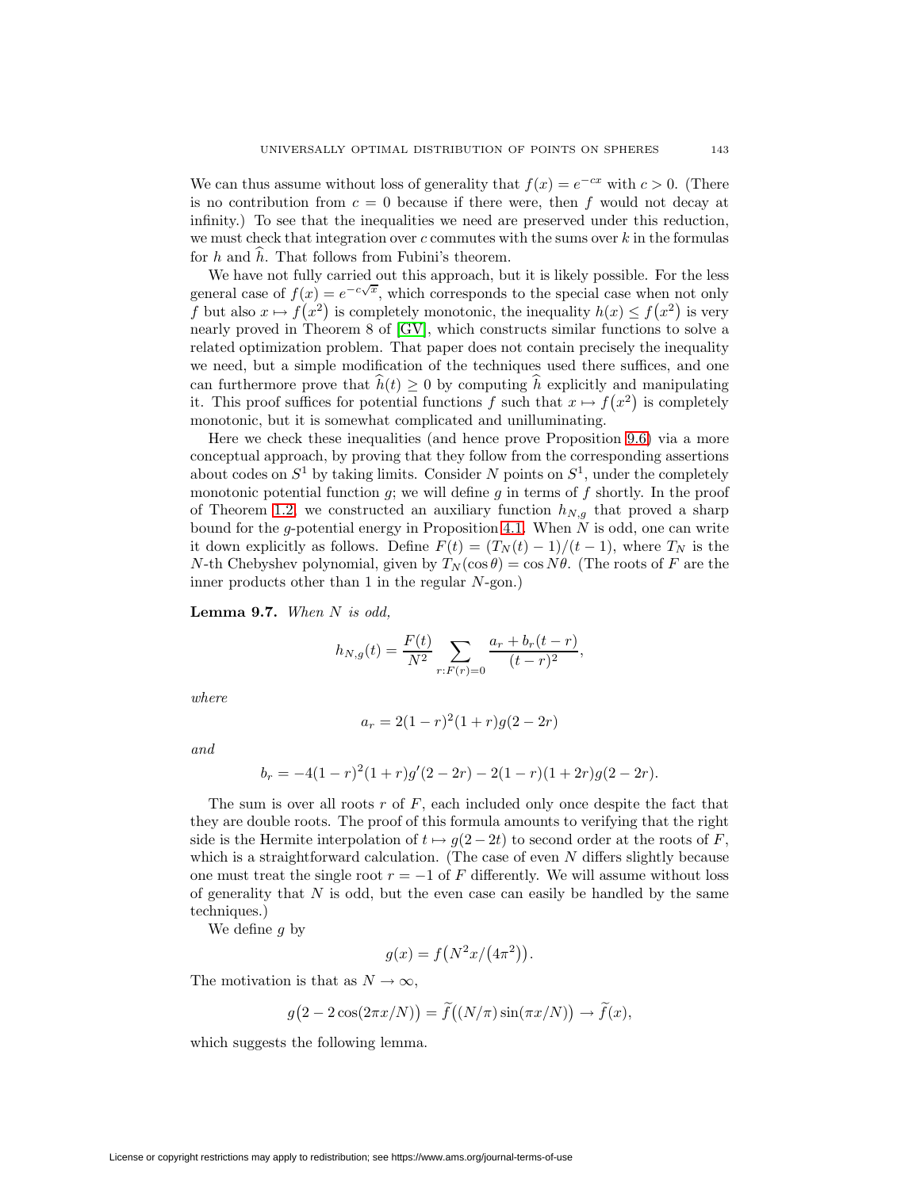We can thus assume without loss of generality that $f(x) = e^{-cx}$ with $c > 0$. (There is no contribution from $c = 0$ because if there were, then $f$ would not decay at infinity.) To see that the inequalities we need are preserved under this reduction, we must check that integration over $c$ commutes with the sums over $k$ in the formulas for $h$ and $\widehat{h}$. That follows from Fubini's theorem.

We have not fully carried out this approach, but it is likely possible. For the less general case of $f(x) = e^{-c\sqrt{x}}$, which corresponds to the special case when not only $f$ but also $x \mapsto f(x^2)$ is completely monotonic, the inequality $h(x) \le f(x^2)$ is very nearly proved in Theorem 8 of [GV], which constructs similar functions to solve a related optimization problem. That paper does not contain precisely the inequality we need, but a simple modification of the techniques used there suffices, and one can furthermore prove that $\widehat{h}(t) \ge 0$ by computing $\widehat{h}$ explicitly and manipulating it. This proof suffices for potential functions $f$ such that $x \mapsto f(x^2)$ is completely monotonic, but it is somewhat complicated and unilluminating.

Here we check these inequalities (and hence prove Proposition 9.6) via a more conceptual approach, by proving that they follow from the corresponding assertions about codes on $S^1$ by taking limits. Consider $N$ points on $S^1$, under the completely monotonic potential function $g$; we will define $g$ in terms of $f$ shortly. In the proof of Theorem 1.2, we constructed an auxiliary function $h_{N,g}$ that proved a sharp bound for the $g$-potential energy in Proposition 4.1. When $N$ is odd, one can write it down explicitly as follows. Define $F(t) = (T_N(t) - 1)/(t-1)$, where $T_N$ is the $N$-th Chebyshev polynomial, given by $T_N(\cos\theta) = \cos N\theta$. (The roots of $F$ are the inner products other than 1 in the regular $N$-gon.)

**Lemma 9.7.** *When $N$ is odd,*

$$h_{N,g}(t) = \frac{F(t)}{N^2} \sum_{r : F(r) = 0} \frac{a_r + b_r(t-r)}{(t-r)^2},$$

*where*

$$a_r = 2(1-r)^2(1+r)g(2-2r)$$

*and*

$$b_r = -4(1-r)^2(1+r)g'(2-2r) - 2(1-r)(1+2r)g(2-2r).$$

The sum is over all roots $r$ of $F$, each included only once despite the fact that they are double roots. The proof of this formula amounts to verifying that the right side is the Hermite interpolation of $t \mapsto g(2-2t)$ to second order at the roots of $F$, which is a straightforward calculation. (The case of even $N$ differs slightly because one must treat the single root $r = -1$ of $F$ differently. We will assume without loss of generality that $N$ is odd, but the even case can easily be handled by the same techniques.)

We define $g$ by

$$g(x) = f\big(N^2 x/(4\pi^2)\big).$$

The motivation is that as $N \to \infty$,

$$g\big(2 - 2\cos(2\pi x/N)\big) = \widetilde{f}\big((N/\pi)\sin(\pi x/N)\big) \to \widetilde{f}(x),$$

which suggests the following lemma.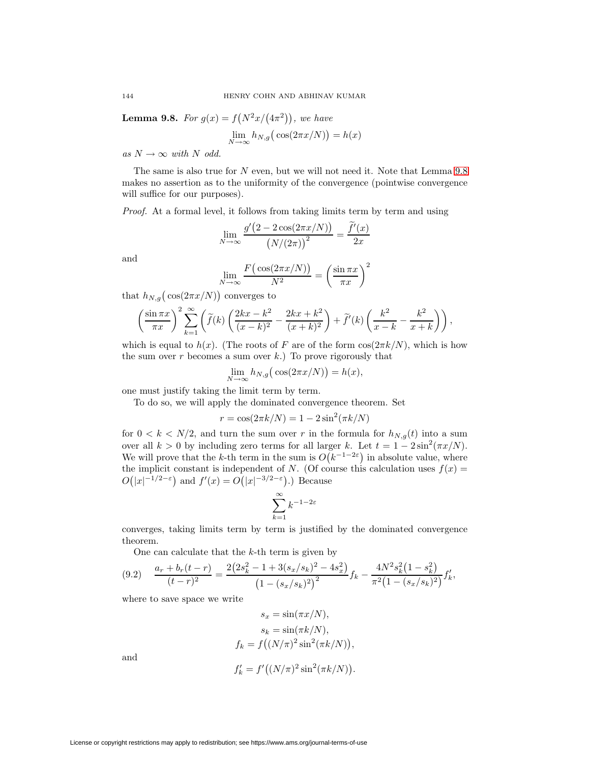**Lemma 9.8.** *For $g(x) = f\big(N^2x/(4\pi^2)\big)$, we have*

$$\lim_{N\to\infty} h_{N,g}\big(\cos(2\pi x/N)\big) = h(x)$$

*as $N \to \infty$ with $N$ odd.*

The same is also true for $N$ even, but we will not need it. Note that Lemma 9.8 makes no assertion as to the uniformity of the convergence (pointwise convergence will suffice for our purposes).

*Proof.* At a formal level, it follows from taking limits term by term and using

$$\lim_{N\to\infty} \frac{g'\big(2 - 2\cos(2\pi x/N)\big)}{\big(N/(2\pi)\big)^2} = \frac{\widetilde{f}'(x)}{2x}$$

and

$$\lim_{N\to\infty} \frac{F\big(\cos(2\pi x/N)\big)}{N^2} = \left(\frac{\sin \pi x}{\pi x}\right)^2$$

that $h_{N,g}\big(\cos(2\pi x/N)\big)$ converges to

$$\left(\frac{\sin \pi x}{\pi x}\right)^2 \sum_{k=1}^{\infty} \left(\widetilde{f}(k)\left(\frac{2kx - k^2}{(x-k)^2} - \frac{2kx + k^2}{(x+k)^2}\right) + \widetilde{f}'(k)\left(\frac{k^2}{x-k} - \frac{k^2}{x+k}\right)\right),$$

which is equal to $h(x)$. (The roots of $F$ are of the form $\cos(2\pi k/N)$, which is how the sum over $r$ becomes a sum over $k$.) To prove rigorously that

$$\lim_{N\to\infty} h_{N,g}\big(\cos(2\pi x/N)\big) = h(x),$$

one must justify taking the limit term by term.

To do so, we will apply the dominated convergence theorem. Set

$$r = \cos(2\pi k/N) = 1 - 2\sin^2(\pi k/N)$$

for $0 < k < N/2$, and turn the sum over $r$ in the formula for $h_{N,g}(t)$ into a sum over all $k > 0$ by including zero terms for all larger $k$. Let $t = 1 - 2\sin^2(\pi x/N)$. We will prove that the $k$-th term in the sum is $O\big(k^{-1-2\varepsilon}\big)$ in absolute value, where the implicit constant is independent of $N$. (Of course this calculation uses $f(x) = O\big(|x|^{-1/2-\varepsilon}\big)$ and $f'(x) = O\big(|x|^{-3/2-\varepsilon}\big)$.) Because

$$\sum_{k=1}^{\infty} k^{-1-2\varepsilon}$$

converges, taking limits term by term is justified by the dominated convergence theorem.

One can calculate that the $k$-th term is given by

$$\frac{a_r + b_r(t-r)}{(t-r)^2} = \frac{2\big(2s_k^2 - 1 + 3(s_x/s_k)^2 - 4s_x^2\big)}{\big(1 - (s_x/s_k)^2\big)^2} f_k - \frac{4N^2 s_k^2\big(1 - s_k^2\big)}{\pi^2\big(1 - (s_x/s_k)^2\big)} f'_k, \tag{9.2}$$

where to save space we write

$$\begin{aligned} s_x &= \sin(\pi x/N), \\ s_k &= \sin(\pi k/N), \\ f_k &= f\big((N/\pi)^2 \sin^2(\pi k/N)\big), \end{aligned}$$

and

$$f'_k = f'\big((N/\pi)^2 \sin^2(\pi k/N)\big).$$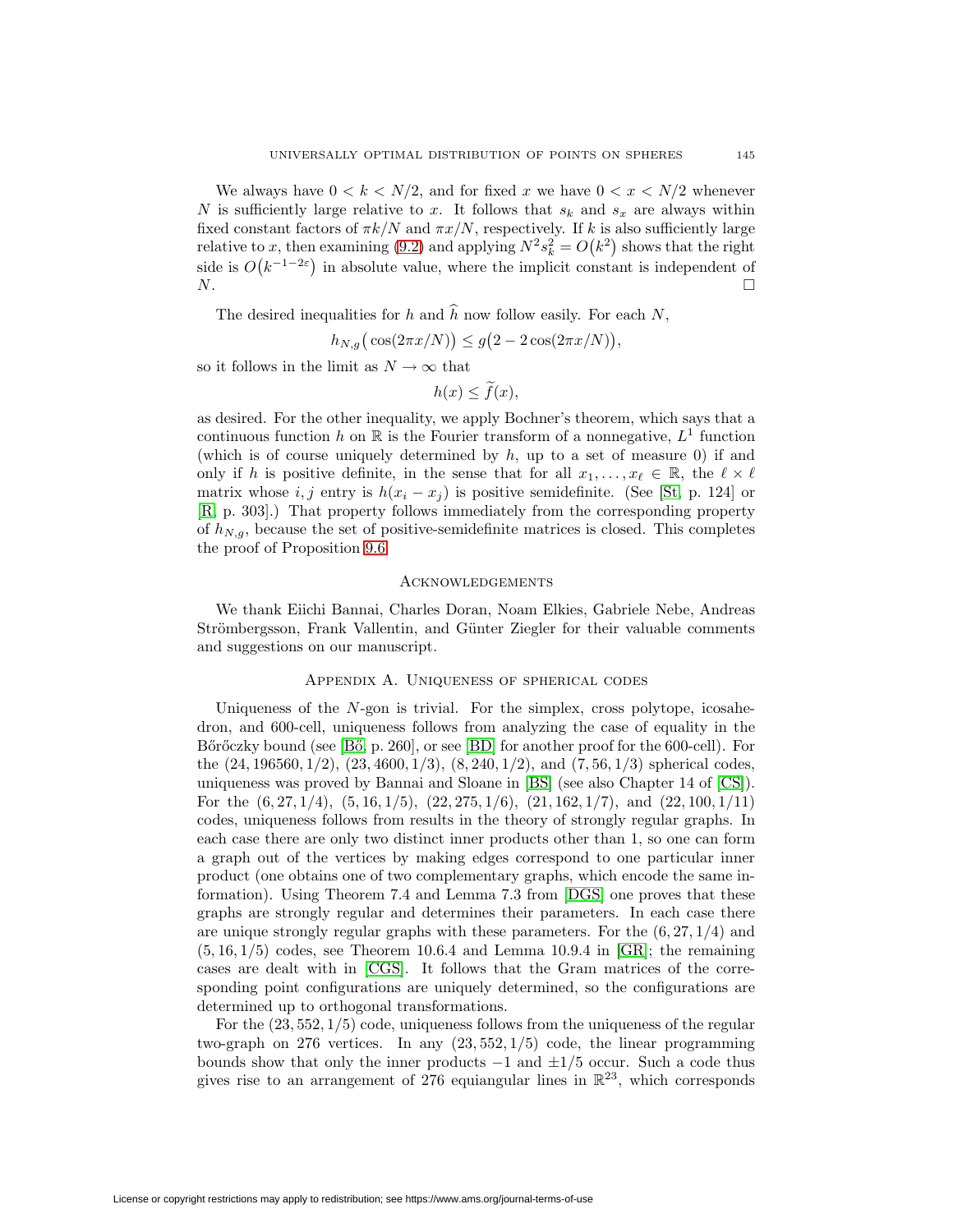We always have $0 < k < N/2$, and for fixed $x$ we have $0 < x < N/2$ whenever $N$ is sufficiently large relative to $x$. It follows that $s_k$ and $s_x$ are always within fixed constant factors of $\pi k/N$ and $\pi x/N$, respectively. If $k$ is also sufficiently large relative to $x$, then examining (9.2) and applying $N^2 s_k^2 = O\big(k^2\big)$ shows that the right side is $O\big(k^{-1-2\varepsilon}\big)$ in absolute value, where the implicit constant is independent of $N$. $\square$

The desired inequalities for $h$ and $\widehat{h}$ now follow easily. For each $N$,

$$h_{N,g}\big(\cos(2\pi x/N)\big) \le g\big(2 - 2\cos(2\pi x/N)\big),$$

so it follows in the limit as $N \to \infty$ that

$$h(x) \le \widetilde{f}(x),$$

as desired. For the other inequality, we apply Bochner's theorem, which says that a continuous function $h$ on $\mathbb{R}$ is the Fourier transform of a nonnegative, $L^1$ function (which is of course uniquely determined by $h$, up to a set of measure 0) if and only if $h$ is positive definite, in the sense that for all $x_1, \dots, x_\ell \in \mathbb{R}$, the $\ell \times \ell$ matrix whose $i, j$ entry is $h(x_i - x_j)$ is positive semidefinite. (See [St, p. 124] or [R, p. 303].) That property follows immediately from the corresponding property of $h_{N,g}$, because the set of positive-semidefinite matrices is closed. This completes the proof of Proposition 9.6.

## Acknowledgements

We thank Eiichi Bannai, Charles Doran, Noam Elkies, Gabriele Nebe, Andreas Strömbergsson, Frank Vallentin, and Günter Ziegler for their valuable comments and suggestions on our manuscript.

## Appendix A. Uniqueness of spherical codes

Uniqueness of the $N$-gon is trivial. For the simplex, cross polytope, icosahedron, and 600-cell, uniqueness follows from analyzing the case of equality in the Bőröczky bound (see [Bö, p. 260], or see [BD] for another proof for the 600-cell). For the $(24, 196560, 1/2)$, $(23, 4600, 1/3)$, $(8, 240, 1/2)$, and $(7, 56, 1/3)$ spherical codes, uniqueness was proved by Bannai and Sloane in [BS] (see also Chapter 14 of [CS]). For the $(6, 27, 1/4)$, $(5, 16, 1/5)$, $(22, 275, 1/6)$, $(21, 162, 1/7)$, and $(22, 100, 1/11)$ codes, uniqueness follows from results in the theory of strongly regular graphs. In each case there are only two distinct inner products other than 1, so one can form a graph out of the vertices by making edges correspond to one particular inner product (one obtains one of two complementary graphs, which encode the same information). Using Theorem 7.4 and Lemma 7.3 from [DGS] one proves that these graphs are strongly regular and determines their parameters. In each case there are unique strongly regular graphs with these parameters. For the $(6, 27, 1/4)$ and $(5, 16, 1/5)$ codes, see Theorem 10.6.4 and Lemma 10.9.4 in [GR]; the remaining cases are dealt with in [CGS]. It follows that the Gram matrices of the corresponding point configurations are uniquely determined, so the configurations are determined up to orthogonal transformations.

For the $(23, 552, 1/5)$ code, uniqueness follows from the uniqueness of the regular two-graph on 276 vertices. In any $(23, 552, 1/5)$ code, the linear programming bounds show that only the inner products $-1$ and $\pm 1/5$ occur. Such a code thus gives rise to an arrangement of 276 equiangular lines in $\mathbb{R}^{23}$, which corresponds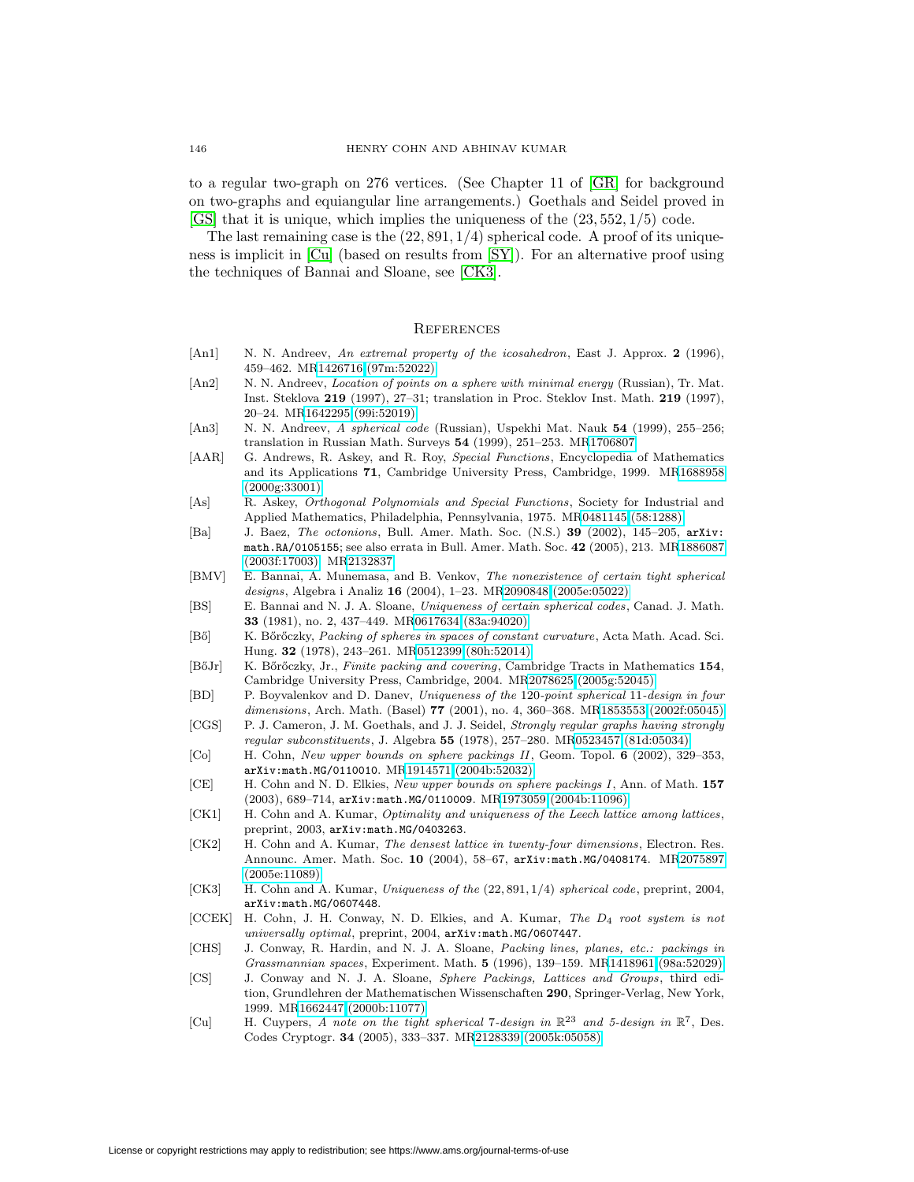to a regular two-graph on 276 vertices. (See Chapter 11 of [GR] for background on two-graphs and equiangular line arrangements.) Goethals and Seidel proved in [GS] that it is unique, which implies the uniqueness of the $(23, 552, 1/5)$ code.

The last remaining case is the $(22, 891, 1/4)$ spherical code. A proof of its uniqueness is implicit in [Cu] (based on results from [SY]). For an alternative proof using the techniques of Bannai and Sloane, see [CK3].

## References

- [An1] N. N. Andreev, *An extremal property of the icosahedron*, East J. Approx. **2** (1996), 459–462. MR1426716 (97m:52022)
- [An2] N. N. Andreev, *Location of points on a sphere with minimal energy* (Russian), Tr. Mat. Inst. Steklova **219** (1997), 27–31; translation in Proc. Steklov Inst. Math. **219** (1997), 20–24. MR1642295 (99i:52019)
- [An3] N. N. Andreev, *A spherical code* (Russian), Uspekhi Mat. Nauk **54** (1999), 255–256; translation in Russian Math. Surveys **54** (1999), 251–253. MR1706807
- [AAR] G. Andrews, R. Askey, and R. Roy, *Special Functions*, Encyclopedia of Mathematics and its Applications **71**, Cambridge University Press, Cambridge, 1999. MR1688958 (2000g:33001)
- [As] R. Askey, *Orthogonal Polynomials and Special Functions*, Society for Industrial and Applied Mathematics, Philadelphia, Pennsylvania, 1975. MR0481145 (58:1288)
- [Ba] J. Baez, *The octonions*, Bull. Amer. Math. Soc. (N.S.) **39** (2002), 145–205, arXiv:math.RA/0105155; see also errata in Bull. Amer. Math. Soc. **42** (2005), 213. MR1886087 (2003f:17003) MR2132837
- [BMV] E. Bannai, A. Munemasa, and B. Venkov, *The nonexistence of certain tight spherical designs*, Algebra i Analiz **16** (2004), 1–23. MR2090848 (2005e:05022)
- [BS] E. Bannai and N. J. A. Sloane, *Uniqueness of certain spherical codes*, Canad. J. Math. **33** (1981), no. 2, 437–449. MR0617634 (83a:94020)
- [Bő] K. Bőröczky, *Packing of spheres in spaces of constant curvature*, Acta Math. Acad. Sci. Hung. **32** (1978), 243–261. MR0512399 (80h:52014)
- [BőJr] K. Bőröczky, Jr., *Finite packing and covering*, Cambridge Tracts in Mathematics **154**, Cambridge University Press, Cambridge, 2004. MR2078625 (2005g:52045)
- [BD] P. Boyvalenkov and D. Danev, *Uniqueness of the* 120*-point spherical* 11*-design in four dimensions*, Arch. Math. (Basel) **77** (2001), no. 4, 360–368. MR1853553 (2002f:05045)
- [CGS] P. J. Cameron, J. M. Goethals, and J. J. Seidel, *Strongly regular graphs having strongly regular subconstituents*, J. Algebra **55** (1978), 257–280. MR0523457 (81d:05034)
- [Co] H. Cohn, *New upper bounds on sphere packings II*, Geom. Topol. **6** (2002), 329–353, arXiv:math.MG/0110010. MR1914571 (2004b:52032)
- [CE] H. Cohn and N. D. Elkies, *New upper bounds on sphere packings I*, Ann. of Math. **157** (2003), 689–714, arXiv:math.MG/0110009. MR1973059 (2004b:11096)
- [CK1] H. Cohn and A. Kumar, *Optimality and uniqueness of the Leech lattice among lattices*, preprint, 2003, arXiv:math.MG/0403263.
- [CK2] H. Cohn and A. Kumar, *The densest lattice in twenty-four dimensions*, Electron. Res. Announc. Amer. Math. Soc. **10** (2004), 58–67, arXiv:math.MG/0408174. MR2075897 (2005e:11089)
- [CK3] H. Cohn and A. Kumar, *Uniqueness of the* $(22, 891, 1/4)$ *spherical code*, preprint, 2004, arXiv:math.MG/0607448.
- [CCEK] H. Cohn, J. H. Conway, N. D. Elkies, and A. Kumar, *The* $D_4$ *root system is not universally optimal*, preprint, 2004, arXiv:math.MG/0607447.
- [CHS] J. Conway, R. Hardin, and N. J. A. Sloane, *Packing lines, planes, etc.: packings in Grassmannian spaces*, Experiment. Math. **5** (1996), 139–159. MR1418961 (98a:52029)
- [CS] J. Conway and N. J. A. Sloane, *Sphere Packings, Lattices and Groups*, third edition, Grundlehren der Mathematischen Wissenschaften **290**, Springer-Verlag, New York, 1999. MR1662447 (2000b:11077)
- [Cu] H. Cuypers, *A note on the tight spherical* 7*-design in* $\mathbb{R}^{23}$ *and* 5*-design in* $\mathbb{R}^7$, Des. Codes Cryptogr. **34** (2005), 333–337. MR2128339 (2005k:05058)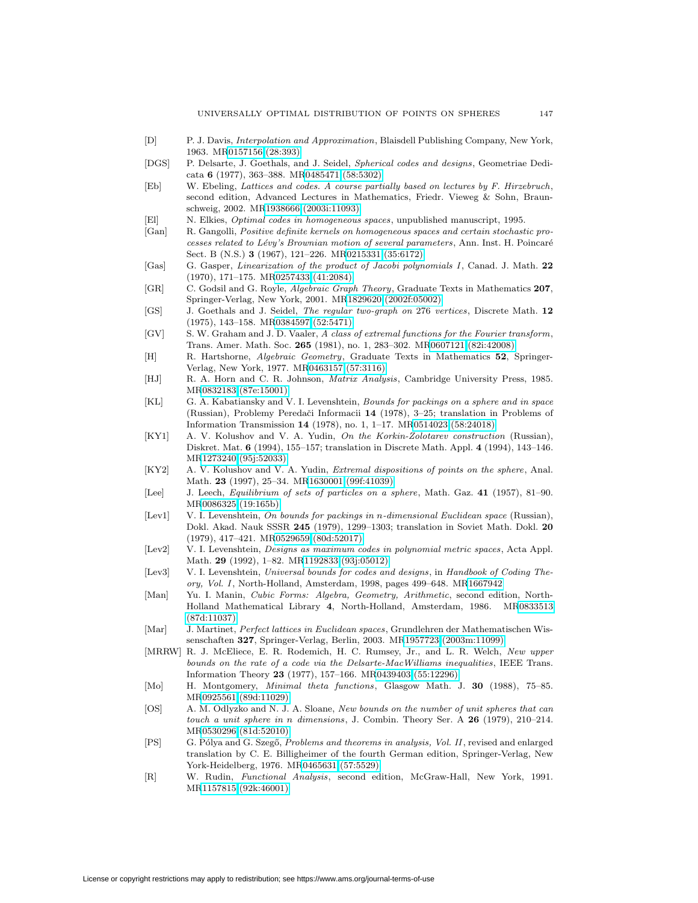[D] P. J. Davis, *Interpolation and Approximation*, Blaisdell Publishing Company, New York, 1963. MR0157156 (28:393)

[DGS] P. Delsarte, J. Goethals, and J. Seidel, *Spherical codes and designs*, Geometriae Dedicata **6** (1977), 363–388. MR0485471 (58:5302)

[Eb] W. Ebeling, *Lattices and codes. A course partially based on lectures by F. Hirzebruch*, second edition, Advanced Lectures in Mathematics, Friedr. Vieweg & Sohn, Braunschweig, 2002. MR1938666 (2003i:11093)

[El] N. Elkies, *Optimal codes in homogeneous spaces*, unpublished manuscript, 1995.

[Gan] R. Gangolli, *Positive definite kernels on homogeneous spaces and certain stochastic processes related to Lévy's Brownian motion of several parameters*, Ann. Inst. H. Poincaré Sect. B (N.S.) **3** (1967), 121–226. MR0215331 (35:6172)

[Gas] G. Gasper, *Linearization of the product of Jacobi polynomials I*, Canad. J. Math. **22** (1970), 171–175. MR0257433 (41:2084)

[GR] C. Godsil and G. Royle, *Algebraic Graph Theory*, Graduate Texts in Mathematics **207**, Springer-Verlag, New York, 2001. MR1829620 (2002f:05002)

[GS] J. Goethals and J. Seidel, *The regular two-graph on* 276 *vertices*, Discrete Math. **12** (1975), 143–158. MR0384597 (52:5471)

[GV] S. W. Graham and J. D. Vaaler, *A class of extremal functions for the Fourier transform*, Trans. Amer. Math. Soc. **265** (1981), no. 1, 283–302. MR0607121 (82i:42008)

[H] R. Hartshorne, *Algebraic Geometry*, Graduate Texts in Mathematics **52**, Springer-Verlag, New York, 1977. MR0463157 (57:3116)

[HJ] R. A. Horn and C. R. Johnson, *Matrix Analysis*, Cambridge University Press, 1985. MR0832183 (87e:15001)

[KL] G. A. Kabatiansky and V. I. Levenshtein, *Bounds for packings on a sphere and in space* (Russian), Problemy Peredači Informacii **14** (1978), 3–25; translation in Problems of Information Transmission **14** (1978), no. 1, 1–17. MR0514023 (58:24018)

[KY1] A. V. Kolushov and V. A. Yudin, *On the Korkin-Zolotarev construction* (Russian), Diskret. Mat. **6** (1994), 155–157; translation in Discrete Math. Appl. **4** (1994), 143–146. MR1273240 (95j:52033)

[KY2] A. V. Kolushov and V. A. Yudin, *Extremal dispositions of points on the sphere*, Anal. Math. **23** (1997), 25–34. MR1630001 (99f:41039)

[Lee] J. Leech, *Equilibrium of sets of particles on a sphere*, Math. Gaz. **41** (1957), 81–90. MR0086325 (19:165b)

[Lev1] V. I. Levenshtein, *On bounds for packings in n-dimensional Euclidean space* (Russian), Dokl. Akad. Nauk SSSR **245** (1979), 1299–1303; translation in Soviet Math. Dokl. **20** (1979), 417–421. MR0529659 (80d:52017)

[Lev2] V. I. Levenshtein, *Designs as maximum codes in polynomial metric spaces*, Acta Appl. Math. **29** (1992), 1–82. MR1192833 (93j:05012)

[Lev3] V. I. Levenshtein, *Universal bounds for codes and designs*, in *Handbook of Coding Theory, Vol. I*, North-Holland, Amsterdam, 1998, pages 499–648. MR1667942

[Man] Yu. I. Manin, *Cubic Forms: Algebra, Geometry, Arithmetic*, second edition, North-Holland Mathematical Library **4**, North-Holland, Amsterdam, 1986. MR0833513 (87d:11037)

[Mar] J. Martinet, *Perfect lattices in Euclidean spaces*, Grundlehren der Mathematischen Wissenschaften **327**, Springer-Verlag, Berlin, 2003. MR1957723 (2003m:11099)

[MRRW] R. J. McEliece, E. R. Rodemich, H. C. Rumsey, Jr., and L. R. Welch, *New upper bounds on the rate of a code via the Delsarte-MacWilliams inequalities*, IEEE Trans. Information Theory **23** (1977), 157–166. MR0439403 (55:12296)

[Mo] H. Montgomery, *Minimal theta functions*, Glasgow Math. J. **30** (1988), 75–85. MR0925561 (89d:11029)

[OS] A. M. Odlyzko and N. J. A. Sloane, *New bounds on the number of unit spheres that can touch a unit sphere in n dimensions*, J. Combin. Theory Ser. A **26** (1979), 210–214. MR0530296 (81d:52010)

[PS] G. Pólya and G. Szegő, *Problems and theorems in analysis, Vol. II*, revised and enlarged translation by C. E. Billigheimer of the fourth German edition, Springer-Verlag, New York-Heidelberg, 1976. MR0465631 (57:5529)

[R] W. Rudin, *Functional Analysis*, second edition, McGraw-Hall, New York, 1991. MR1157815 (92k:46001)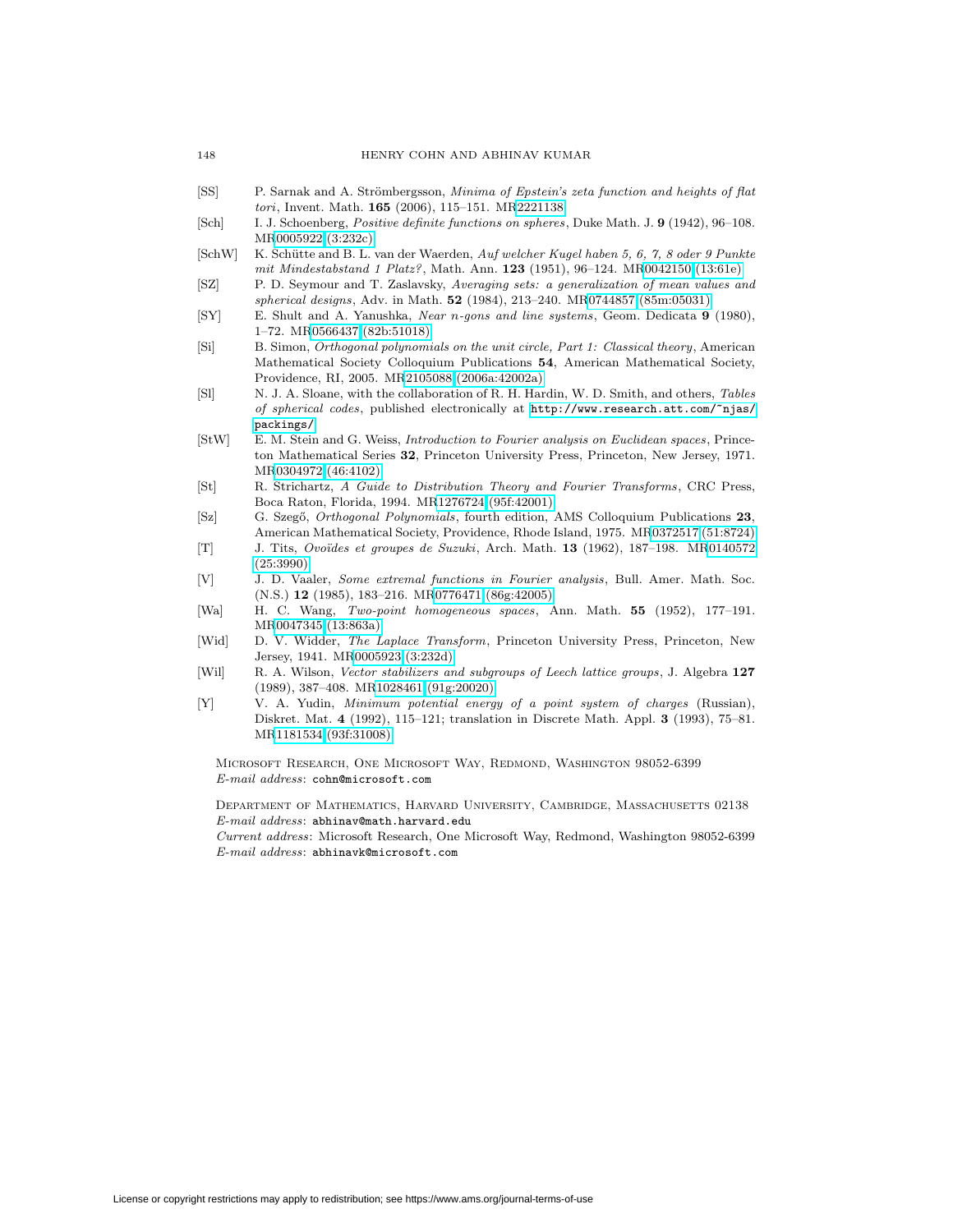[SS] P. Sarnak and A. Strömbergsson, *Minima of Epstein's zeta function and heights of flat tori*, Invent. Math. **165** (2006), 115–151. MR2221138

[Sch] I. J. Schoenberg, *Positive definite functions on spheres*, Duke Math. J. **9** (1942), 96–108. MR0005922 (3:232c)

[SchW] K. Schütte and B. L. van der Waerden, *Auf welcher Kugel haben 5, 6, 7, 8 oder 9 Punkte mit Mindestabstand 1 Platz?*, Math. Ann. **123** (1951), 96–124. MR0042150 (13:61e)

[SZ] P. D. Seymour and T. Zaslavsky, *Averaging sets: a generalization of mean values and spherical designs*, Adv. in Math. **52** (1984), 213–240. MR0744857 (85m:05031)

[SY] E. Shult and A. Yanushka, *Near n-gons and line systems*, Geom. Dedicata **9** (1980), 1–72. MR0566437 (82b:51018)

[Si] B. Simon, *Orthogonal polynomials on the unit circle, Part 1: Classical theory*, American Mathematical Society Colloquium Publications **54**, American Mathematical Society, Providence, RI, 2005. MR2105088 (2006a:42002a)

[Sl] N. J. A. Sloane, with the collaboration of R. H. Hardin, W. D. Smith, and others, *Tables of spherical codes*, published electronically at `http://www.research.att.com/~njas/packings/`

[StW] E. M. Stein and G. Weiss, *Introduction to Fourier analysis on Euclidean spaces*, Princeton Mathematical Series **32**, Princeton University Press, Princeton, New Jersey, 1971. MR0304972 (46:4102)

[St] R. Strichartz, *A Guide to Distribution Theory and Fourier Transforms*, CRC Press, Boca Raton, Florida, 1994. MR1276724 (95f:42001)

[Sz] G. Szegő, *Orthogonal Polynomials*, fourth edition, AMS Colloquium Publications **23**, American Mathematical Society, Providence, Rhode Island, 1975. MR0372517 (51:8724)

[T] J. Tits, *Ovoïdes et groupes de Suzuki*, Arch. Math. **13** (1962), 187–198. MR0140572 (25:3990)

[V] J. D. Vaaler, *Some extremal functions in Fourier analysis*, Bull. Amer. Math. Soc. (N.S.) **12** (1985), 183–216. MR0776471 (86g:42005)

[Wa] H. C. Wang, *Two-point homogeneous spaces*, Ann. Math. **55** (1952), 177–191. MR0047345 (13:863a)

[Wid] D. V. Widder, *The Laplace Transform*, Princeton University Press, Princeton, New Jersey, 1941. MR0005923 (3:232d)

[Wil] R. A. Wilson, *Vector stabilizers and subgroups of Leech lattice groups*, J. Algebra **127** (1989), 387–408. MR1028461 (91g:20020)

[Y] V. A. Yudin, *Minimum potential energy of a point system of charges* (Russian), Diskret. Mat. **4** (1992), 115–121; translation in Discrete Math. Appl. **3** (1993), 75–81. MR1181534 (93f:31008)

Microsoft Research, One Microsoft Way, Redmond, Washington 98052-6399
*E-mail address*: `cohn@microsoft.com`

Department of Mathematics, Harvard University, Cambridge, Massachusetts 02138
*E-mail address*: `abhinav@math.harvard.edu`

*Current address*: Microsoft Research, One Microsoft Way, Redmond, Washington 98052-6399
*E-mail address*: `abhinavk@microsoft.com`